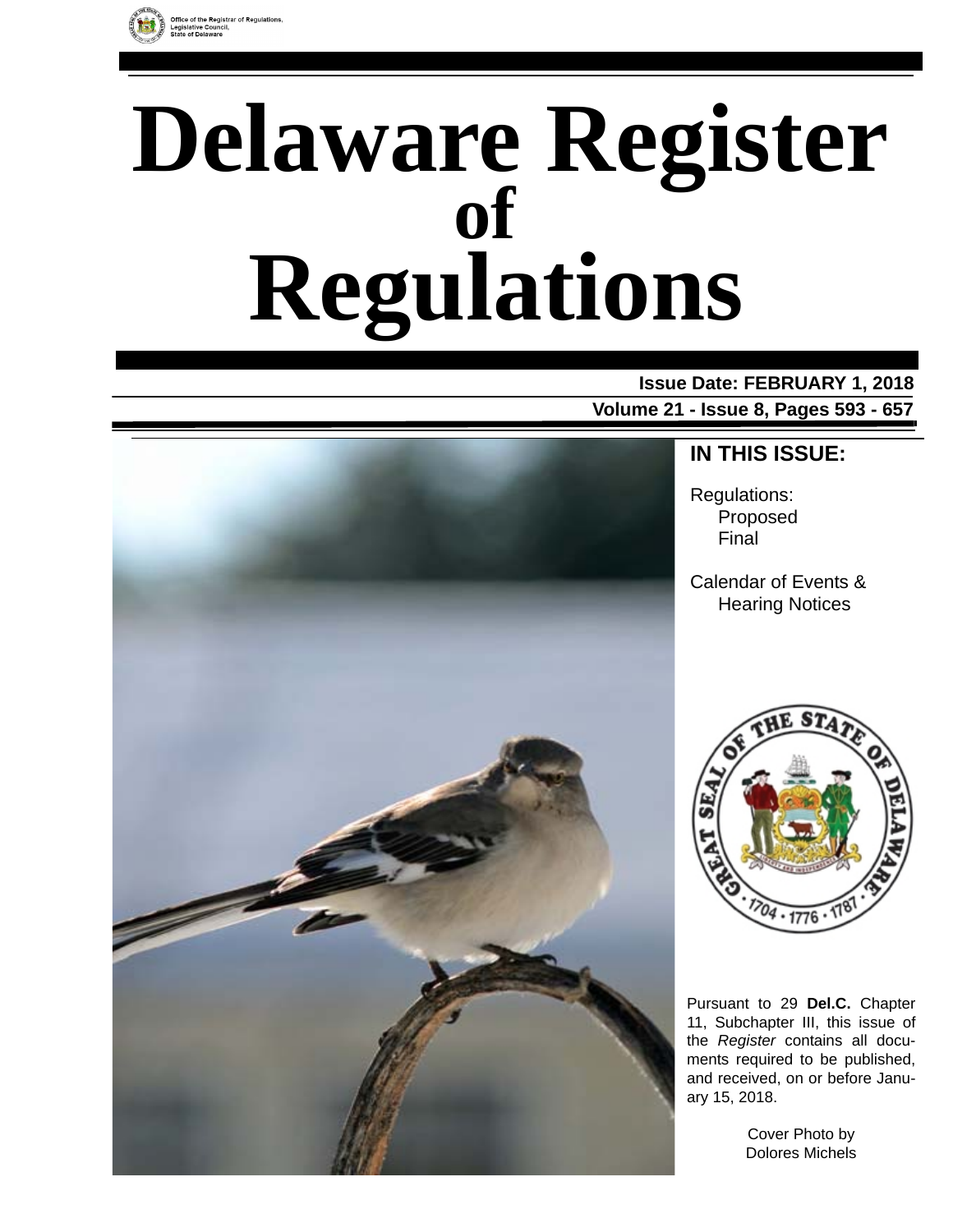Office of the Registrar of Regulations, Legislative Council, State of Delaware

# Delaware Register of Regulations

**Issue Date: FEBRUARY 1, 2018**

**Volume 21 - Issue 8, Pages 593 - 657**

## IN THIS ISSUE:

Regulations:
- Proposed
- Final

Calendar of Events & Hearing Notices

Pursuant to 29 **Del.C.** Chapter 11, Subchapter III, this issue of the *Register* contains all documents required to be published, and received, on or before January 15, 2018.

Cover Photo by Dolores Michels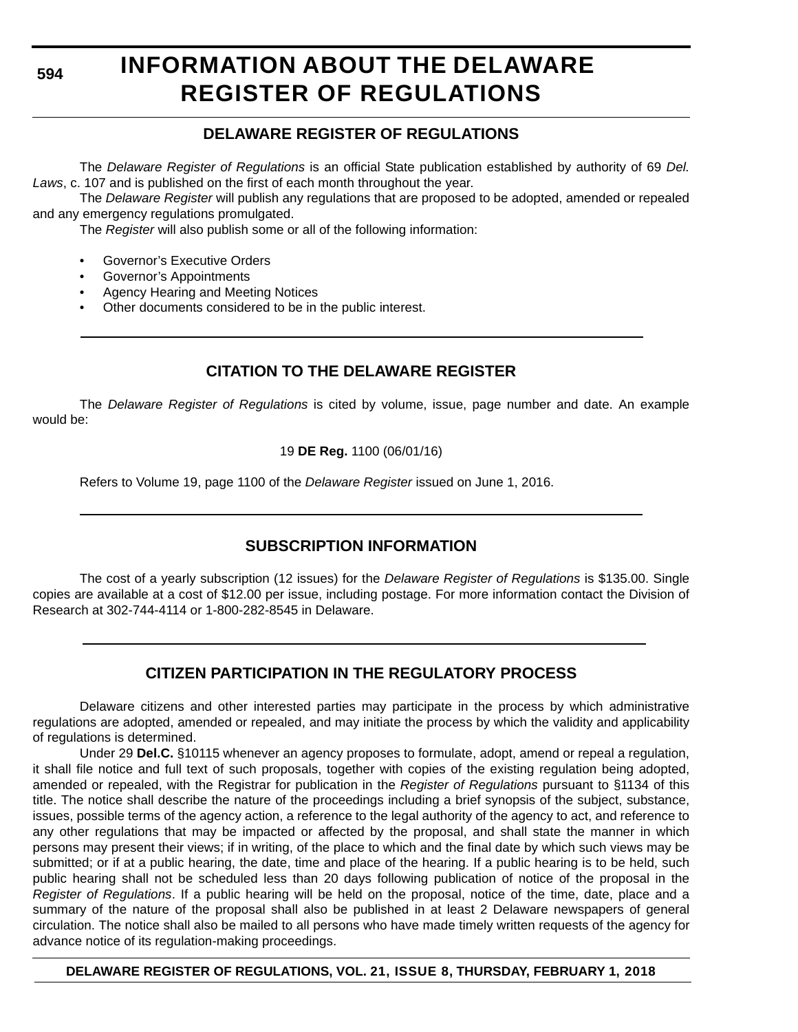# INFORMATION ABOUT THE DELAWARE REGISTER OF REGULATIONS

## DELAWARE REGISTER OF REGULATIONS

The *Delaware Register of Regulations* is an official State publication established by authority of 69 *Del. Laws*, c. 107 and is published on the first of each month throughout the year.

The *Delaware Register* will publish any regulations that are proposed to be adopted, amended or repealed and any emergency regulations promulgated.

The *Register* will also publish some or all of the following information:

- Governor's Executive Orders
- Governor's Appointments
- Agency Hearing and Meeting Notices
- Other documents considered to be in the public interest.

## CITATION TO THE DELAWARE REGISTER

The *Delaware Register of Regulations* is cited by volume, issue, page number and date. An example would be:

19 **DE Reg.** 1100 (06/01/16)

Refers to Volume 19, page 1100 of the *Delaware Register* issued on June 1, 2016.

## SUBSCRIPTION INFORMATION

The cost of a yearly subscription (12 issues) for the *Delaware Register of Regulations* is $135.00. Single copies are available at a cost of $12.00 per issue, including postage. For more information contact the Division of Research at 302-744-4114 or 1-800-282-8545 in Delaware.

## CITIZEN PARTICIPATION IN THE REGULATORY PROCESS

Delaware citizens and other interested parties may participate in the process by which administrative regulations are adopted, amended or repealed, and may initiate the process by which the validity and applicability of regulations is determined.

Under 29 **Del.C.** §10115 whenever an agency proposes to formulate, adopt, amend or repeal a regulation, it shall file notice and full text of such proposals, together with copies of the existing regulation being adopted, amended or repealed, with the Registrar for publication in the *Register of Regulations* pursuant to §1134 of this title. The notice shall describe the nature of the proceedings including a brief synopsis of the subject, substance, issues, possible terms of the agency action, a reference to the legal authority of the agency to act, and reference to any other regulations that may be impacted or affected by the proposal, and shall state the manner in which persons may present their views; if in writing, of the place to which and the final date by which such views may be submitted; or if at a public hearing, the date, time and place of the hearing. If a public hearing is to be held, such public hearing shall not be scheduled less than 20 days following publication of notice of the proposal in the *Register of Regulations*. If a public hearing will be held on the proposal, notice of the time, date, place and a summary of the nature of the proposal shall also be published in at least 2 Delaware newspapers of general circulation. The notice shall also be mailed to all persons who have made timely written requests of the agency for advance notice of its regulation-making proceedings.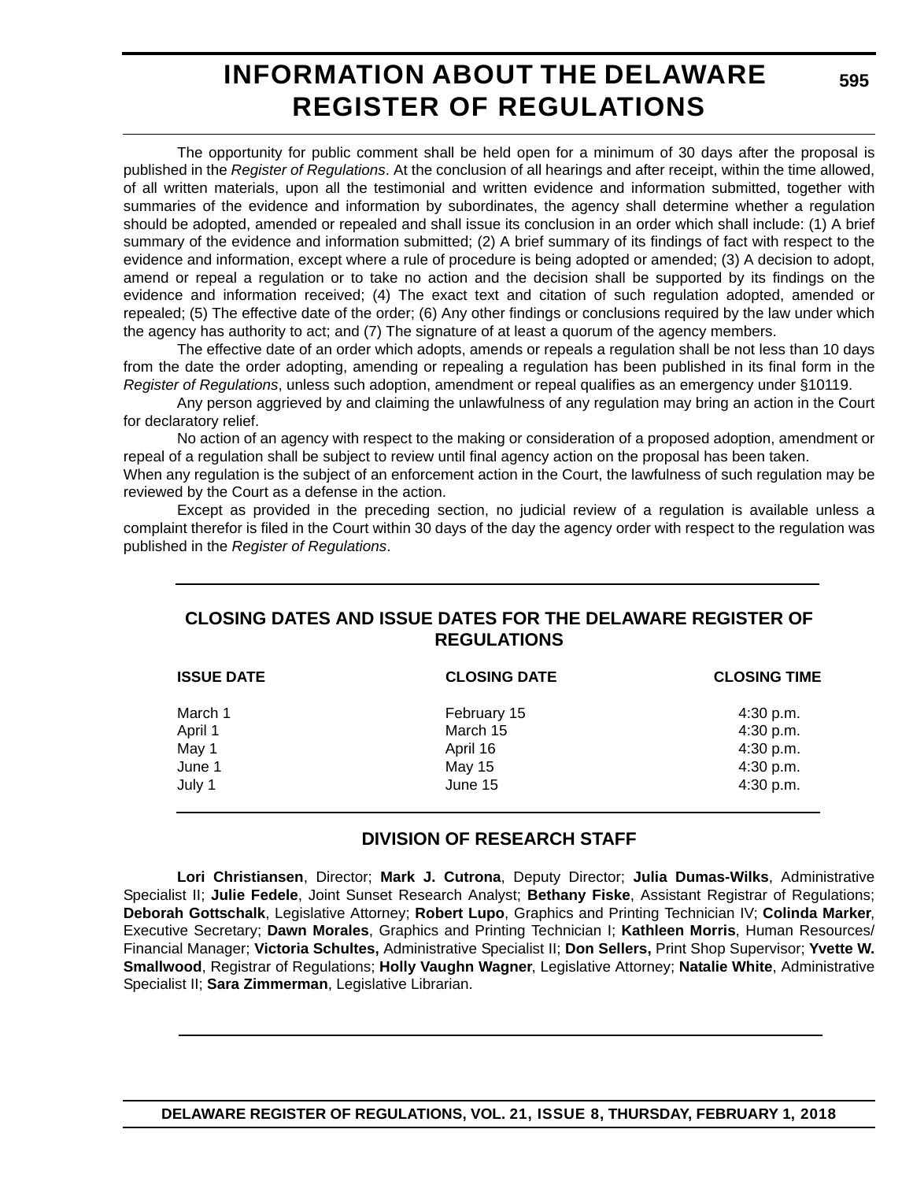# INFORMATION ABOUT THE DELAWARE REGISTER OF REGULATIONS

The opportunity for public comment shall be held open for a minimum of 30 days after the proposal is published in the *Register of Regulations*. At the conclusion of all hearings and after receipt, within the time allowed, of all written materials, upon all the testimonial and written evidence and information submitted, together with summaries of the evidence and information by subordinates, the agency shall determine whether a regulation should be adopted, amended or repealed and shall issue its conclusion in an order which shall include: (1) A brief summary of the evidence and information submitted; (2) A brief summary of its findings of fact with respect to the evidence and information, except where a rule of procedure is being adopted or amended; (3) A decision to adopt, amend or repeal a regulation or to take no action and the decision shall be supported by its findings on the evidence and information received; (4) The exact text and citation of such regulation adopted, amended or repealed; (5) The effective date of the order; (6) Any other findings or conclusions required by the law under which the agency has authority to act; and (7) The signature of at least a quorum of the agency members.

The effective date of an order which adopts, amends or repeals a regulation shall be not less than 10 days from the date the order adopting, amending or repealing a regulation has been published in its final form in the *Register of Regulations*, unless such adoption, amendment or repeal qualifies as an emergency under §10119.

Any person aggrieved by and claiming the unlawfulness of any regulation may bring an action in the Court for declaratory relief.

No action of an agency with respect to the making or consideration of a proposed adoption, amendment or repeal of a regulation shall be subject to review until final agency action on the proposal has been taken.

When any regulation is the subject of an enforcement action in the Court, the lawfulness of such regulation may be reviewed by the Court as a defense in the action.

Except as provided in the preceding section, no judicial review of a regulation is available unless a complaint therefor is filed in the Court within 30 days of the day the agency order with respect to the regulation was published in the *Register of Regulations*.

## CLOSING DATES AND ISSUE DATES FOR THE DELAWARE REGISTER OF REGULATIONS

| ISSUE DATE | CLOSING DATE | CLOSING TIME |
|---|---|---|
| March 1 | February 15 | 4:30 p.m. |
| April 1 | March 15 | 4:30 p.m. |
| May 1 | April 16 | 4:30 p.m. |
| June 1 | May 15 | 4:30 p.m. |
| July 1 | June 15 | 4:30 p.m. |

## DIVISION OF RESEARCH STAFF

**Lori Christiansen**, Director; **Mark J. Cutrona**, Deputy Director; **Julia Dumas-Wilks**, Administrative Specialist II; **Julie Fedele**, Joint Sunset Research Analyst; **Bethany Fiske**, Assistant Registrar of Regulations; **Deborah Gottschalk**, Legislative Attorney; **Robert Lupo**, Graphics and Printing Technician IV; **Colinda Marker**, Executive Secretary; **Dawn Morales**, Graphics and Printing Technician I; **Kathleen Morris**, Human Resources/ Financial Manager; **Victoria Schultes,** Administrative Specialist II; **Don Sellers,** Print Shop Supervisor; **Yvette W. Smallwood**, Registrar of Regulations; **Holly Vaughn Wagner**, Legislative Attorney; **Natalie White**, Administrative Specialist II; **Sara Zimmerman**, Legislative Librarian.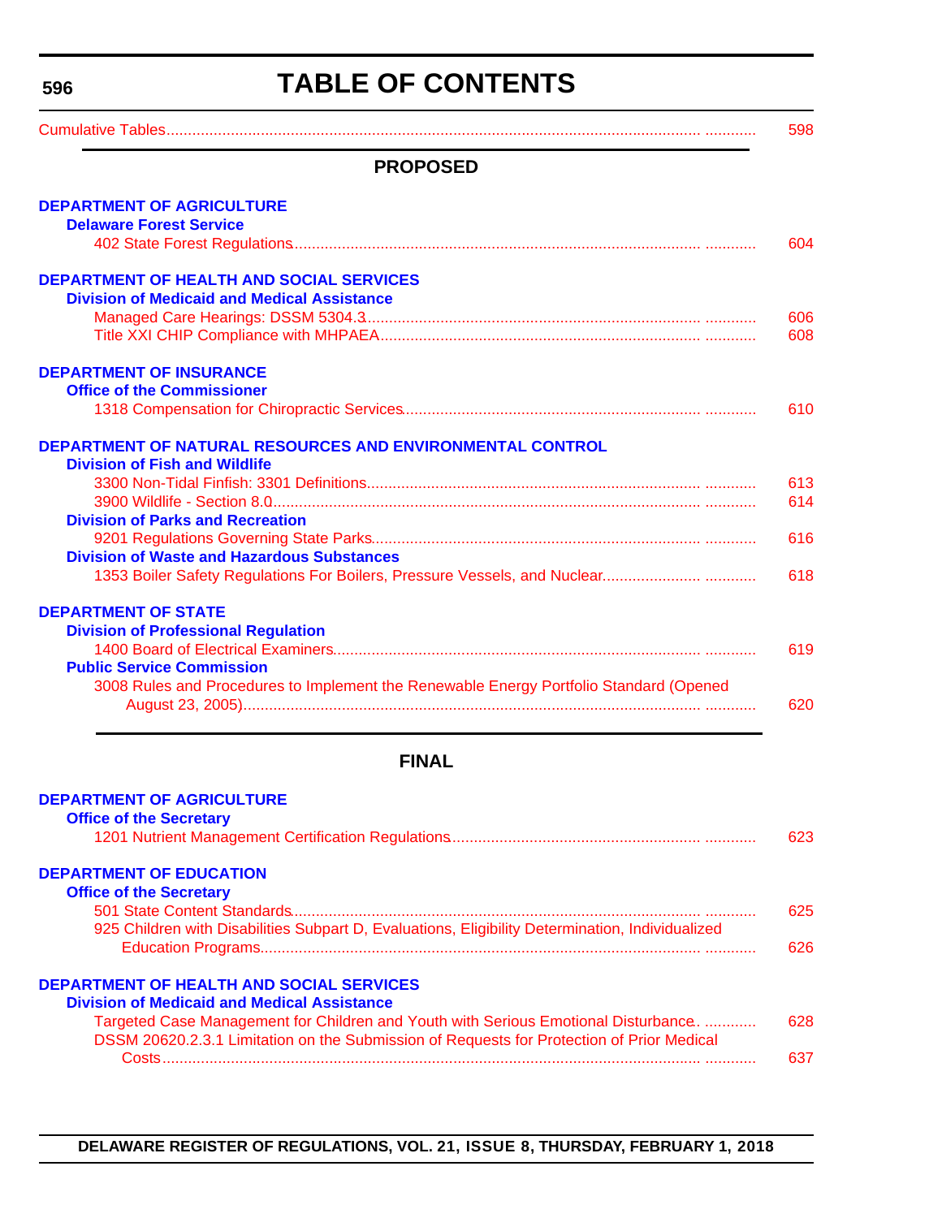# TABLE OF CONTENTS

Cumulative Tables ............ 598

## PROPOSED

**DEPARTMENT OF AGRICULTURE**

**Delaware Forest Service**

402 State Forest Regulations ............ 604

**DEPARTMENT OF HEALTH AND SOCIAL SERVICES**

**Division of Medicaid and Medical Assistance**

Managed Care Hearings: DSSM 5304.3 ............ 606

Title XXI CHIP Compliance with MHPAEA ............ 608

**DEPARTMENT OF INSURANCE**

**Office of the Commissioner**

1318 Compensation for Chiropractic Services ............ 610

**DEPARTMENT OF NATURAL RESOURCES AND ENVIRONMENTAL CONTROL**

**Division of Fish and Wildlife**

3300 Non-Tidal Finfish: 3301 Definitions ............ 613

3900 Wildlife - Section 8.0 ............ 614

**Division of Parks and Recreation**

9201 Regulations Governing State Parks ............ 616

**Division of Waste and Hazardous Substances**

1353 Boiler Safety Regulations For Boilers, Pressure Vessels, and Nuclear ............ 618

**DEPARTMENT OF STATE**

**Division of Professional Regulation**

1400 Board of Electrical Examiners ............ 619

**Public Service Commission**

3008 Rules and Procedures to Implement the Renewable Energy Portfolio Standard (Opened August 23, 2005) ............ 620

## FINAL

**DEPARTMENT OF AGRICULTURE**

**Office of the Secretary**

1201 Nutrient Management Certification Regulations ............ 623

**DEPARTMENT OF EDUCATION**

**Office of the Secretary**

501 State Content Standards ............ 625

925 Children with Disabilities Subpart D, Evaluations, Eligibility Determination, Individualized Education Programs ............ 626

**DEPARTMENT OF HEALTH AND SOCIAL SERVICES**

**Division of Medicaid and Medical Assistance**

Targeted Case Management for Children and Youth with Serious Emotional Disturbance. ............ 628

DSSM 20620.2.3.1 Limitation on the Submission of Requests for Protection of Prior Medical Costs ............ 637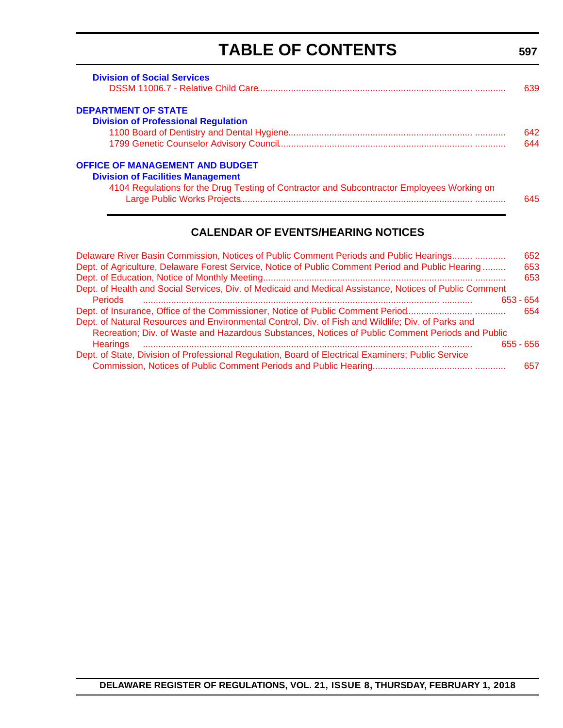# TABLE OF CONTENTS

**Division of Social Services**

DSSM 11006.7 - Relative Child Care ............ 639

**DEPARTMENT OF STATE**

**Division of Professional Regulation**

1100 Board of Dentistry and Dental Hygiene ............ 642

1799 Genetic Counselor Advisory Council ............ 644

**OFFICE OF MANAGEMENT AND BUDGET**

**Division of Facilities Management**

4104 Regulations for the Drug Testing of Contractor and Subcontractor Employees Working on Large Public Works Projects ............ 645

## CALENDAR OF EVENTS/HEARING NOTICES

Delaware River Basin Commission, Notices of Public Comment Periods and Public Hearings ............ 652

Dept. of Agriculture, Delaware Forest Service, Notice of Public Comment Period and Public Hearing ......... 653

Dept. of Education, Notice of Monthly Meeting ............ 653

Dept. of Health and Social Services, Div. of Medicaid and Medical Assistance, Notices of Public Comment Periods ............ 653 - 654

Dept. of Insurance, Office of the Commissioner, Notice of Public Comment Period ............ 654

Dept. of Natural Resources and Environmental Control, Div. of Fish and Wildlife; Div. of Parks and Recreation; Div. of Waste and Hazardous Substances, Notices of Public Comment Periods and Public Hearings ............ 655 - 656

Dept. of State, Division of Professional Regulation, Board of Electrical Examiners; Public Service Commission, Notices of Public Comment Periods and Public Hearing ............ 657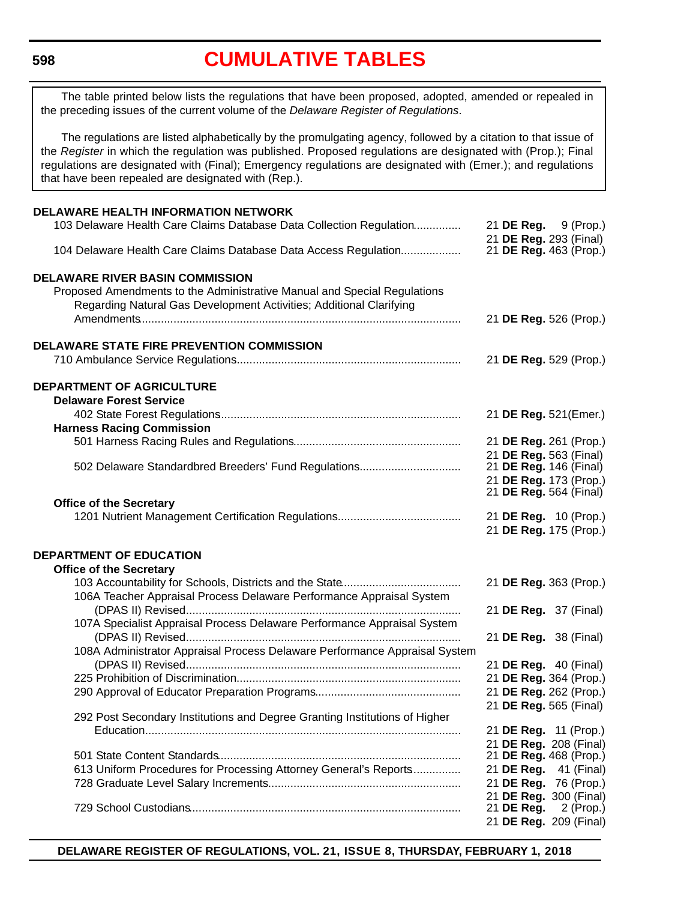# CUMULATIVE TABLES

The table printed below lists the regulations that have been proposed, adopted, amended or repealed in the preceding issues of the current volume of the *Delaware Register of Regulations*.

The regulations are listed alphabetically by the promulgating agency, followed by a citation to that issue of the *Register* in which the regulation was published. Proposed regulations are designated with (Prop.); Final regulations are designated with (Final); Emergency regulations are designated with (Emer.); and regulations that have been repealed are designated with (Rep.).

**DELAWARE HEALTH INFORMATION NETWORK**

| Regulation | Citation |
|---|---|
| 103 Delaware Health Care Claims Database Data Collection Regulation | 21 **DE Reg.** 9 (Prop.) |
| | 21 **DE Reg.** 293 (Final) |
| 104 Delaware Health Care Claims Database Data Access Regulation | 21 **DE Reg.** 463 (Prop.) |

**DELAWARE RIVER BASIN COMMISSION**

| Regulation | Citation |
|---|---|
| Proposed Amendments to the Administrative Manual and Special Regulations Regarding Natural Gas Development Activities; Additional Clarifying Amendments | 21 **DE Reg.** 526 (Prop.) |

**DELAWARE STATE FIRE PREVENTION COMMISSION**

| Regulation | Citation |
|---|---|
| 710 Ambulance Service Regulations | 21 **DE Reg.** 529 (Prop.) |

**DEPARTMENT OF AGRICULTURE**

**Delaware Forest Service**

| Regulation | Citation |
|---|---|
| 402 State Forest Regulations | 21 **DE Reg.** 521(Emer.) |

**Harness Racing Commission**

| Regulation | Citation |
|---|---|
| 501 Harness Racing Rules and Regulations | 21 **DE Reg.** 261 (Prop.) |
| | 21 **DE Reg.** 563 (Final) |
| 502 Delaware Standardbred Breeders' Fund Regulations | 21 **DE Reg.** 146 (Final) |
| | 21 **DE Reg.** 173 (Prop.) |
| | 21 **DE Reg.** 564 (Final) |

**Office of the Secretary**

| Regulation | Citation |
|---|---|
| 1201 Nutrient Management Certification Regulations | 21 **DE Reg.** 10 (Prop.) |
| | 21 **DE Reg.** 175 (Prop.) |

**DEPARTMENT OF EDUCATION**

**Office of the Secretary**

| Regulation | Citation |
|---|---|
| 103 Accountability for Schools, Districts and the State | 21 **DE Reg.** 363 (Prop.) |
| 106A Teacher Appraisal Process Delaware Performance Appraisal System (DPAS II) Revised | 21 **DE Reg.** 37 (Final) |
| 107A Specialist Appraisal Process Delaware Performance Appraisal System (DPAS II) Revised | 21 **DE Reg.** 38 (Final) |
| 108A Administrator Appraisal Process Delaware Performance Appraisal System (DPAS II) Revised | 21 **DE Reg.** 40 (Final) |
| 225 Prohibition of Discrimination | 21 **DE Reg.** 364 (Prop.) |
| 290 Approval of Educator Preparation Programs | 21 **DE Reg.** 262 (Prop.) |
| | 21 **DE Reg.** 565 (Final) |
| 292 Post Secondary Institutions and Degree Granting Institutions of Higher Education | 21 **DE Reg.** 11 (Prop.) |
| | 21 **DE Reg.** 208 (Final) |
| 501 State Content Standards | 21 **DE Reg.** 468 (Prop.) |
| 613 Uniform Procedures for Processing Attorney General's Reports | 21 **DE Reg.** 41 (Final) |
| 728 Graduate Level Salary Increments | 21 **DE Reg.** 76 (Prop.) |
| | 21 **DE Reg.** 300 (Final) |
| 729 School Custodians | 21 **DE Reg.** 2 (Prop.) |
| | 21 **DE Reg.** 209 (Final) |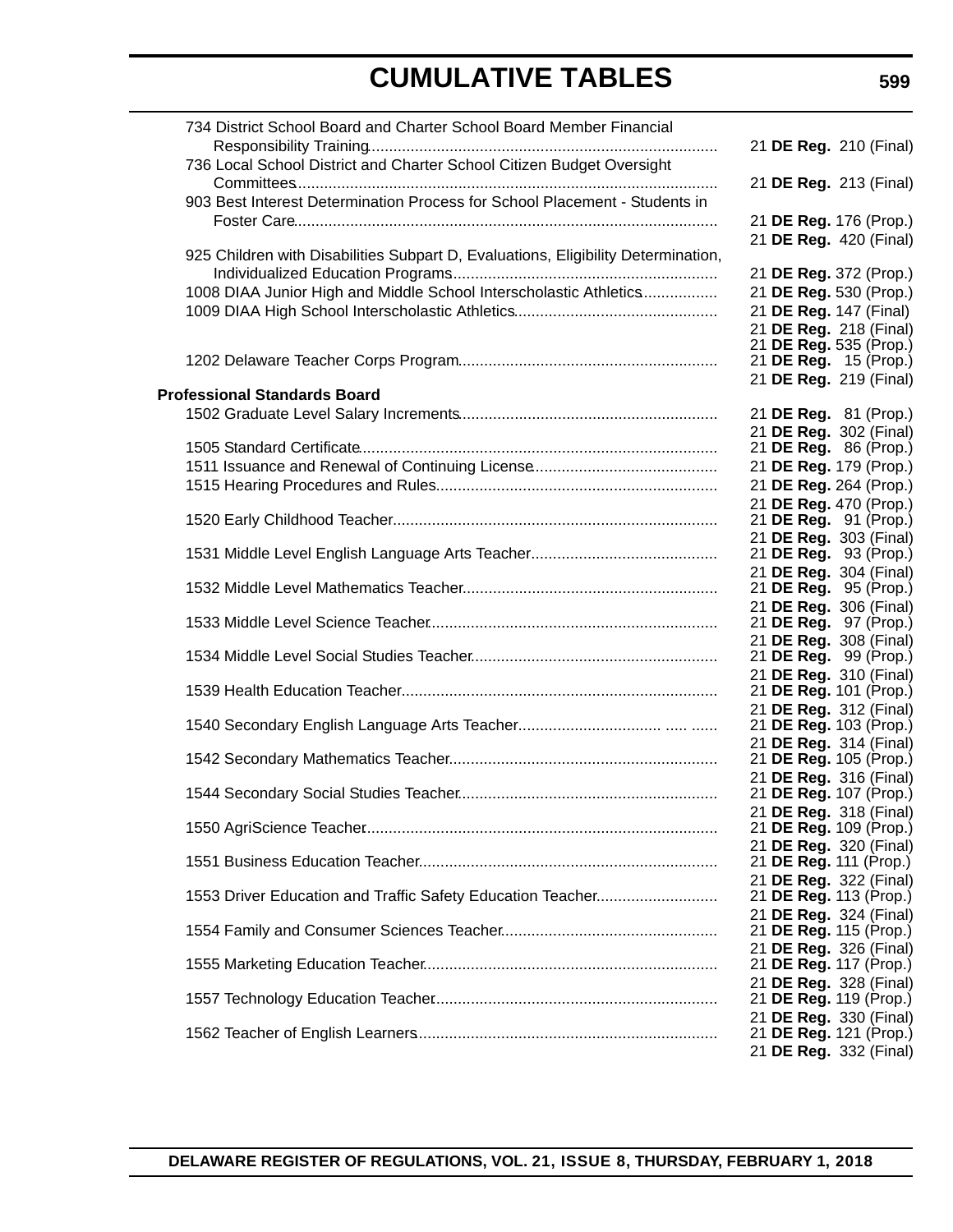# CUMULATIVE TABLES

734 District School Board and Charter School Board Member Financial Responsibility Training ........ 21 **DE Reg.** 210 (Final)

736 Local School District and Charter School Citizen Budget Oversight Committees ........ 21 **DE Reg.** 213 (Final)

903 Best Interest Determination Process for School Placement - Students in Foster Care ........ 21 **DE Reg.** 176 (Prop.)
21 **DE Reg.** 420 (Final)

925 Children with Disabilities Subpart D, Evaluations, Eligibility Determination, Individualized Education Programs ........ 21 **DE Reg.** 372 (Prop.)

1008 DIAA Junior High and Middle School Interscholastic Athletics ........ 21 **DE Reg.** 530 (Prop.)

1009 DIAA High School Interscholastic Athletics ........ 21 **DE Reg.** 147 (Final)
21 **DE Reg.** 218 (Final)
21 **DE Reg.** 535 (Prop.)

1202 Delaware Teacher Corps Program ........ 21 **DE Reg.** 15 (Prop.)
21 **DE Reg.** 219 (Final)

**Professional Standards Board**

1502 Graduate Level Salary Increments ........ 21 **DE Reg.** 81 (Prop.)
21 **DE Reg.** 302 (Final)

1505 Standard Certificate ........ 21 **DE Reg.** 86 (Prop.)

1511 Issuance and Renewal of Continuing License ........ 21 **DE Reg.** 179 (Prop.)

1515 Hearing Procedures and Rules ........ 21 **DE Reg.** 264 (Prop.)
21 **DE Reg.** 470 (Prop.)

1520 Early Childhood Teacher ........ 21 **DE Reg.** 91 (Prop.)
21 **DE Reg.** 303 (Final)

1531 Middle Level English Language Arts Teacher ........ 21 **DE Reg.** 93 (Prop.)
21 **DE Reg.** 304 (Final)

1532 Middle Level Mathematics Teacher ........ 21 **DE Reg.** 95 (Prop.)
21 **DE Reg.** 306 (Final)

1533 Middle Level Science Teacher ........ 21 **DE Reg.** 97 (Prop.)
21 **DE Reg.** 308 (Final)

1534 Middle Level Social Studies Teacher ........ 21 **DE Reg.** 99 (Prop.)
21 **DE Reg.** 310 (Final)

1539 Health Education Teacher ........ 21 **DE Reg.** 101 (Prop.)
21 **DE Reg.** 312 (Final)

1540 Secondary English Language Arts Teacher ........ 21 **DE Reg.** 103 (Prop.)
21 **DE Reg.** 314 (Final)

1542 Secondary Mathematics Teacher ........ 21 **DE Reg.** 105 (Prop.)
21 **DE Reg.** 316 (Final)

1544 Secondary Social Studies Teacher ........ 21 **DE Reg.** 107 (Prop.)
21 **DE Reg.** 318 (Final)

1550 AgriScience Teacher ........ 21 **DE Reg.** 109 (Prop.)
21 **DE Reg.** 320 (Final)

1551 Business Education Teacher ........ 21 **DE Reg.** 111 (Prop.)
21 **DE Reg.** 322 (Final)

1553 Driver Education and Traffic Safety Education Teacher ........ 21 **DE Reg.** 113 (Prop.)
21 **DE Reg.** 324 (Final)

1554 Family and Consumer Sciences Teacher ........ 21 **DE Reg.** 115 (Prop.)
21 **DE Reg.** 326 (Final)

1555 Marketing Education Teacher ........ 21 **DE Reg.** 117 (Prop.)
21 **DE Reg.** 328 (Final)

1557 Technology Education Teacher ........ 21 **DE Reg.** 119 (Prop.)
21 **DE Reg.** 330 (Final)

1562 Teacher of English Learners ........ 21 **DE Reg.** 121 (Prop.)
21 **DE Reg.** 332 (Final)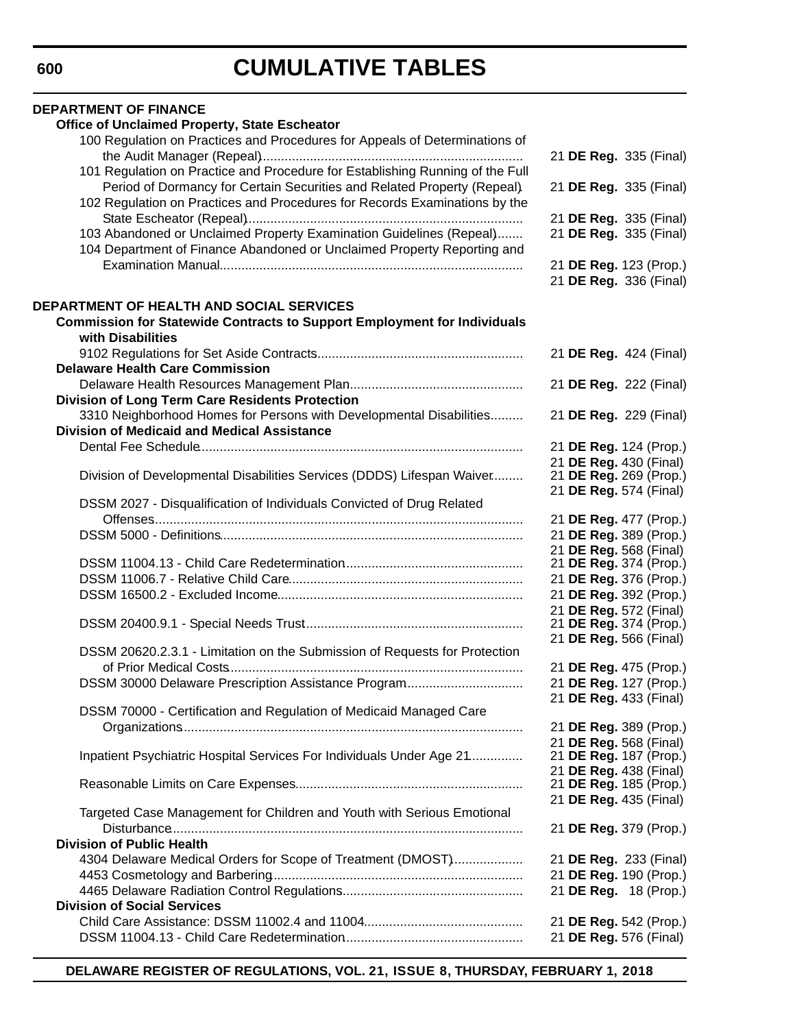# CUMULATIVE TABLES

**DEPARTMENT OF FINANCE**

**Office of Unclaimed Property, State Escheator**

| | |
|---|---|
| 100 Regulation on Practices and Procedures for Appeals of Determinations of the Audit Manager (Repeal) | 21 **DE Reg.** 335 (Final) |
| 101 Regulation on Practice and Procedure for Establishing Running of the Full Period of Dormancy for Certain Securities and Related Property (Repeal) | 21 **DE Reg.** 335 (Final) |
| 102 Regulation on Practices and Procedures for Records Examinations by the State Escheator (Repeal) | 21 **DE Reg.** 335 (Final) |
| 103 Abandoned or Unclaimed Property Examination Guidelines (Repeal) | 21 **DE Reg.** 335 (Final) |
| 104 Department of Finance Abandoned or Unclaimed Property Reporting and Examination Manual | 21 **DE Reg.** 123 (Prop.) |
| | 21 **DE Reg.** 336 (Final) |

**DEPARTMENT OF HEALTH AND SOCIAL SERVICES**

**Commission for Statewide Contracts to Support Employment for Individuals with Disabilities**

| | |
|---|---|
| 9102 Regulations for Set Aside Contracts | 21 **DE Reg.** 424 (Final) |

**Delaware Health Care Commission**

| | |
|---|---|
| Delaware Health Resources Management Plan | 21 **DE Reg.** 222 (Final) |

**Division of Long Term Care Residents Protection**

| | |
|---|---|
| 3310 Neighborhood Homes for Persons with Developmental Disabilities | 21 **DE Reg.** 229 (Final) |

**Division of Medicaid and Medical Assistance**

| | |
|---|---|
| Dental Fee Schedule | 21 **DE Reg.** 124 (Prop.) |
| | 21 **DE Reg.** 430 (Final) |
| Division of Developmental Disabilities Services (DDDS) Lifespan Waiver | 21 **DE Reg.** 269 (Prop.) |
| | 21 **DE Reg.** 574 (Final) |
| DSSM 2027 - Disqualification of Individuals Convicted of Drug Related Offenses | 21 **DE Reg.** 477 (Prop.) |
| DSSM 5000 - Definitions | 21 **DE Reg.** 389 (Prop.) |
| | 21 **DE Reg.** 568 (Final) |
| DSSM 11004.13 - Child Care Redetermination | 21 **DE Reg.** 374 (Prop.) |
| DSSM 11006.7 - Relative Child Care | 21 **DE Reg.** 376 (Prop.) |
| DSSM 16500.2 - Excluded Income | 21 **DE Reg.** 392 (Prop.) |
| | 21 **DE Reg.** 572 (Final) |
| DSSM 20400.9.1 - Special Needs Trust | 21 **DE Reg.** 374 (Prop.) |
| | 21 **DE Reg.** 566 (Final) |
| DSSM 20620.2.3.1 - Limitation on the Submission of Requests for Protection of Prior Medical Costs | 21 **DE Reg.** 475 (Prop.) |
| DSSM 30000 Delaware Prescription Assistance Program | 21 **DE Reg.** 127 (Prop.) |
| | 21 **DE Reg.** 433 (Final) |
| DSSM 70000 - Certification and Regulation of Medicaid Managed Care Organizations | 21 **DE Reg.** 389 (Prop.) |
| | 21 **DE Reg.** 568 (Final) |
| Inpatient Psychiatric Hospital Services For Individuals Under Age 21 | 21 **DE Reg.** 187 (Prop.) |
| | 21 **DE Reg.** 438 (Final) |
| Reasonable Limits on Care Expenses | 21 **DE Reg.** 185 (Prop.) |
| | 21 **DE Reg.** 435 (Final) |
| Targeted Case Management for Children and Youth with Serious Emotional Disturbance | 21 **DE Reg.** 379 (Prop.) |

**Division of Public Health**

| | |
|---|---|
| 4304 Delaware Medical Orders for Scope of Treatment (DMOST) | 21 **DE Reg.** 233 (Final) |
| 4453 Cosmetology and Barbering | 21 **DE Reg.** 190 (Prop.) |
| 4465 Delaware Radiation Control Regulations | 21 **DE Reg.** 18 (Prop.) |

**Division of Social Services**

| | |
|---|---|
| Child Care Assistance: DSSM 11002.4 and 11004 | 21 **DE Reg.** 542 (Prop.) |
| DSSM 11004.13 - Child Care Redetermination | 21 **DE Reg.** 576 (Final) |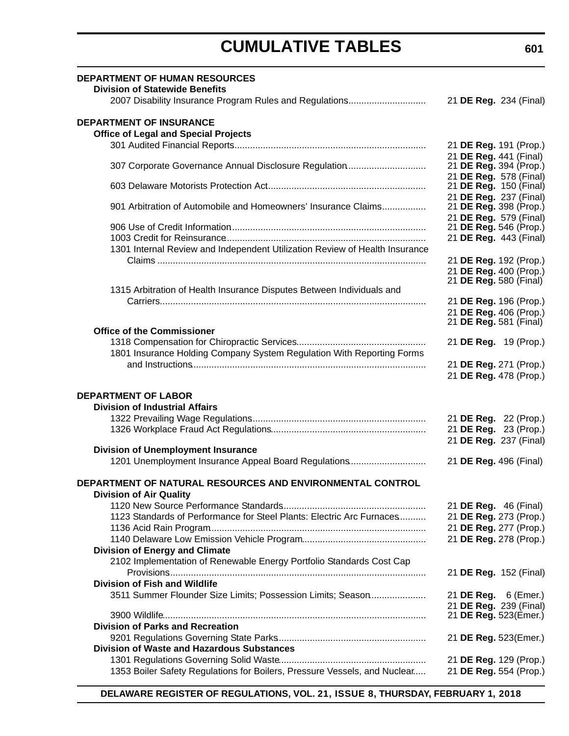**DEPARTMENT OF HUMAN RESOURCES**

**Division of Statewide Benefits**

2007 Disability Insurance Program Rules and Regulations............................. 21 **DE Reg.** 234 (Final)

**DEPARTMENT OF INSURANCE**

**Office of Legal and Special Projects**

301 Audited Financial Reports......................................................................... 21 **DE Reg.** 191 (Prop.)
21 **DE Reg.** 441 (Final)

307 Corporate Governance Annual Disclosure Regulation............................. 21 **DE Reg.** 394 (Prop.)
21 **DE Reg.** 578 (Final)

603 Delaware Motorists Protection Act............................................................ 21 **DE Reg.** 150 (Final)
21 **DE Reg.** 237 (Final)

901 Arbitration of Automobile and Homeowners' Insurance Claims................ 21 **DE Reg.** 398 (Prop.)
21 **DE Reg.** 579 (Final)

906 Use of Credit Information.......................................................................... 21 **DE Reg.** 546 (Prop.)

1003 Credit for Reinsurance............................................................................ 21 **DE Reg.** 443 (Final)

1301 Internal Review and Independent Utilization Review of Health Insurance Claims ...................................................................................................... 21 **DE Reg.** 192 (Prop.)
21 **DE Reg.** 400 (Prop.)
21 **DE Reg.** 580 (Final)

1315 Arbitration of Health Insurance Disputes Between Individuals and Carriers..................................................................................................... 21 **DE Reg.** 196 (Prop.)
21 **DE Reg.** 406 (Prop.)
21 **DE Reg.** 581 (Final)

**Office of the Commissioner**

1318 Compensation for Chiropractic Services................................................. 21 **DE Reg.** 19 (Prop.)

1801 Insurance Holding Company System Regulation With Reporting Forms and Instructions......................................................................................... 21 **DE Reg.** 271 (Prop.)
21 **DE Reg.** 478 (Prop.)

**DEPARTMENT OF LABOR**

**Division of Industrial Affairs**

1322 Prevailing Wage Regulations.................................................................. 21 **DE Reg.** 22 (Prop.)

1326 Workplace Fraud Act Regulations........................................................... 21 **DE Reg.** 23 (Prop.)
21 **DE Reg.** 237 (Final)

**Division of Unemployment Insurance**

1201 Unemployment Insurance Appeal Board Regulations............................. 21 **DE Reg.** 496 (Final)

**DEPARTMENT OF NATURAL RESOURCES AND ENVIRONMENTAL CONTROL**

**Division of Air Quality**

1120 New Source Performance Standards....................................................... 21 **DE Reg.** 46 (Final)

1123 Standards of Performance for Steel Plants: Electric Arc Furnaces.......... 21 **DE Reg.** 273 (Prop.)

1136 Acid Rain Program.................................................................................. 21 **DE Reg.** 277 (Prop.)

1140 Delaware Low Emission Vehicle Program............................................... 21 **DE Reg.** 278 (Prop.)

**Division of Energy and Climate**

2102 Implementation of Renewable Energy Portfolio Standards Cost Cap Provisions................................................................................................. 21 **DE Reg.** 152 (Final)

**Division of Fish and Wildlife**

3511 Summer Flounder Size Limits; Possession Limits; Season..................... 21 **DE Reg.** 6 (Emer.)
21 **DE Reg.** 239 (Final)

3900 Wildlife.................................................................................................... 21 **DE Reg.** 523(Emer.)

**Division of Parks and Recreation**

9201 Regulations Governing State Parks........................................................ 21 **DE Reg.** 523(Emer.)

**Division of Waste and Hazardous Substances**

1301 Regulations Governing Solid Waste........................................................ 21 **DE Reg.** 129 (Prop.)

1353 Boiler Safety Regulations for Boilers, Pressure Vessels, and Nuclear..... 21 **DE Reg.** 554 (Prop.)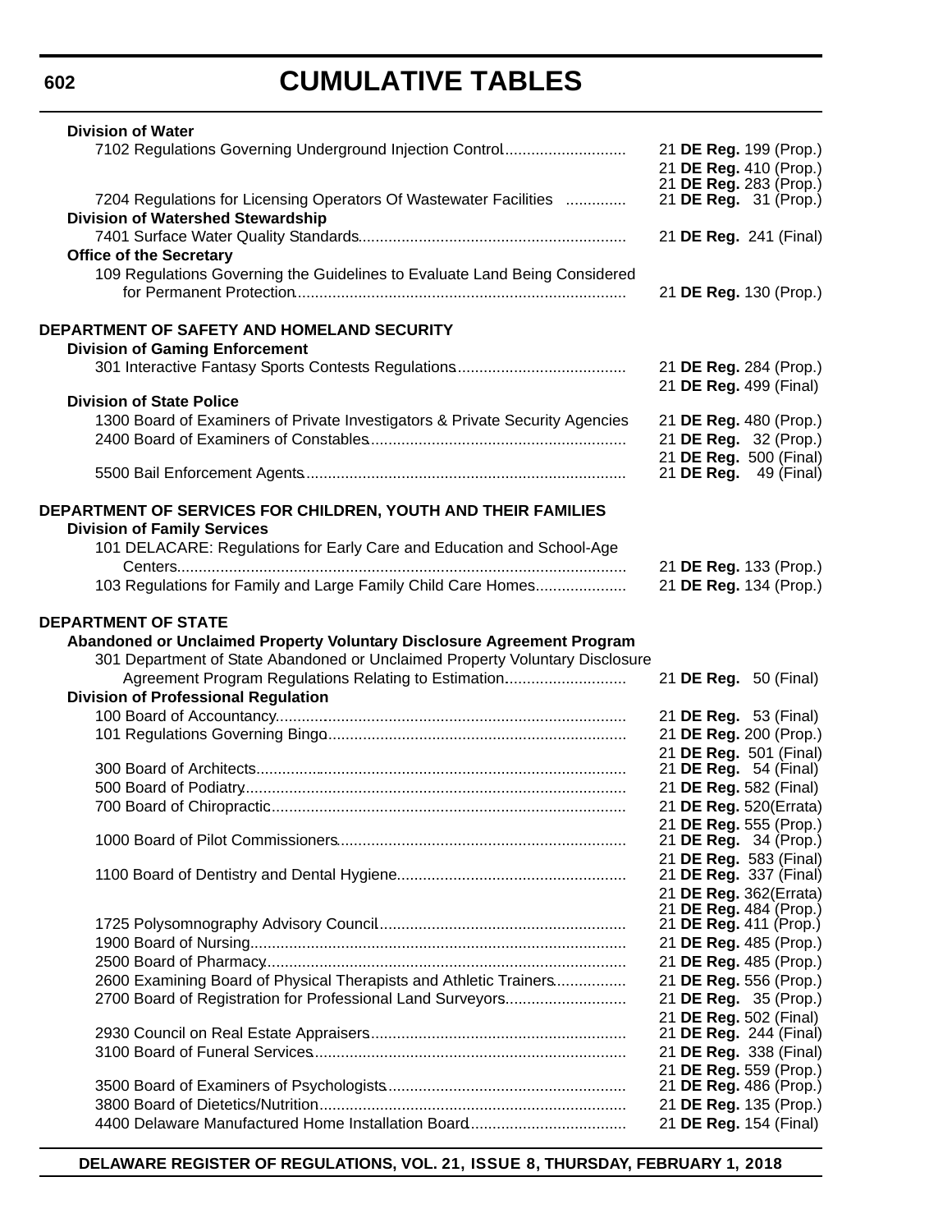# CUMULATIVE TABLES

**Division of Water**

| | |
|---|---|
| 7102 Regulations Governing Underground Injection Control | 21 **DE Reg.** 199 (Prop.) |
| | 21 **DE Reg.** 410 (Prop.) |
| | 21 **DE Reg.** 283 (Prop.) |
| 7204 Regulations for Licensing Operators Of Wastewater Facilities | 21 **DE Reg.** 31 (Prop.) |
| **Division of Watershed Stewardship** | |
| 7401 Surface Water Quality Standards | 21 **DE Reg.** 241 (Final) |
| **Office of the Secretary** | |
| 109 Regulations Governing the Guidelines to Evaluate Land Being Considered for Permanent Protection | 21 **DE Reg.** 130 (Prop.) |

**DEPARTMENT OF SAFETY AND HOMELAND SECURITY**

**Division of Gaming Enforcement**

| | |
|---|---|
| 301 Interactive Fantasy Sports Contests Regulations | 21 **DE Reg.** 284 (Prop.) |
| | 21 **DE Reg.** 499 (Final) |
| **Division of State Police** | |
| 1300 Board of Examiners of Private Investigators & Private Security Agencies | 21 **DE Reg.** 480 (Prop.) |
| 2400 Board of Examiners of Constables | 21 **DE Reg.** 32 (Prop.) |
| | 21 **DE Reg.** 500 (Final) |
| 5500 Bail Enforcement Agents | 21 **DE Reg.** 49 (Final) |

**DEPARTMENT OF SERVICES FOR CHILDREN, YOUTH AND THEIR FAMILIES**

**Division of Family Services**

| | |
|---|---|
| 101 DELACARE: Regulations for Early Care and Education and School-Age Centers | 21 **DE Reg.** 133 (Prop.) |
| 103 Regulations for Family and Large Family Child Care Homes | 21 **DE Reg.** 134 (Prop.) |

**DEPARTMENT OF STATE**

**Abandoned or Unclaimed Property Voluntary Disclosure Agreement Program**

| | |
|---|---|
| 301 Department of State Abandoned or Unclaimed Property Voluntary Disclosure Agreement Program Regulations Relating to Estimation | 21 **DE Reg.** 50 (Final) |
| **Division of Professional Regulation** | |
| 100 Board of Accountancy | 21 **DE Reg.** 53 (Final) |
| 101 Regulations Governing Bingo | 21 **DE Reg.** 200 (Prop.) |
| | 21 **DE Reg.** 501 (Final) |
| 300 Board of Architects | 21 **DE Reg.** 54 (Final) |
| 500 Board of Podiatry | 21 **DE Reg.** 582 (Final) |
| 700 Board of Chiropractic | 21 **DE Reg.** 520(Errata) |
| | 21 **DE Reg.** 555 (Prop.) |
| 1000 Board of Pilot Commissioners | 21 **DE Reg.** 34 (Prop.) |
| | 21 **DE Reg.** 583 (Final) |
| 1100 Board of Dentistry and Dental Hygiene | 21 **DE Reg.** 337 (Final) |
| | 21 **DE Reg.** 362(Errata) |
| | 21 **DE Reg.** 484 (Prop.) |
| 1725 Polysomnography Advisory Council | 21 **DE Reg.** 411 (Prop.) |
| 1900 Board of Nursing | 21 **DE Reg.** 485 (Prop.) |
| 2500 Board of Pharmacy | 21 **DE Reg.** 485 (Prop.) |
| 2600 Examining Board of Physical Therapists and Athletic Trainers | 21 **DE Reg.** 556 (Prop.) |
| 2700 Board of Registration for Professional Land Surveyors | 21 **DE Reg.** 35 (Prop.) |
| | 21 **DE Reg.** 502 (Final) |
| 2930 Council on Real Estate Appraisers | 21 **DE Reg.** 244 (Final) |
| 3100 Board of Funeral Services | 21 **DE Reg.** 338 (Final) |
| | 21 **DE Reg.** 559 (Prop.) |
| 3500 Board of Examiners of Psychologists | 21 **DE Reg.** 486 (Prop.) |
| 3800 Board of Dietetics/Nutrition | 21 **DE Reg.** 135 (Prop.) |
| 4400 Delaware Manufactured Home Installation Board | 21 **DE Reg.** 154 (Final) |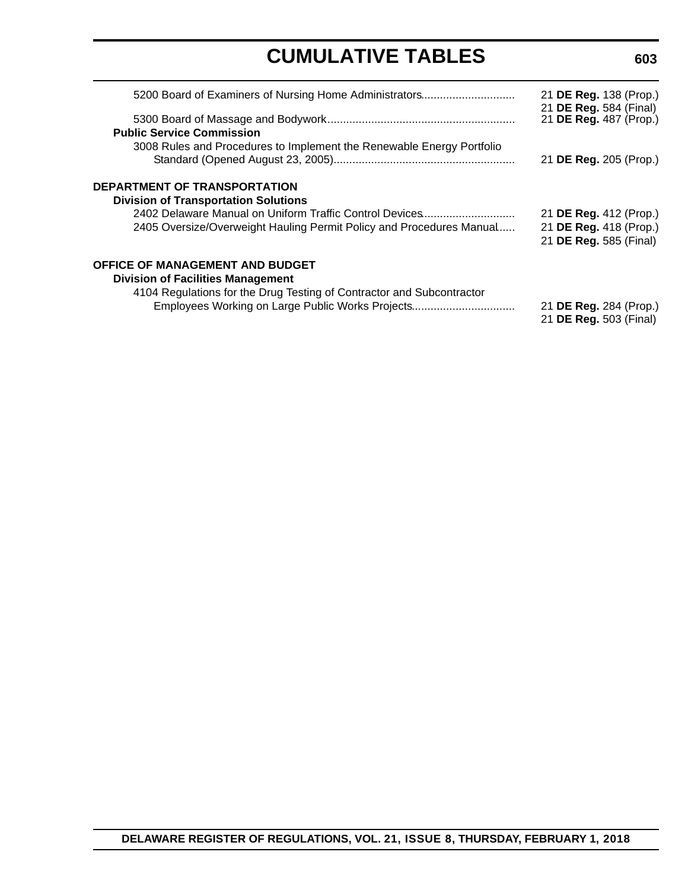5200 Board of Examiners of Nursing Home Administrators............................. 21 **DE Reg.** 138 (Prop.)
21 **DE Reg.** 584 (Final)

5300 Board of Massage and Bodywork........................................................... 21 **DE Reg.** 487 (Prop.)

**Public Service Commission**

3008 Rules and Procedures to Implement the Renewable Energy Portfolio Standard (Opened August 23, 2005)......................................................... 21 **DE Reg.** 205 (Prop.)

**DEPARTMENT OF TRANSPORTATION**

**Division of Transportation Solutions**

2402 Delaware Manual on Uniform Traffic Control Devices............................. 21 **DE Reg.** 412 (Prop.)

2405 Oversize/Overweight Hauling Permit Policy and Procedures Manual...... 21 **DE Reg.** 418 (Prop.)
21 **DE Reg.** 585 (Final)

**OFFICE OF MANAGEMENT AND BUDGET**

**Division of Facilities Management**

4104 Regulations for the Drug Testing of Contractor and Subcontractor Employees Working on Large Public Works Projects................................ 21 **DE Reg.** 284 (Prop.)
21 **DE Reg.** 503 (Final)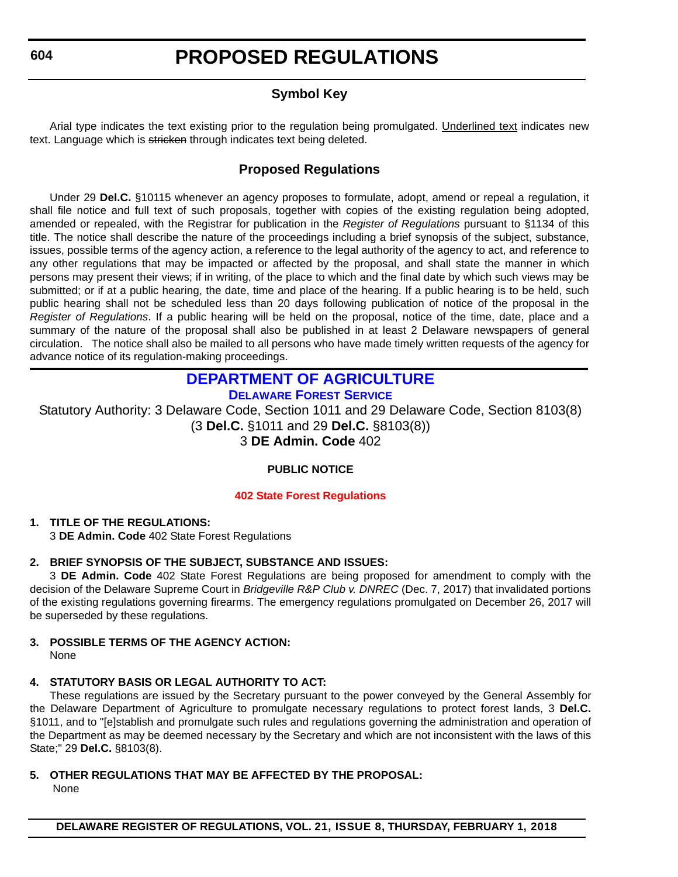# PROPOSED REGULATIONS

## Symbol Key

Arial type indicates the text existing prior to the regulation being promulgated. Underlined text indicates new text. Language which is ~~stricken~~ through indicates text being deleted.

## Proposed Regulations

Under 29 **Del.C.** §10115 whenever an agency proposes to formulate, adopt, amend or repeal a regulation, it shall file notice and full text of such proposals, together with copies of the existing regulation being adopted, amended or repealed, with the Registrar for publication in the *Register of Regulations* pursuant to §1134 of this title. The notice shall describe the nature of the proceedings including a brief synopsis of the subject, substance, issues, possible terms of the agency action, a reference to the legal authority of the agency to act, and reference to any other regulations that may be impacted or affected by the proposal, and shall state the manner in which persons may present their views; if in writing, of the place to which and the final date by which such views may be submitted; or if at a public hearing, the date, time and place of the hearing. If a public hearing is to be held, such public hearing shall not be scheduled less than 20 days following publication of notice of the proposal in the *Register of Regulations*. If a public hearing will be held on the proposal, notice of the time, date, place and a summary of the nature of the proposal shall also be published in at least 2 Delaware newspapers of general circulation. The notice shall also be mailed to all persons who have made timely written requests of the agency for advance notice of its regulation-making proceedings.

## DEPARTMENT OF AGRICULTURE

### Delaware Forest Service

Statutory Authority: 3 Delaware Code, Section 1011 and 29 Delaware Code, Section 8103(8) (3 **Del.C.** §1011 and 29 **Del.C.** §8103(8))
3 **DE Admin. Code** 402

**PUBLIC NOTICE**

**402 State Forest Regulations**

**1. TITLE OF THE REGULATIONS:**
3 **DE Admin. Code** 402 State Forest Regulations

**2. BRIEF SYNOPSIS OF THE SUBJECT, SUBSTANCE AND ISSUES:**
3 **DE Admin. Code** 402 State Forest Regulations are being proposed for amendment to comply with the decision of the Delaware Supreme Court in *Bridgeville R&P Club v. DNREC* (Dec. 7, 2017) that invalidated portions of the existing regulations governing firearms. The emergency regulations promulgated on December 26, 2017 will be superseded by these regulations.

**3. POSSIBLE TERMS OF THE AGENCY ACTION:**
None

**4. STATUTORY BASIS OR LEGAL AUTHORITY TO ACT:**
These regulations are issued by the Secretary pursuant to the power conveyed by the General Assembly for the Delaware Department of Agriculture to promulgate necessary regulations to protect forest lands, 3 **Del.C.** §1011, and to "[e]stablish and promulgate such rules and regulations governing the administration and operation of the Department as may be deemed necessary by the Secretary and which are not inconsistent with the laws of this State;" 29 **Del.C.** §8103(8).

**5. OTHER REGULATIONS THAT MAY BE AFFECTED BY THE PROPOSAL:**
None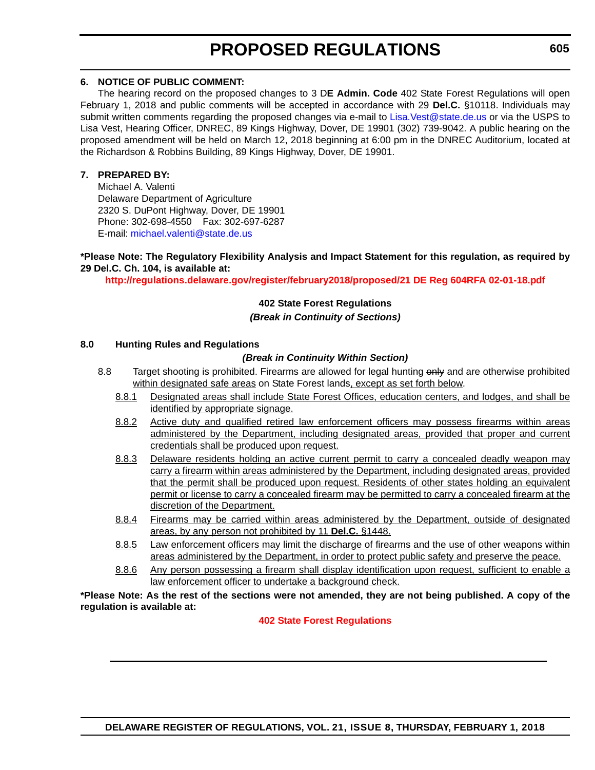**6. NOTICE OF PUBLIC COMMENT:**

The hearing record on the proposed changes to 3 D**E Admin. Code** 402 State Forest Regulations will open February 1, 2018 and public comments will be accepted in accordance with 29 **Del.C.** §10118. Individuals may submit written comments regarding the proposed changes via e-mail to Lisa.Vest@state.de.us or via the USPS to Lisa Vest, Hearing Officer, DNREC, 89 Kings Highway, Dover, DE 19901 (302) 739-9042. A public hearing on the proposed amendment will be held on March 12, 2018 beginning at 6:00 pm in the DNREC Auditorium, located at the Richardson & Robbins Building, 89 Kings Highway, Dover, DE 19901.

**7. PREPARED BY:**

Michael A. Valenti
Delaware Department of Agriculture
2320 S. DuPont Highway, Dover, DE 19901
Phone: 302-698-4550 Fax: 302-697-6287
E-mail: michael.valenti@state.de.us

**\*Please Note: The Regulatory Flexibility Analysis and Impact Statement for this regulation, as required by 29 Del.C. Ch. 104, is available at:**

**http://regulations.delaware.gov/register/february2018/proposed/21 DE Reg 604RFA 02-01-18.pdf**

**402 State Forest Regulations**

***(Break in Continuity of Sections)***

**8.0 Hunting Rules and Regulations**

***(Break in Continuity Within Section)***

8.8 Target shooting is prohibited. Firearms are allowed for legal hunting ~~only~~ and are otherwise prohibited <u>within designated safe areas</u> on State Forest lands<u>, except as set forth below</u>.

<u>8.8.1</u> <u>Designated areas shall include State Forest Offices, education centers, and lodges, and shall be identified by appropriate signage.</u>

<u>8.8.2</u> <u>Active duty and qualified retired law enforcement officers may possess firearms within areas administered by the Department, including designated areas, provided that proper and current credentials shall be produced upon request.</u>

<u>8.8.3</u> <u>Delaware residents holding an active current permit to carry a concealed deadly weapon may carry a firearm within areas administered by the Department, including designated areas, provided that the permit shall be produced upon request. Residents of other states holding an equivalent permit or license to carry a concealed firearm may be permitted to carry a concealed firearm at the discretion of the Department.</u>

<u>8.8.4</u> <u>Firearms may be carried within areas administered by the Department, outside of designated areas, by any person not prohibited by 11 **Del.C.** §1448.</u>

<u>8.8.5</u> <u>Law enforcement officers may limit the discharge of firearms and the use of other weapons within areas administered by the Department, in order to protect public safety and preserve the peace.</u>

<u>8.8.6</u> <u>Any person possessing a firearm shall display identification upon request, sufficient to enable a law enforcement officer to undertake a background check.</u>

**\*Please Note: As the rest of the sections were not amended, they are not being published. A copy of the regulation is available at:**

**402 State Forest Regulations**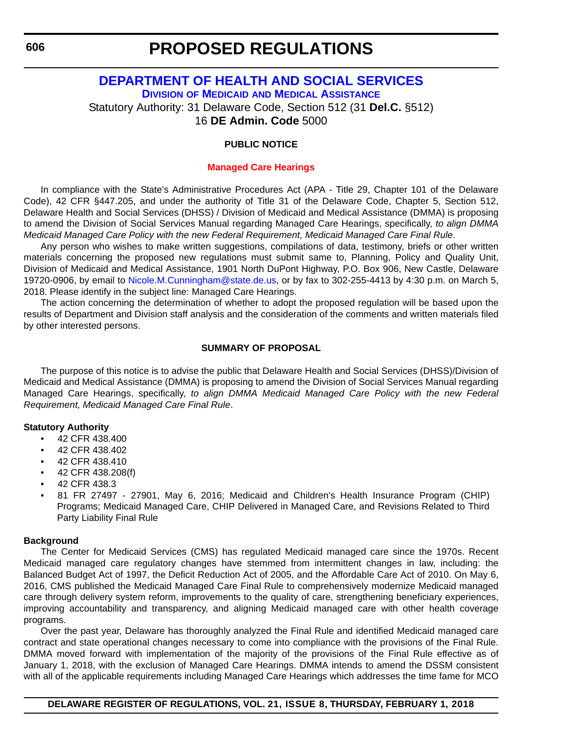# PROPOSED REGULATIONS

## DEPARTMENT OF HEALTH AND SOCIAL SERVICES

### DIVISION OF MEDICAID AND MEDICAL ASSISTANCE

Statutory Authority: 31 Delaware Code, Section 512 (31 **Del.C.** §512)
16 **DE Admin. Code** 5000

**PUBLIC NOTICE**

**Managed Care Hearings**

In compliance with the State's Administrative Procedures Act (APA - Title 29, Chapter 101 of the Delaware Code), 42 CFR §447.205, and under the authority of Title 31 of the Delaware Code, Chapter 5, Section 512, Delaware Health and Social Services (DHSS) / Division of Medicaid and Medical Assistance (DMMA) is proposing to amend the Division of Social Services Manual regarding Managed Care Hearings, specifically, *to align DMMA Medicaid Managed Care Policy with the new Federal Requirement, Medicaid Managed Care Final Rule*.

Any person who wishes to make written suggestions, compilations of data, testimony, briefs or other written materials concerning the proposed new regulations must submit same to, Planning, Policy and Quality Unit, Division of Medicaid and Medical Assistance, 1901 North DuPont Highway, P.O. Box 906, New Castle, Delaware 19720-0906, by email to Nicole.M.Cunningham@state.de.us, or by fax to 302-255-4413 by 4:30 p.m. on March 5, 2018. Please identify in the subject line: Managed Care Hearings.

The action concerning the determination of whether to adopt the proposed regulation will be based upon the results of Department and Division staff analysis and the consideration of the comments and written materials filed by other interested persons.

**SUMMARY OF PROPOSAL**

The purpose of this notice is to advise the public that Delaware Health and Social Services (DHSS)/Division of Medicaid and Medical Assistance (DMMA) is proposing to amend the Division of Social Services Manual regarding Managed Care Hearings, specifically, *to align DMMA Medicaid Managed Care Policy with the new Federal Requirement, Medicaid Managed Care Final Rule*.

**Statutory Authority**

- 42 CFR 438.400
- 42 CFR 438.402
- 42 CFR 438.410
- 42 CFR 438.208(f)
- 42 CFR 438.3
- 81 FR 27497 - 27901, May 6, 2016; Medicaid and Children's Health Insurance Program (CHIP) Programs; Medicaid Managed Care, CHIP Delivered in Managed Care, and Revisions Related to Third Party Liability Final Rule

**Background**

The Center for Medicaid Services (CMS) has regulated Medicaid managed care since the 1970s. Recent Medicaid managed care regulatory changes have stemmed from intermittent changes in law, including: the Balanced Budget Act of 1997, the Deficit Reduction Act of 2005, and the Affordable Care Act of 2010. On May 6, 2016, CMS published the Medicaid Managed Care Final Rule to comprehensively modernize Medicaid managed care through delivery system reform, improvements to the quality of care, strengthening beneficiary experiences, improving accountability and transparency, and aligning Medicaid managed care with other health coverage programs.

Over the past year, Delaware has thoroughly analyzed the Final Rule and identified Medicaid managed care contract and state operational changes necessary to come into compliance with the provisions of the Final Rule. DMMA moved forward with implementation of the majority of the provisions of the Final Rule effective as of January 1, 2018, with the exclusion of Managed Care Hearings. DMMA intends to amend the DSSM consistent with all of the applicable requirements including Managed Care Hearings which addresses the time fame for MCO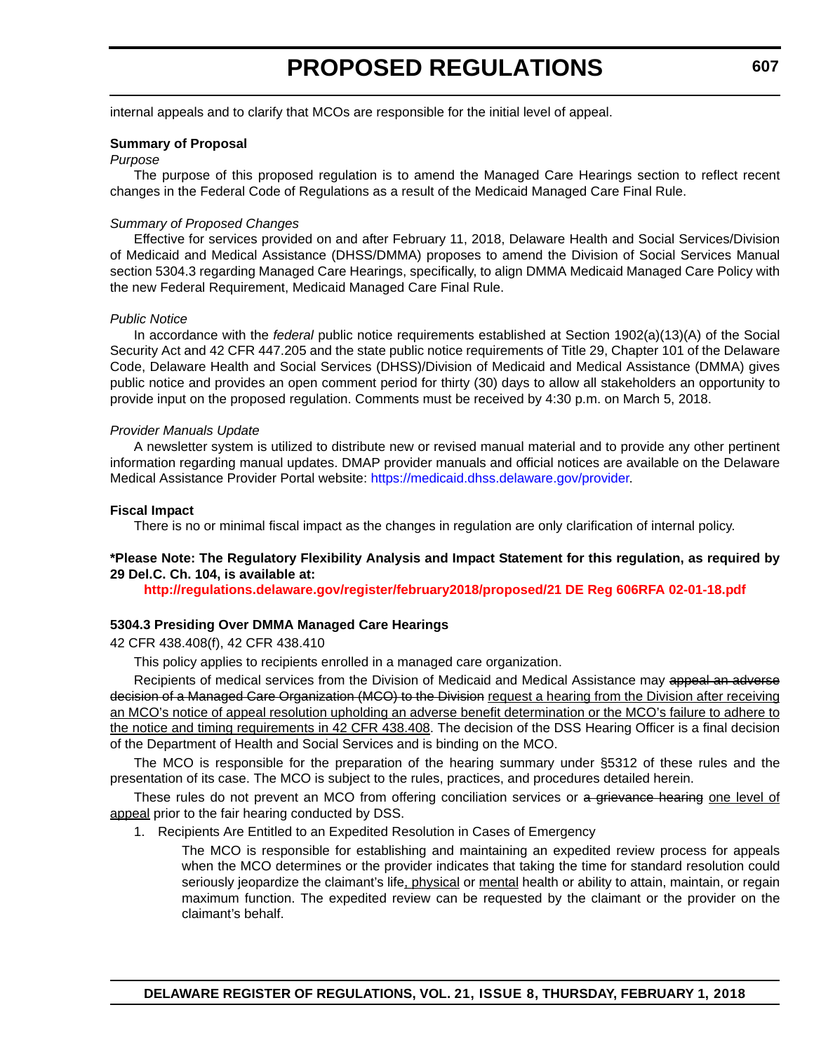internal appeals and to clarify that MCOs are responsible for the initial level of appeal.

**Summary of Proposal**

*Purpose*

The purpose of this proposed regulation is to amend the Managed Care Hearings section to reflect recent changes in the Federal Code of Regulations as a result of the Medicaid Managed Care Final Rule.

*Summary of Proposed Changes*

Effective for services provided on and after February 11, 2018, Delaware Health and Social Services/Division of Medicaid and Medical Assistance (DHSS/DMMA) proposes to amend the Division of Social Services Manual section 5304.3 regarding Managed Care Hearings, specifically, to align DMMA Medicaid Managed Care Policy with the new Federal Requirement, Medicaid Managed Care Final Rule.

*Public Notice*

In accordance with the *federal* public notice requirements established at Section 1902(a)(13)(A) of the Social Security Act and 42 CFR 447.205 and the state public notice requirements of Title 29, Chapter 101 of the Delaware Code, Delaware Health and Social Services (DHSS)/Division of Medicaid and Medical Assistance (DMMA) gives public notice and provides an open comment period for thirty (30) days to allow all stakeholders an opportunity to provide input on the proposed regulation. Comments must be received by 4:30 p.m. on March 5, 2018.

*Provider Manuals Update*

A newsletter system is utilized to distribute new or revised manual material and to provide any other pertinent information regarding manual updates. DMAP provider manuals and official notices are available on the Delaware Medical Assistance Provider Portal website: https://medicaid.dhss.delaware.gov/provider.

**Fiscal Impact**

There is no or minimal fiscal impact as the changes in regulation are only clarification of internal policy.

**\*Please Note: The Regulatory Flexibility Analysis and Impact Statement for this regulation, as required by 29 Del.C. Ch. 104, is available at:**

**http://regulations.delaware.gov/register/february2018/proposed/21 DE Reg 606RFA 02-01-18.pdf**

**5304.3 Presiding Over DMMA Managed Care Hearings**

42 CFR 438.408(f), 42 CFR 438.410

This policy applies to recipients enrolled in a managed care organization.

Recipients of medical services from the Division of Medicaid and Medical Assistance may ~~appeal an adverse decision of a Managed Care Organization (MCO) to the Division~~ <u>request a hearing from the Division after receiving an MCO's notice of appeal resolution upholding an adverse benefit determination or the MCO's failure to adhere to the notice and timing requirements in 42 CFR 438.408</u>. The decision of the DSS Hearing Officer is a final decision of the Department of Health and Social Services and is binding on the MCO.

The MCO is responsible for the preparation of the hearing summary under §5312 of these rules and the presentation of its case. The MCO is subject to the rules, practices, and procedures detailed herein.

These rules do not prevent an MCO from offering conciliation services or ~~a grievance hearing~~ <u>one level of appeal</u> prior to the fair hearing conducted by DSS.

1. Recipients Are Entitled to an Expedited Resolution in Cases of Emergency

   The MCO is responsible for establishing and maintaining an expedited review process for appeals when the MCO determines or the provider indicates that taking the time for standard resolution could seriously jeopardize the claimant's life<u>, physical</u> or <u>mental</u> health or ability to attain, maintain, or regain maximum function. The expedited review can be requested by the claimant or the provider on the claimant's behalf.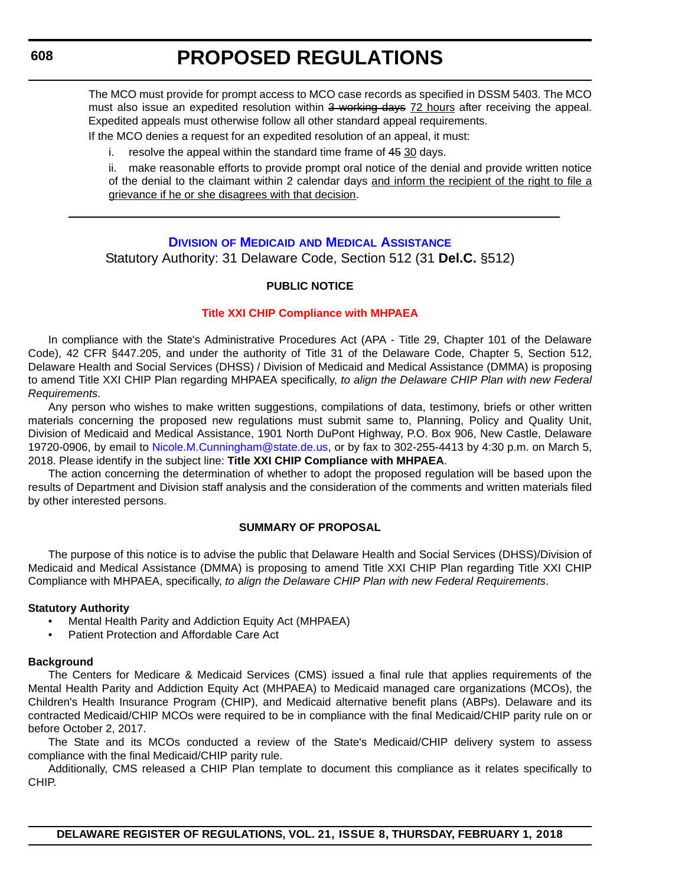The MCO must provide for prompt access to MCO case records as specified in DSSM 5403. The MCO must also issue an expedited resolution within ~~3 working days~~ 72 hours after receiving the appeal. Expedited appeals must otherwise follow all other standard appeal requirements.

If the MCO denies a request for an expedited resolution of an appeal, it must:

i. resolve the appeal within the standard time frame of ~~45~~ 30 days.

ii. make reasonable efforts to provide prompt oral notice of the denial and provide written notice of the denial to the claimant within 2 calendar days and inform the recipient of the right to file a grievance if he or she disagrees with that decision.

---

## DIVISION OF MEDICAID AND MEDICAL ASSISTANCE

Statutory Authority: 31 Delaware Code, Section 512 (31 **Del.C.** §512)

**PUBLIC NOTICE**

**Title XXI CHIP Compliance with MHPAEA**

In compliance with the State's Administrative Procedures Act (APA - Title 29, Chapter 101 of the Delaware Code), 42 CFR §447.205, and under the authority of Title 31 of the Delaware Code, Chapter 5, Section 512, Delaware Health and Social Services (DHSS) / Division of Medicaid and Medical Assistance (DMMA) is proposing to amend Title XXI CHIP Plan regarding MHPAEA specifically, *to align the Delaware CHIP Plan with new Federal Requirements*.

Any person who wishes to make written suggestions, compilations of data, testimony, briefs or other written materials concerning the proposed new regulations must submit same to, Planning, Policy and Quality Unit, Division of Medicaid and Medical Assistance, 1901 North DuPont Highway, P.O. Box 906, New Castle, Delaware 19720-0906, by email to Nicole.M.Cunningham@state.de.us, or by fax to 302-255-4413 by 4:30 p.m. on March 5, 2018. Please identify in the subject line: **Title XXI CHIP Compliance with MHPAEA**.

The action concerning the determination of whether to adopt the proposed regulation will be based upon the results of Department and Division staff analysis and the consideration of the comments and written materials filed by other interested persons.

**SUMMARY OF PROPOSAL**

The purpose of this notice is to advise the public that Delaware Health and Social Services (DHSS)/Division of Medicaid and Medical Assistance (DMMA) is proposing to amend Title XXI CHIP Plan regarding Title XXI CHIP Compliance with MHPAEA, specifically, *to align the Delaware CHIP Plan with new Federal Requirements*.

**Statutory Authority**

- Mental Health Parity and Addiction Equity Act (MHPAEA)
- Patient Protection and Affordable Care Act

**Background**

The Centers for Medicare & Medicaid Services (CMS) issued a final rule that applies requirements of the Mental Health Parity and Addiction Equity Act (MHPAEA) to Medicaid managed care organizations (MCOs), the Children's Health Insurance Program (CHIP), and Medicaid alternative benefit plans (ABPs). Delaware and its contracted Medicaid/CHIP MCOs were required to be in compliance with the final Medicaid/CHIP parity rule on or before October 2, 2017.

The State and its MCOs conducted a review of the State's Medicaid/CHIP delivery system to assess compliance with the final Medicaid/CHIP parity rule.

Additionally, CMS released a CHIP Plan template to document this compliance as it relates specifically to CHIP.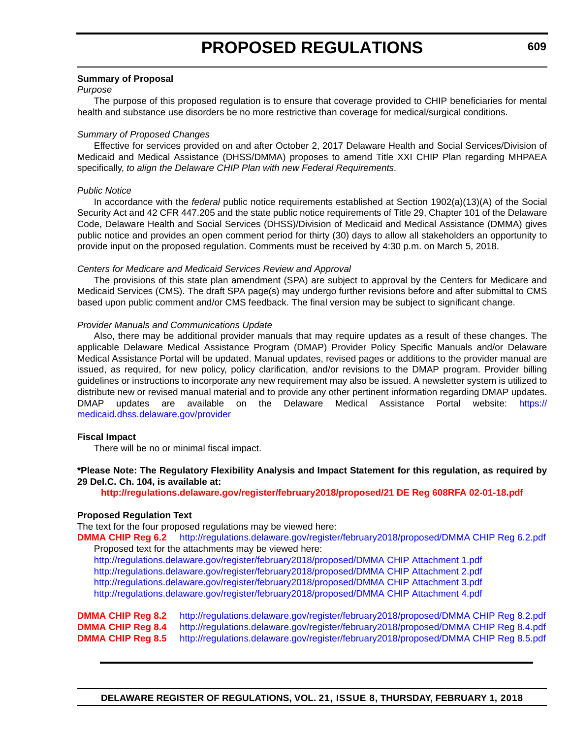**Summary of Proposal**

*Purpose*

The purpose of this proposed regulation is to ensure that coverage provided to CHIP beneficiaries for mental health and substance use disorders be no more restrictive than coverage for medical/surgical conditions.

*Summary of Proposed Changes*

Effective for services provided on and after October 2, 2017 Delaware Health and Social Services/Division of Medicaid and Medical Assistance (DHSS/DMMA) proposes to amend Title XXI CHIP Plan regarding MHPAEA specifically, *to align the Delaware CHIP Plan with new Federal Requirements*.

*Public Notice*

In accordance with the *federal* public notice requirements established at Section 1902(a)(13)(A) of the Social Security Act and 42 CFR 447.205 and the state public notice requirements of Title 29, Chapter 101 of the Delaware Code, Delaware Health and Social Services (DHSS)/Division of Medicaid and Medical Assistance (DMMA) gives public notice and provides an open comment period for thirty (30) days to allow all stakeholders an opportunity to provide input on the proposed regulation. Comments must be received by 4:30 p.m. on March 5, 2018.

*Centers for Medicare and Medicaid Services Review and Approval*

The provisions of this state plan amendment (SPA) are subject to approval by the Centers for Medicare and Medicaid Services (CMS). The draft SPA page(s) may undergo further revisions before and after submittal to CMS based upon public comment and/or CMS feedback. The final version may be subject to significant change.

*Provider Manuals and Communications Update*

Also, there may be additional provider manuals that may require updates as a result of these changes. The applicable Delaware Medical Assistance Program (DMAP) Provider Policy Specific Manuals and/or Delaware Medical Assistance Portal will be updated. Manual updates, revised pages or additions to the provider manual are issued, as required, for new policy, policy clarification, and/or revisions to the DMAP program. Provider billing guidelines or instructions to incorporate any new requirement may also be issued. A newsletter system is utilized to distribute new or revised manual material and to provide any other pertinent information regarding DMAP updates. DMAP updates are available on the Delaware Medical Assistance Portal website: https://medicaid.dhss.delaware.gov/provider

**Fiscal Impact**

There will be no or minimal fiscal impact.

**\*Please Note: The Regulatory Flexibility Analysis and Impact Statement for this regulation, as required by 29 Del.C. Ch. 104, is available at:**

**http://regulations.delaware.gov/register/february2018/proposed/21 DE Reg 608RFA 02-01-18.pdf**

**Proposed Regulation Text**

The text for the four proposed regulations may be viewed here:

**DMMA CHIP Reg 6.2** http://regulations.delaware.gov/register/february2018/proposed/DMMA CHIP Reg 6.2.pdf

Proposed text for the attachments may be viewed here:

http://regulations.delaware.gov/register/february2018/proposed/DMMA CHIP Attachment 1.pdf
http://regulations.delaware.gov/register/february2018/proposed/DMMA CHIP Attachment 2.pdf
http://regulations.delaware.gov/register/february2018/proposed/DMMA CHIP Attachment 3.pdf
http://regulations.delaware.gov/register/february2018/proposed/DMMA CHIP Attachment 4.pdf

**DMMA CHIP Reg 8.2** http://regulations.delaware.gov/register/february2018/proposed/DMMA CHIP Reg 8.2.pdf
**DMMA CHIP Reg 8.4** http://regulations.delaware.gov/register/february2018/proposed/DMMA CHIP Reg 8.4.pdf
**DMMA CHIP Reg 8.5** http://regulations.delaware.gov/register/february2018/proposed/DMMA CHIP Reg 8.5.pdf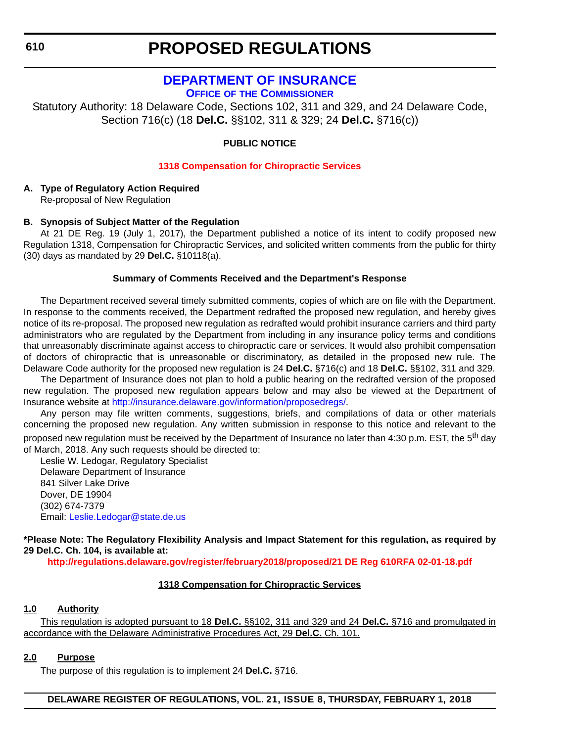# PROPOSED REGULATIONS

## DEPARTMENT OF INSURANCE

### OFFICE OF THE COMMISSIONER

Statutory Authority: 18 Delaware Code, Sections 102, 311 and 329, and 24 Delaware Code, Section 716(c) (18 **Del.C.** §§102, 311 & 329; 24 **Del.C.** §716(c))

**PUBLIC NOTICE**

**1318 Compensation for Chiropractic Services**

**A. Type of Regulatory Action Required**

Re-proposal of New Regulation

**B. Synopsis of Subject Matter of the Regulation**

At 21 DE Reg. 19 (July 1, 2017), the Department published a notice of its intent to codify proposed new Regulation 1318, Compensation for Chiropractic Services, and solicited written comments from the public for thirty (30) days as mandated by 29 **Del.C.** §10118(a).

**Summary of Comments Received and the Department's Response**

The Department received several timely submitted comments, copies of which are on file with the Department. In response to the comments received, the Department redrafted the proposed new regulation, and hereby gives notice of its re-proposal. The proposed new regulation as redrafted would prohibit insurance carriers and third party administrators who are regulated by the Department from including in any insurance policy terms and conditions that unreasonably discriminate against access to chiropractic care or services. It would also prohibit compensation of doctors of chiropractic that is unreasonable or discriminatory, as detailed in the proposed new rule. The Delaware Code authority for the proposed new regulation is 24 **Del.C.** §716(c) and 18 **Del.C.** §§102, 311 and 329.

The Department of Insurance does not plan to hold a public hearing on the redrafted version of the proposed new regulation. The proposed new regulation appears below and may also be viewed at the Department of Insurance website at http://insurance.delaware.gov/information/proposedregs/.

Any person may file written comments, suggestions, briefs, and compilations of data or other materials concerning the proposed new regulation. Any written submission in response to this notice and relevant to the proposed new regulation must be received by the Department of Insurance no later than 4:30 p.m. EST, the 5th day of March, 2018. Any such requests should be directed to:

Leslie W. Ledogar, Regulatory Specialist
Delaware Department of Insurance
841 Silver Lake Drive
Dover, DE 19904
(302) 674-7379
Email: Leslie.Ledogar@state.de.us

**\*Please Note: The Regulatory Flexibility Analysis and Impact Statement for this regulation, as required by 29 Del.C. Ch. 104, is available at:**

**http://regulations.delaware.gov/register/february2018/proposed/21 DE Reg 610RFA 02-01-18.pdf**

**1318 Compensation for Chiropractic Services**

**1.0 Authority**

This regulation is adopted pursuant to 18 **Del.C.** §§102, 311 and 329 and 24 **Del.C.** §716 and promulgated in accordance with the Delaware Administrative Procedures Act, 29 **Del.C.** Ch. 101.

**2.0 Purpose**

The purpose of this regulation is to implement 24 **Del.C.** §716.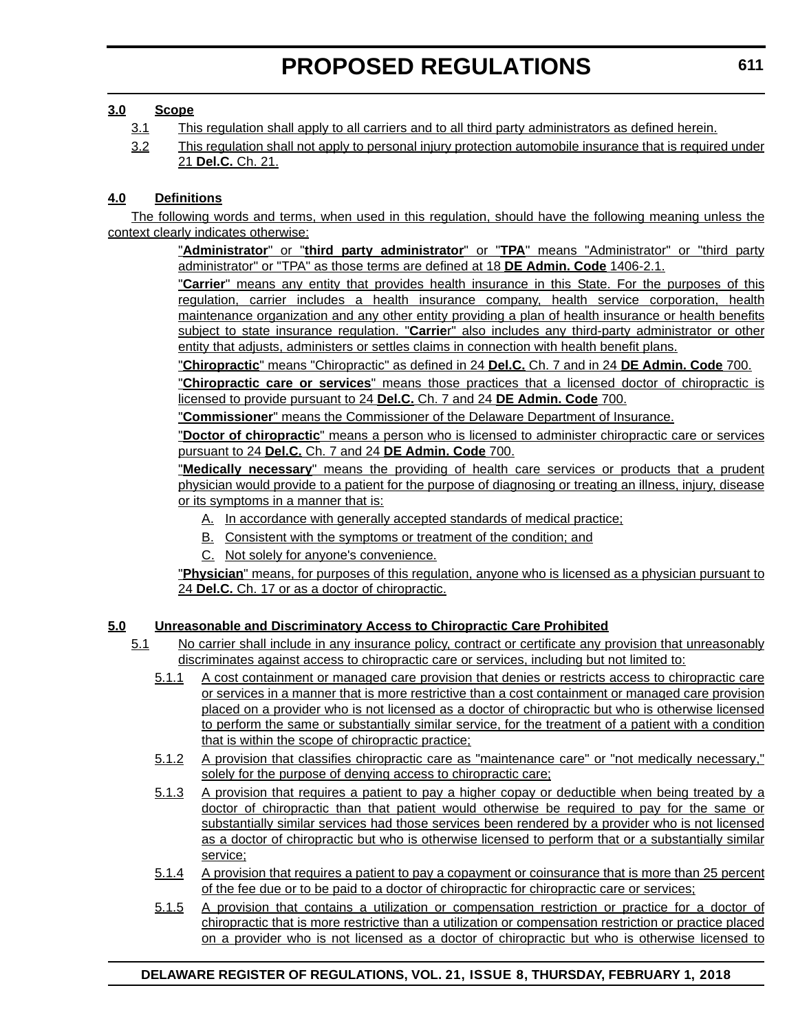**3.0 Scope**

3.1 This regulation shall apply to all carriers and to all third party administrators as defined herein.

3.2 This regulation shall not apply to personal injury protection automobile insurance that is required under 21 **Del.C.** Ch. 21.

**4.0 Definitions**

The following words and terms, when used in this regulation, should have the following meaning unless the context clearly indicates otherwise:

"**Administrator**" or "**third party administrator**" or "**TPA**" means "Administrator" or "third party administrator" or "TPA" as those terms are defined at 18 **DE Admin. Code** 1406-2.1.

"**Carrier**" means any entity that provides health insurance in this State. For the purposes of this regulation, carrier includes a health insurance company, health service corporation, health maintenance organization and any other entity providing a plan of health insurance or health benefits subject to state insurance regulation. "**Carrie**r" also includes any third-party administrator or other entity that adjusts, administers or settles claims in connection with health benefit plans.

"**Chiropractic**" means "Chiropractic" as defined in 24 **Del.C.** Ch. 7 and in 24 **DE Admin. Code** 700.

"**Chiropractic care or services**" means those practices that a licensed doctor of chiropractic is licensed to provide pursuant to 24 **Del.C.** Ch. 7 and 24 **DE Admin. Code** 700.

"**Commissioner**" means the Commissioner of the Delaware Department of Insurance.

"**Doctor of chiropractic**" means a person who is licensed to administer chiropractic care or services pursuant to 24 **Del.C.** Ch. 7 and 24 **DE Admin. Code** 700.

"**Medically necessary**" means the providing of health care services or products that a prudent physician would provide to a patient for the purpose of diagnosing or treating an illness, injury, disease or its symptoms in a manner that is:

A. In accordance with generally accepted standards of medical practice;

B. Consistent with the symptoms or treatment of the condition; and

C. Not solely for anyone's convenience.

"**Physician**" means, for purposes of this regulation, anyone who is licensed as a physician pursuant to 24 **Del.C.** Ch. 17 or as a doctor of chiropractic.

**5.0 Unreasonable and Discriminatory Access to Chiropractic Care Prohibited**

5.1 No carrier shall include in any insurance policy, contract or certificate any provision that unreasonably discriminates against access to chiropractic care or services, including but not limited to:

5.1.1 A cost containment or managed care provision that denies or restricts access to chiropractic care or services in a manner that is more restrictive than a cost containment or managed care provision placed on a provider who is not licensed as a doctor of chiropractic but who is otherwise licensed to perform the same or substantially similar service, for the treatment of a patient with a condition that is within the scope of chiropractic practice;

5.1.2 A provision that classifies chiropractic care as "maintenance care" or "not medically necessary," solely for the purpose of denying access to chiropractic care;

5.1.3 A provision that requires a patient to pay a higher copay or deductible when being treated by a doctor of chiropractic than that patient would otherwise be required to pay for the same or substantially similar services had those services been rendered by a provider who is not licensed as a doctor of chiropractic but who is otherwise licensed to perform that or a substantially similar service;

5.1.4 A provision that requires a patient to pay a copayment or coinsurance that is more than 25 percent of the fee due or to be paid to a doctor of chiropractic for chiropractic care or services;

5.1.5 A provision that contains a utilization or compensation restriction or practice for a doctor of chiropractic that is more restrictive than a utilization or compensation restriction or practice placed on a provider who is not licensed as a doctor of chiropractic but who is otherwise licensed to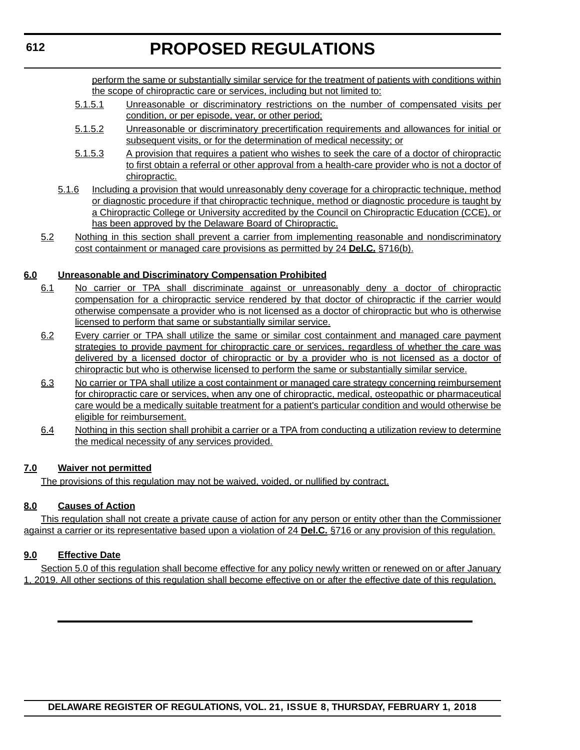perform the same or substantially similar service for the treatment of patients with conditions within the scope of chiropractic care or services, including but not limited to:

5.1.5.1 Unreasonable or discriminatory restrictions on the number of compensated visits per condition, or per episode, year, or other period;

5.1.5.2 Unreasonable or discriminatory precertification requirements and allowances for initial or subsequent visits, or for the determination of medical necessity; or

5.1.5.3 A provision that requires a patient who wishes to seek the care of a doctor of chiropractic to first obtain a referral or other approval from a health-care provider who is not a doctor of chiropractic.

5.1.6 Including a provision that would unreasonably deny coverage for a chiropractic technique, method or diagnostic procedure if that chiropractic technique, method or diagnostic procedure is taught by a Chiropractic College or University accredited by the Council on Chiropractic Education (CCE), or has been approved by the Delaware Board of Chiropractic.

5.2 Nothing in this section shall prevent a carrier from implementing reasonable and nondiscriminatory cost containment or managed care provisions as permitted by 24 **Del.C.** §716(b).

**6.0 Unreasonable and Discriminatory Compensation Prohibited**

6.1 No carrier or TPA shall discriminate against or unreasonably deny a doctor of chiropractic compensation for a chiropractic service rendered by that doctor of chiropractic if the carrier would otherwise compensate a provider who is not licensed as a doctor of chiropractic but who is otherwise licensed to perform that same or substantially similar service.

6.2 Every carrier or TPA shall utilize the same or similar cost containment and managed care payment strategies to provide payment for chiropractic care or services, regardless of whether the care was delivered by a licensed doctor of chiropractic or by a provider who is not licensed as a doctor of chiropractic but who is otherwise licensed to perform the same or substantially similar service.

6.3 No carrier or TPA shall utilize a cost containment or managed care strategy concerning reimbursement for chiropractic care or services, when any one of chiropractic, medical, osteopathic or pharmaceutical care would be a medically suitable treatment for a patient's particular condition and would otherwise be eligible for reimbursement.

6.4 Nothing in this section shall prohibit a carrier or a TPA from conducting a utilization review to determine the medical necessity of any services provided.

**7.0 Waiver not permitted**

The provisions of this regulation may not be waived, voided, or nullified by contract.

**8.0 Causes of Action**

This regulation shall not create a private cause of action for any person or entity other than the Commissioner against a carrier or its representative based upon a violation of 24 **Del.C.** §716 or any provision of this regulation.

**9.0 Effective Date**

Section 5.0 of this regulation shall become effective for any policy newly written or renewed on or after January 1, 2019. All other sections of this regulation shall become effective on or after the effective date of this regulation.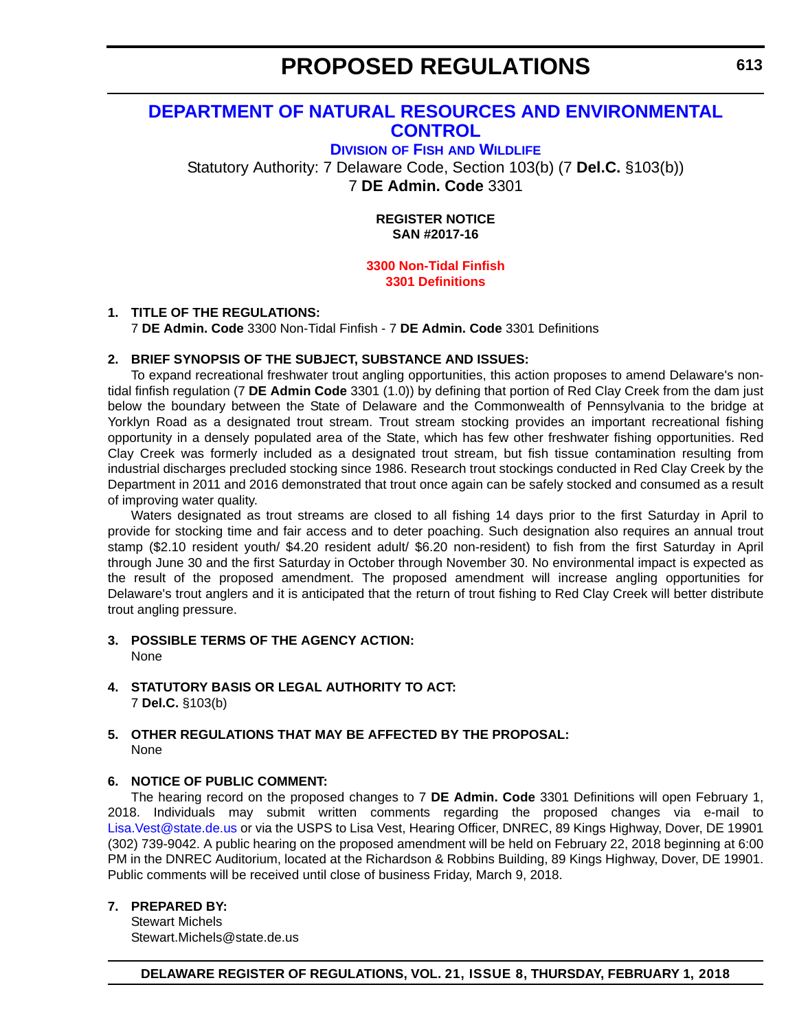# PROPOSED REGULATIONS

## DEPARTMENT OF NATURAL RESOURCES AND ENVIRONMENTAL CONTROL

### DIVISION OF FISH AND WILDLIFE

Statutory Authority: 7 Delaware Code, Section 103(b) (7 **Del.C.** §103(b))
7 **DE Admin. Code** 3301

**REGISTER NOTICE**
**SAN #2017-16**

**3300 Non-Tidal Finfish**
**3301 Definitions**

**1. TITLE OF THE REGULATIONS:**

7 **DE Admin. Code** 3300 Non-Tidal Finfish - 7 **DE Admin. Code** 3301 Definitions

**2. BRIEF SYNOPSIS OF THE SUBJECT, SUBSTANCE AND ISSUES:**

To expand recreational freshwater trout angling opportunities, this action proposes to amend Delaware's non-tidal finfish regulation (7 **DE Admin Code** 3301 (1.0)) by defining that portion of Red Clay Creek from the dam just below the boundary between the State of Delaware and the Commonwealth of Pennsylvania to the bridge at Yorklyn Road as a designated trout stream. Trout stream stocking provides an important recreational fishing opportunity in a densely populated area of the State, which has few other freshwater fishing opportunities. Red Clay Creek was formerly included as a designated trout stream, but fish tissue contamination resulting from industrial discharges precluded stocking since 1986. Research trout stockings conducted in Red Clay Creek by the Department in 2011 and 2016 demonstrated that trout once again can be safely stocked and consumed as a result of improving water quality.

Waters designated as trout streams are closed to all fishing 14 days prior to the first Saturday in April to provide for stocking time and fair access and to deter poaching. Such designation also requires an annual trout stamp ($2.10 resident youth/ $4.20 resident adult/ $6.20 non-resident) to fish from the first Saturday in April through June 30 and the first Saturday in October through November 30. No environmental impact is expected as the result of the proposed amendment. The proposed amendment will increase angling opportunities for Delaware's trout anglers and it is anticipated that the return of trout fishing to Red Clay Creek will better distribute trout angling pressure.

**3. POSSIBLE TERMS OF THE AGENCY ACTION:**

None

**4. STATUTORY BASIS OR LEGAL AUTHORITY TO ACT:**

7 **Del.C.** §103(b)

**5. OTHER REGULATIONS THAT MAY BE AFFECTED BY THE PROPOSAL:**

None

**6. NOTICE OF PUBLIC COMMENT:**

The hearing record on the proposed changes to 7 **DE Admin. Code** 3301 Definitions will open February 1, 2018. Individuals may submit written comments regarding the proposed changes via e-mail to Lisa.Vest@state.de.us or via the USPS to Lisa Vest, Hearing Officer, DNREC, 89 Kings Highway, Dover, DE 19901 (302) 739-9042. A public hearing on the proposed amendment will be held on February 22, 2018 beginning at 6:00 PM in the DNREC Auditorium, located at the Richardson & Robbins Building, 89 Kings Highway, Dover, DE 19901. Public comments will be received until close of business Friday, March 9, 2018.

**7. PREPARED BY:**

Stewart Michels
Stewart.Michels@state.de.us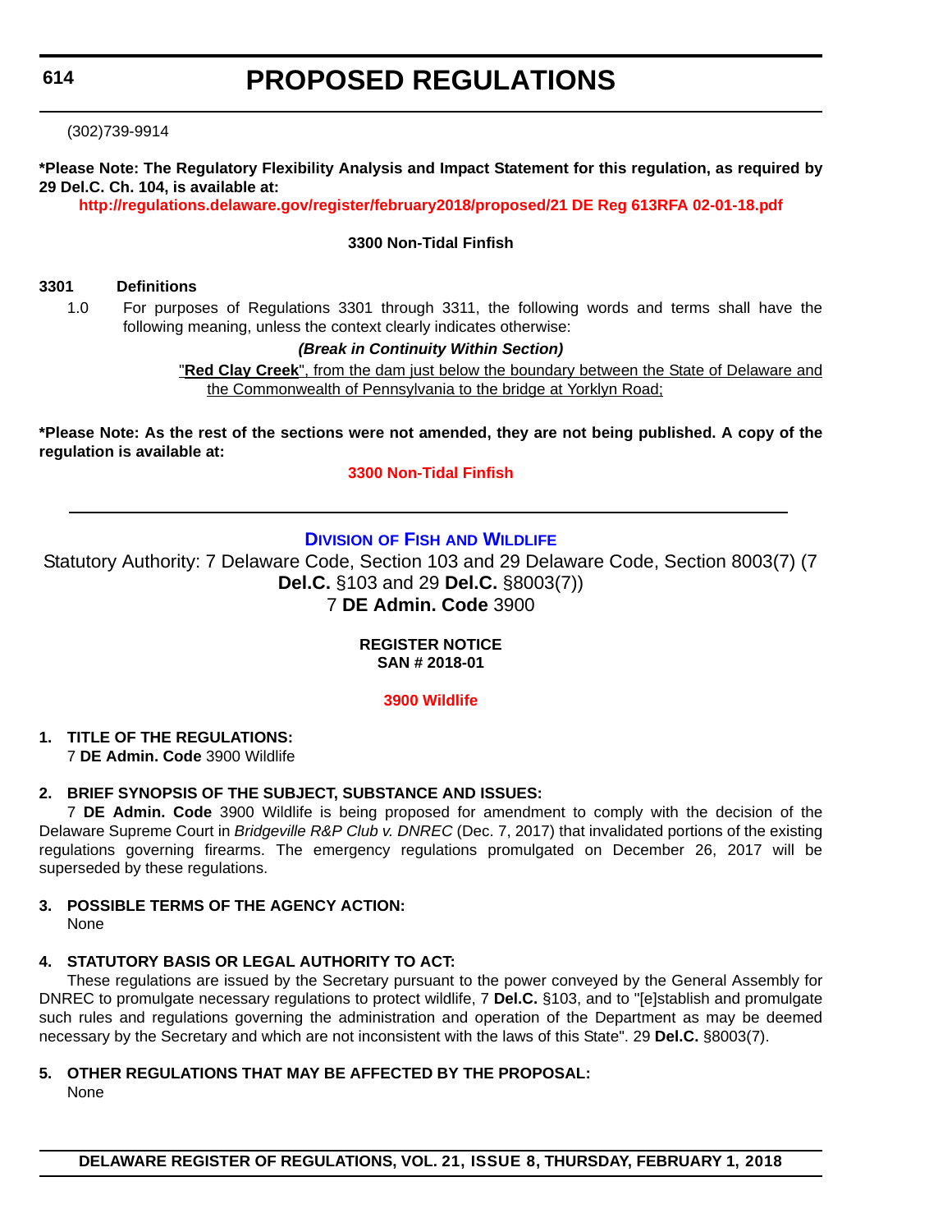(302)739-9914

**\*Please Note: The Regulatory Flexibility Analysis and Impact Statement for this regulation, as required by 29 Del.C. Ch. 104, is available at:**

**http://regulations.delaware.gov/register/february2018/proposed/21 DE Reg 613RFA 02-01-18.pdf**

**3300 Non-Tidal Finfish**

**3301 Definitions**

1.0 For purposes of Regulations 3301 through 3311, the following words and terms shall have the following meaning, unless the context clearly indicates otherwise:

***(Break in Continuity Within Section)***

"**Red Clay Creek**", from the dam just below the boundary between the State of Delaware and the Commonwealth of Pennsylvania to the bridge at Yorklyn Road;

**\*Please Note: As the rest of the sections were not amended, they are not being published. A copy of the regulation is available at:**

**3300 Non-Tidal Finfish**

---

## DIVISION OF FISH AND WILDLIFE

Statutory Authority: 7 Delaware Code, Section 103 and 29 Delaware Code, Section 8003(7) (7 **Del.C.** §103 and 29 **Del.C.** §8003(7))
7 **DE Admin. Code** 3900

**REGISTER NOTICE**
**SAN # 2018-01**

**3900 Wildlife**

**1. TITLE OF THE REGULATIONS:**
7 **DE Admin. Code** 3900 Wildlife

**2. BRIEF SYNOPSIS OF THE SUBJECT, SUBSTANCE AND ISSUES:**
7 **DE Admin. Code** 3900 Wildlife is being proposed for amendment to comply with the decision of the Delaware Supreme Court in *Bridgeville R&P Club v. DNREC* (Dec. 7, 2017) that invalidated portions of the existing regulations governing firearms. The emergency regulations promulgated on December 26, 2017 will be superseded by these regulations.

**3. POSSIBLE TERMS OF THE AGENCY ACTION:**
None

**4. STATUTORY BASIS OR LEGAL AUTHORITY TO ACT:**
These regulations are issued by the Secretary pursuant to the power conveyed by the General Assembly for DNREC to promulgate necessary regulations to protect wildlife, 7 **Del.C.** §103, and to "[e]stablish and promulgate such rules and regulations governing the administration and operation of the Department as may be deemed necessary by the Secretary and which are not inconsistent with the laws of this State". 29 **Del.C.** §8003(7).

**5. OTHER REGULATIONS THAT MAY BE AFFECTED BY THE PROPOSAL:**
None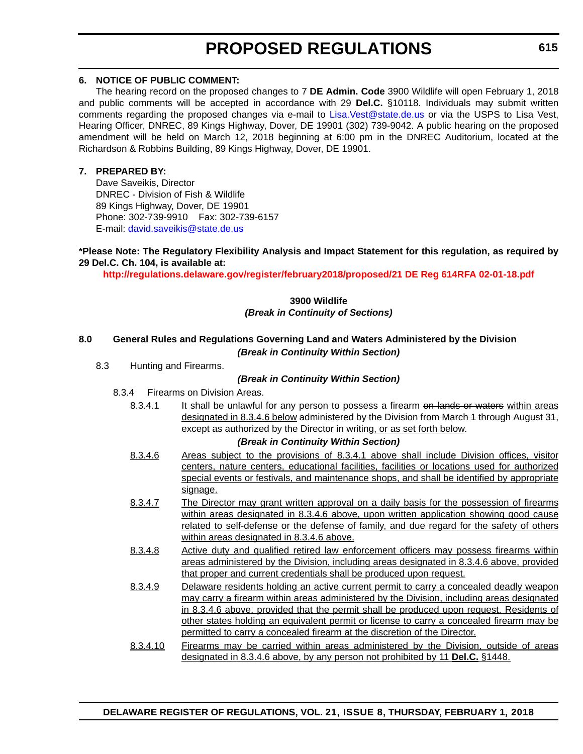### 6. NOTICE OF PUBLIC COMMENT:

The hearing record on the proposed changes to 7 **DE Admin. Code** 3900 Wildlife will open February 1, 2018 and public comments will be accepted in accordance with 29 **Del.C.** §10118. Individuals may submit written comments regarding the proposed changes via e-mail to Lisa.Vest@state.de.us or via the USPS to Lisa Vest, Hearing Officer, DNREC, 89 Kings Highway, Dover, DE 19901 (302) 739-9042. A public hearing on the proposed amendment will be held on March 12, 2018 beginning at 6:00 pm in the DNREC Auditorium, located at the Richardson & Robbins Building, 89 Kings Highway, Dover, DE 19901.

### 7. PREPARED BY:

Dave Saveikis, Director
DNREC - Division of Fish & Wildlife
89 Kings Highway, Dover, DE 19901
Phone: 302-739-9910 Fax: 302-739-6157
E-mail: david.saveikis@state.de.us

**\*Please Note: The Regulatory Flexibility Analysis and Impact Statement for this regulation, as required by 29 Del.C. Ch. 104, is available at:**

**http://regulations.delaware.gov/register/february2018/proposed/21 DE Reg 614RFA 02-01-18.pdf**

**3900 Wildlife**

***(Break in Continuity of Sections)***

**8.0 General Rules and Regulations Governing Land and Waters Administered by the Division**

***(Break in Continuity Within Section)***

8.3 Hunting and Firearms.

***(Break in Continuity Within Section)***

8.3.4 Firearms on Division Areas.

8.3.4.1 It shall be unlawful for any person to possess a firearm ~~on lands or waters~~ <u>within areas designated in 8.3.4.6 below</u> administered by the Division ~~from March 1 through August 31~~, except as authorized by the Director in writing<u>, or as set forth below</u>.

***(Break in Continuity Within Section)***

<u>8.3.4.6 Areas subject to the provisions of 8.3.4.1 above shall include Division offices, visitor centers, nature centers, educational facilities, facilities or locations used for authorized special events or festivals, and maintenance shops, and shall be identified by appropriate signage.</u>

<u>8.3.4.7 The Director may grant written approval on a daily basis for the possession of firearms within areas designated in 8.3.4.6 above, upon written application showing good cause related to self-defense or the defense of family, and due regard for the safety of others within areas designated in 8.3.4.6 above.</u>

<u>8.3.4.8 Active duty and qualified retired law enforcement officers may possess firearms within areas administered by the Division, including areas designated in 8.3.4.6 above, provided that proper and current credentials shall be produced upon request.</u>

<u>8.3.4.9 Delaware residents holding an active current permit to carry a concealed deadly weapon may carry a firearm within areas administered by the Division, including areas designated in 8.3.4.6 above, provided that the permit shall be produced upon request. Residents of other states holding an equivalent permit or license to carry a concealed firearm may be permitted to carry a concealed firearm at the discretion of the Director.</u>

<u>8.3.4.10 Firearms may be carried within areas administered by the Division, outside of areas designated in 8.3.4.6 above, by any person not prohibited by 11 **Del.C.** §1448.</u>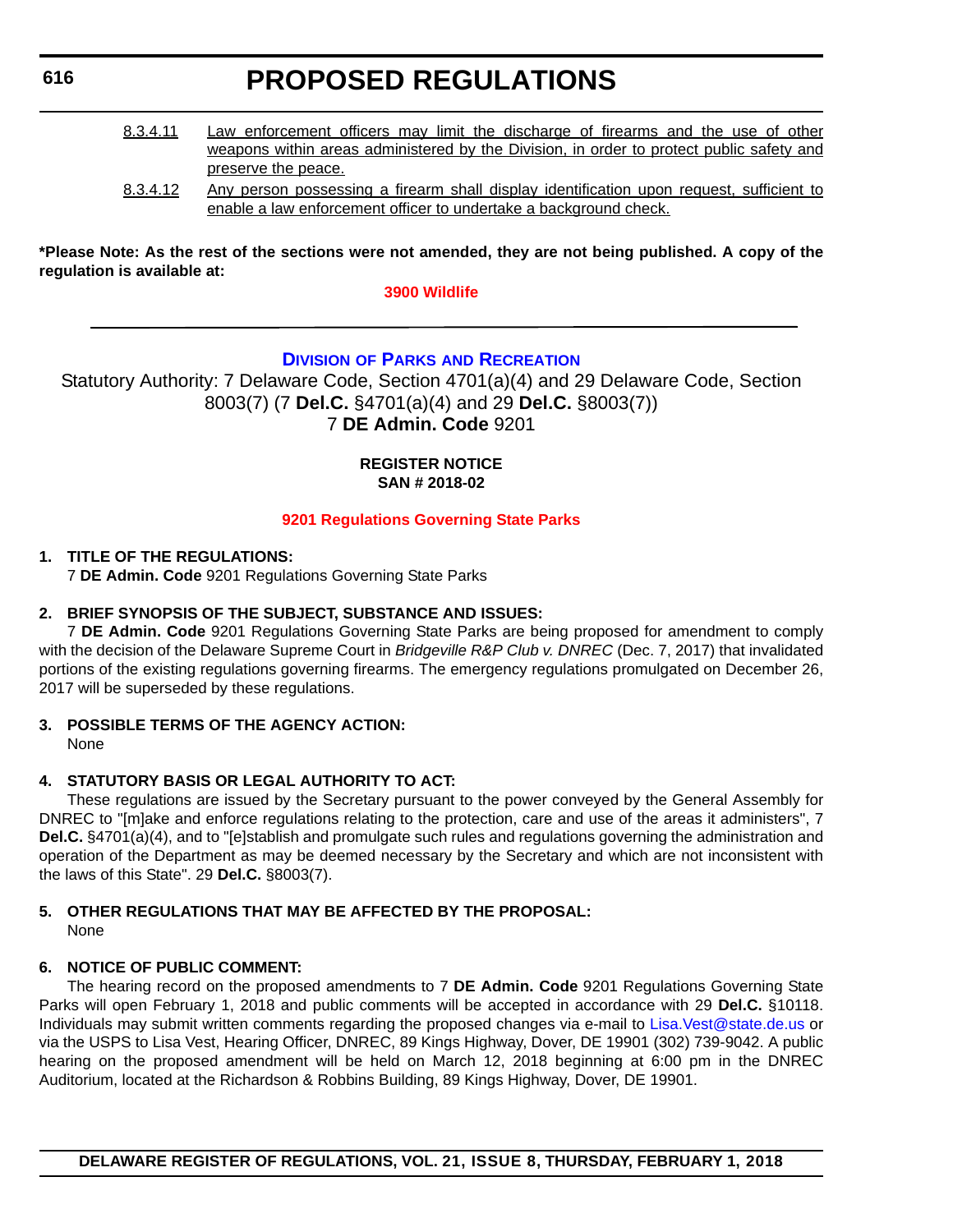8.3.4.11 <u>Law enforcement officers may limit the discharge of firearms and the use of other weapons within areas administered by the Division, in order to protect public safety and preserve the peace.</u>

8.3.4.12 <u>Any person possessing a firearm shall display identification upon request, sufficient to enable a law enforcement officer to undertake a background check.</u>

**\*Please Note: As the rest of the sections were not amended, they are not being published. A copy of the regulation is available at:**

3900 Wildlife

---

## Division of Parks and Recreation

Statutory Authority: 7 Delaware Code, Section 4701(a)(4) and 29 Delaware Code, Section 8003(7) (7 **Del.C.** §4701(a)(4) and 29 **Del.C.** §8003(7))
7 **DE Admin. Code** 9201

**REGISTER NOTICE**
**SAN # 2018-02**

### 9201 Regulations Governing State Parks

**1. TITLE OF THE REGULATIONS:**

7 **DE Admin. Code** 9201 Regulations Governing State Parks

**2. BRIEF SYNOPSIS OF THE SUBJECT, SUBSTANCE AND ISSUES:**

7 **DE Admin. Code** 9201 Regulations Governing State Parks are being proposed for amendment to comply with the decision of the Delaware Supreme Court in *Bridgeville R&P Club v. DNREC* (Dec. 7, 2017) that invalidated portions of the existing regulations governing firearms. The emergency regulations promulgated on December 26, 2017 will be superseded by these regulations.

**3. POSSIBLE TERMS OF THE AGENCY ACTION:**

None

**4. STATUTORY BASIS OR LEGAL AUTHORITY TO ACT:**

These regulations are issued by the Secretary pursuant to the power conveyed by the General Assembly for DNREC to "[m]ake and enforce regulations relating to the protection, care and use of the areas it administers", 7 **Del.C.** §4701(a)(4), and to "[e]stablish and promulgate such rules and regulations governing the administration and operation of the Department as may be deemed necessary by the Secretary and which are not inconsistent with the laws of this State". 29 **Del.C.** §8003(7).

**5. OTHER REGULATIONS THAT MAY BE AFFECTED BY THE PROPOSAL:**

None

**6. NOTICE OF PUBLIC COMMENT:**

The hearing record on the proposed amendments to 7 **DE Admin. Code** 9201 Regulations Governing State Parks will open February 1, 2018 and public comments will be accepted in accordance with 29 **Del.C.** §10118. Individuals may submit written comments regarding the proposed changes via e-mail to Lisa.Vest@state.de.us or via the USPS to Lisa Vest, Hearing Officer, DNREC, 89 Kings Highway, Dover, DE 19901 (302) 739-9042. A public hearing on the proposed amendment will be held on March 12, 2018 beginning at 6:00 pm in the DNREC Auditorium, located at the Richardson & Robbins Building, 89 Kings Highway, Dover, DE 19901.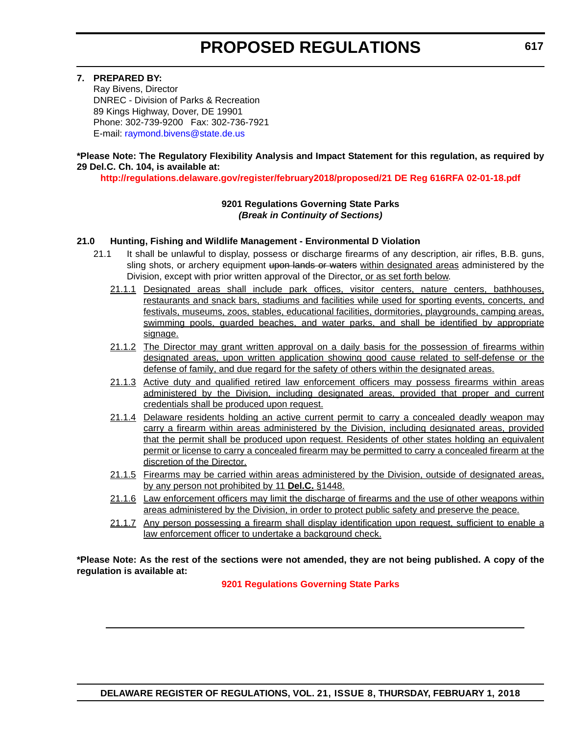**7. PREPARED BY:**

Ray Bivens, Director
DNREC - Division of Parks & Recreation
89 Kings Highway, Dover, DE 19901
Phone: 302-739-9200 Fax: 302-736-7921
E-mail: raymond.bivens@state.de.us

**\*Please Note: The Regulatory Flexibility Analysis and Impact Statement for this regulation, as required by 29 Del.C. Ch. 104, is available at:**

**http://regulations.delaware.gov/register/february2018/proposed/21 DE Reg 616RFA 02-01-18.pdf**

**9201 Regulations Governing State Parks**
***(Break in Continuity of Sections)***

**21.0 Hunting, Fishing and Wildlife Management - Environmental D Violation**

21.1 It shall be unlawful to display, possess or discharge firearms of any description, air rifles, B.B. guns, sling shots, or archery equipment ~~upon lands or waters~~ <u>within designated areas</u> administered by the Division, except with prior written approval of the Director<u>, or as set forth below</u>.

<u>21.1.1 Designated areas shall include park offices, visitor centers, nature centers, bathhouses, restaurants and snack bars, stadiums and facilities while used for sporting events, concerts, and festivals, museums, zoos, stables, educational facilities, dormitories, playgrounds, camping areas, swimming pools, guarded beaches, and water parks, and shall be identified by appropriate signage.</u>

<u>21.1.2 The Director may grant written approval on a daily basis for the possession of firearms within designated areas, upon written application showing good cause related to self-defense or the defense of family, and due regard for the safety of others within the designated areas.</u>

<u>21.1.3 Active duty and qualified retired law enforcement officers may possess firearms within areas administered by the Division, including designated areas, provided that proper and current credentials shall be produced upon request.</u>

<u>21.1.4 Delaware residents holding an active current permit to carry a concealed deadly weapon may carry a firearm within areas administered by the Division, including designated areas, provided that the permit shall be produced upon request. Residents of other states holding an equivalent permit or license to carry a concealed firearm may be permitted to carry a concealed firearm at the discretion of the Director.</u>

<u>21.1.5 Firearms may be carried within areas administered by the Division, outside of designated areas, by any person not prohibited by 11 **Del.C.** §1448.</u>

<u>21.1.6 Law enforcement officers may limit the discharge of firearms and the use of other weapons within areas administered by the Division, in order to protect public safety and preserve the peace.</u>

<u>21.1.7 Any person possessing a firearm shall display identification upon request, sufficient to enable a law enforcement officer to undertake a background check.</u>

**\*Please Note: As the rest of the sections were not amended, they are not being published. A copy of the regulation is available at:**

**9201 Regulations Governing State Parks**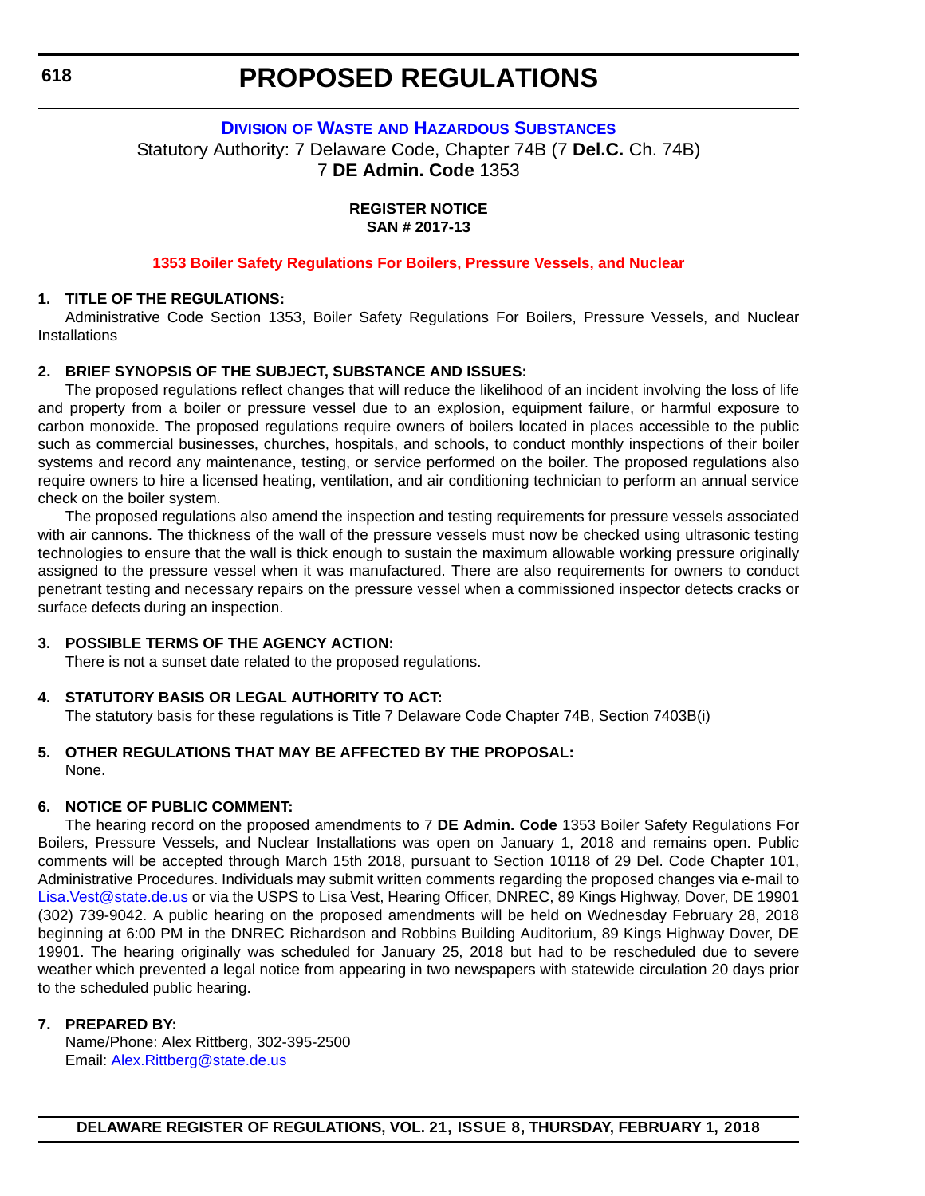# PROPOSED REGULATIONS

## DIVISION OF WASTE AND HAZARDOUS SUBSTANCES

Statutory Authority: 7 Delaware Code, Chapter 74B (7 **Del.C.** Ch. 74B)
7 **DE Admin. Code** 1353

**REGISTER NOTICE**
**SAN # 2017-13**

### 1353 Boiler Safety Regulations For Boilers, Pressure Vessels, and Nuclear

**1. TITLE OF THE REGULATIONS:**

Administrative Code Section 1353, Boiler Safety Regulations For Boilers, Pressure Vessels, and Nuclear Installations

**2. BRIEF SYNOPSIS OF THE SUBJECT, SUBSTANCE AND ISSUES:**

The proposed regulations reflect changes that will reduce the likelihood of an incident involving the loss of life and property from a boiler or pressure vessel due to an explosion, equipment failure, or harmful exposure to carbon monoxide. The proposed regulations require owners of boilers located in places accessible to the public such as commercial businesses, churches, hospitals, and schools, to conduct monthly inspections of their boiler systems and record any maintenance, testing, or service performed on the boiler. The proposed regulations also require owners to hire a licensed heating, ventilation, and air conditioning technician to perform an annual service check on the boiler system.

The proposed regulations also amend the inspection and testing requirements for pressure vessels associated with air cannons. The thickness of the wall of the pressure vessels must now be checked using ultrasonic testing technologies to ensure that the wall is thick enough to sustain the maximum allowable working pressure originally assigned to the pressure vessel when it was manufactured. There are also requirements for owners to conduct penetrant testing and necessary repairs on the pressure vessel when a commissioned inspector detects cracks or surface defects during an inspection.

**3. POSSIBLE TERMS OF THE AGENCY ACTION:**

There is not a sunset date related to the proposed regulations.

**4. STATUTORY BASIS OR LEGAL AUTHORITY TO ACT:**

The statutory basis for these regulations is Title 7 Delaware Code Chapter 74B, Section 7403B(i)

**5. OTHER REGULATIONS THAT MAY BE AFFECTED BY THE PROPOSAL:**

None.

**6. NOTICE OF PUBLIC COMMENT:**

The hearing record on the proposed amendments to 7 **DE Admin. Code** 1353 Boiler Safety Regulations For Boilers, Pressure Vessels, and Nuclear Installations was open on January 1, 2018 and remains open. Public comments will be accepted through March 15th 2018, pursuant to Section 10118 of 29 Del. Code Chapter 101, Administrative Procedures. Individuals may submit written comments regarding the proposed changes via e-mail to Lisa.Vest@state.de.us or via the USPS to Lisa Vest, Hearing Officer, DNREC, 89 Kings Highway, Dover, DE 19901 (302) 739-9042. A public hearing on the proposed amendments will be held on Wednesday February 28, 2018 beginning at 6:00 PM in the DNREC Richardson and Robbins Building Auditorium, 89 Kings Highway Dover, DE 19901. The hearing originally was scheduled for January 25, 2018 but had to be rescheduled due to severe weather which prevented a legal notice from appearing in two newspapers with statewide circulation 20 days prior to the scheduled public hearing.

**7. PREPARED BY:**

Name/Phone: Alex Rittberg, 302-395-2500
Email: Alex.Rittberg@state.de.us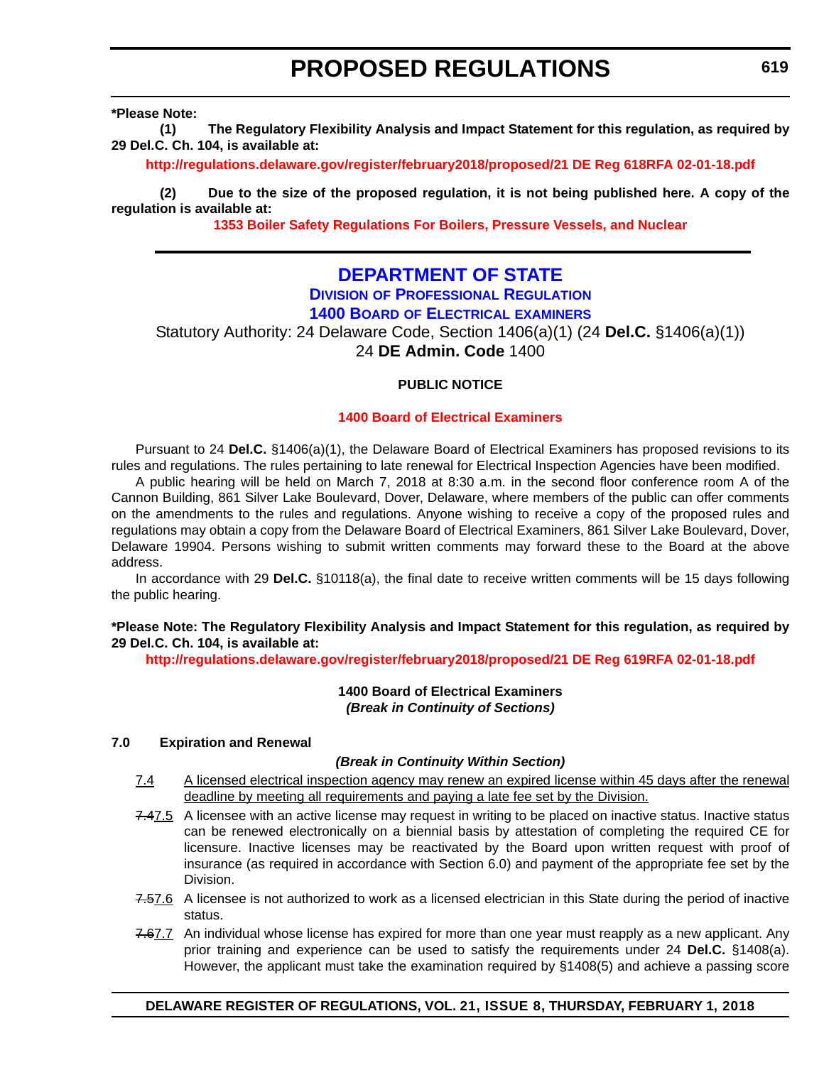**\*Please Note:**

**(1) The Regulatory Flexibility Analysis and Impact Statement for this regulation, as required by 29 Del.C. Ch. 104, is available at:**

**http://regulations.delaware.gov/register/february2018/proposed/21 DE Reg 618RFA 02-01-18.pdf**

**(2) Due to the size of the proposed regulation, it is not being published here. A copy of the regulation is available at:**

**1353 Boiler Safety Regulations For Boilers, Pressure Vessels, and Nuclear**

---

# DEPARTMENT OF STATE

## Division of Professional Regulation

## 1400 Board of Electrical examiners

Statutory Authority: 24 Delaware Code, Section 1406(a)(1) (24 **Del.C.** §1406(a)(1))
24 **DE Admin. Code** 1400

**PUBLIC NOTICE**

**1400 Board of Electrical Examiners**

Pursuant to 24 **Del.C.** §1406(a)(1), the Delaware Board of Electrical Examiners has proposed revisions to its rules and regulations. The rules pertaining to late renewal for Electrical Inspection Agencies have been modified.

A public hearing will be held on March 7, 2018 at 8:30 a.m. in the second floor conference room A of the Cannon Building, 861 Silver Lake Boulevard, Dover, Delaware, where members of the public can offer comments on the amendments to the rules and regulations. Anyone wishing to receive a copy of the proposed rules and regulations may obtain a copy from the Delaware Board of Electrical Examiners, 861 Silver Lake Boulevard, Dover, Delaware 19904. Persons wishing to submit written comments may forward these to the Board at the above address.

In accordance with 29 **Del.C.** §10118(a), the final date to receive written comments will be 15 days following the public hearing.

**\*Please Note: The Regulatory Flexibility Analysis and Impact Statement for this regulation, as required by 29 Del.C. Ch. 104, is available at:**

**http://regulations.delaware.gov/register/february2018/proposed/21 DE Reg 619RFA 02-01-18.pdf**

**1400 Board of Electrical Examiners**
***(Break in Continuity of Sections)***

**7.0 Expiration and Renewal**

***(Break in Continuity Within Section)***

7.4 A licensed electrical inspection agency may renew an expired license within 45 days after the renewal deadline by meeting all requirements and paying a late fee set by the Division.

~~7.4~~7.5 A licensee with an active license may request in writing to be placed on inactive status. Inactive status can be renewed electronically on a biennial basis by attestation of completing the required CE for licensure. Inactive licenses may be reactivated by the Board upon written request with proof of insurance (as required in accordance with Section 6.0) and payment of the appropriate fee set by the Division.

~~7.5~~7.6 A licensee is not authorized to work as a licensed electrician in this State during the period of inactive status.

~~7.6~~7.7 An individual whose license has expired for more than one year must reapply as a new applicant. Any prior training and experience can be used to satisfy the requirements under 24 **Del.C.** §1408(a). However, the applicant must take the examination required by §1408(5) and achieve a passing score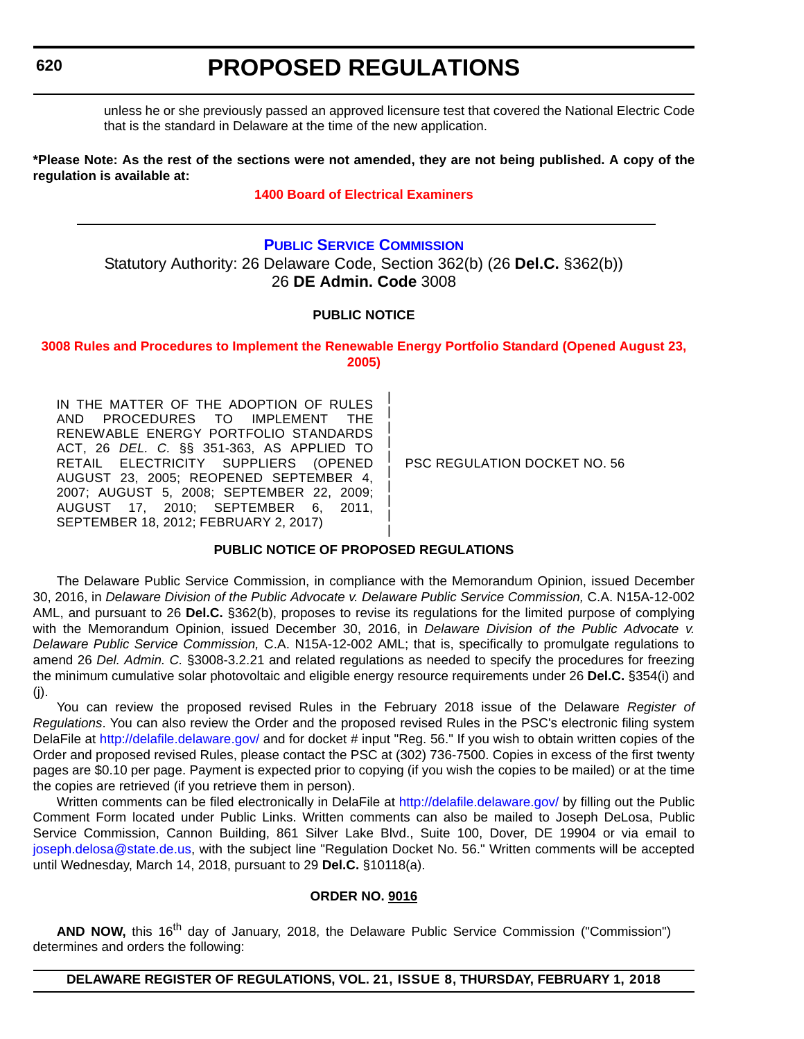unless he or she previously passed an approved licensure test that covered the National Electric Code that is the standard in Delaware at the time of the new application.

**\*Please Note: As the rest of the sections were not amended, they are not being published. A copy of the regulation is available at:**

**1400 Board of Electrical Examiners**

## PUBLIC SERVICE COMMISSION

Statutory Authority: 26 Delaware Code, Section 362(b) (26 **Del.C.** §362(b))
26 **DE Admin. Code** 3008

### PUBLIC NOTICE

**3008 Rules and Procedures to Implement the Renewable Energy Portfolio Standard (Opened August 23, 2005)**

| IN THE MATTER OF THE ADOPTION OF RULES AND PROCEDURES TO IMPLEMENT THE RENEWABLE ENERGY PORTFOLIO STANDARDS ACT, 26 *DEL. C.* §§ 351-363, AS APPLIED TO RETAIL ELECTRICITY SUPPLIERS (OPENED AUGUST 23, 2005; REOPENED SEPTEMBER 4, 2007; AUGUST 5, 2008; SEPTEMBER 22, 2009; AUGUST 17, 2010; SEPTEMBER 6, 2011, SEPTEMBER 18, 2012; FEBRUARY 2, 2017) | PSC REGULATION DOCKET NO. 56 |
|---|---|

### PUBLIC NOTICE OF PROPOSED REGULATIONS

The Delaware Public Service Commission, in compliance with the Memorandum Opinion, issued December 30, 2016, in *Delaware Division of the Public Advocate v. Delaware Public Service Commission,* C.A. N15A-12-002 AML, and pursuant to 26 **Del.C.** §362(b), proposes to revise its regulations for the limited purpose of complying with the Memorandum Opinion, issued December 30, 2016, in *Delaware Division of the Public Advocate v. Delaware Public Service Commission,* C.A. N15A-12-002 AML; that is, specifically to promulgate regulations to amend 26 *Del. Admin. C.* §3008-3.2.21 and related regulations as needed to specify the procedures for freezing the minimum cumulative solar photovoltaic and eligible energy resource requirements under 26 **Del.C.** §354(i) and (j).

You can review the proposed revised Rules in the February 2018 issue of the Delaware *Register of Regulations*. You can also review the Order and the proposed revised Rules in the PSC's electronic filing system DelaFile at http://delafile.delaware.gov/ and for docket # input "Reg. 56." If you wish to obtain written copies of the Order and proposed revised Rules, please contact the PSC at (302) 736-7500. Copies in excess of the first twenty pages are $0.10 per page. Payment is expected prior to copying (if you wish the copies to be mailed) or at the time the copies are retrieved (if you retrieve them in person).

Written comments can be filed electronically in DelaFile at http://delafile.delaware.gov/ by filling out the Public Comment Form located under Public Links. Written comments can also be mailed to Joseph DeLosa, Public Service Commission, Cannon Building, 861 Silver Lake Blvd., Suite 100, Dover, DE 19904 or via email to joseph.delosa@state.de.us, with the subject line "Regulation Docket No. 56." Written comments will be accepted until Wednesday, March 14, 2018, pursuant to 29 **Del.C.** §10118(a).

### ORDER NO. 9016

**AND NOW,** this 16th day of January, 2018, the Delaware Public Service Commission ("Commission") determines and orders the following: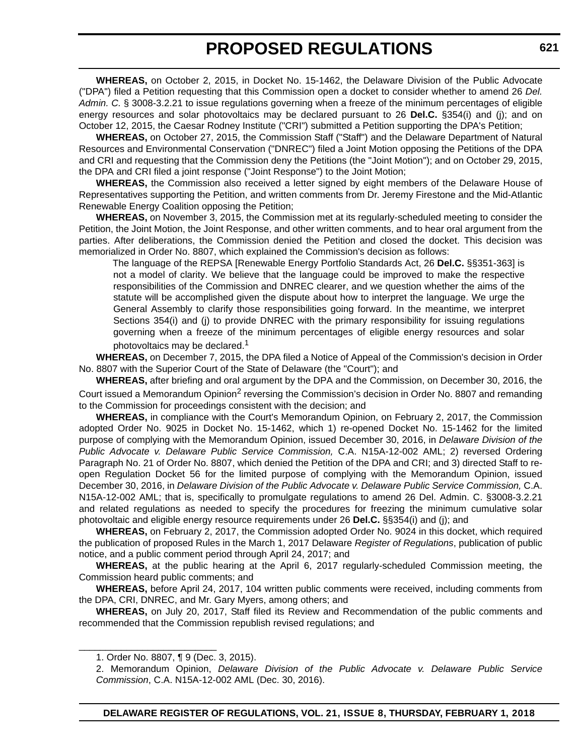**WHEREAS,** on October 2, 2015, in Docket No. 15-1462, the Delaware Division of the Public Advocate ("DPA") filed a Petition requesting that this Commission open a docket to consider whether to amend 26 *Del. Admin. C.* § 3008-3.2.21 to issue regulations governing when a freeze of the minimum percentages of eligible energy resources and solar photovoltaics may be declared pursuant to 26 **Del.C.** §354(i) and (j); and on October 12, 2015, the Caesar Rodney Institute ("CRI") submitted a Petition supporting the DPA's Petition;

**WHEREAS,** on October 27, 2015, the Commission Staff ("Staff") and the Delaware Department of Natural Resources and Environmental Conservation ("DNREC") filed a Joint Motion opposing the Petitions of the DPA and CRI and requesting that the Commission deny the Petitions (the "Joint Motion"); and on October 29, 2015, the DPA and CRI filed a joint response ("Joint Response") to the Joint Motion;

**WHEREAS,** the Commission also received a letter signed by eight members of the Delaware House of Representatives supporting the Petition, and written comments from Dr. Jeremy Firestone and the Mid-Atlantic Renewable Energy Coalition opposing the Petition;

**WHEREAS,** on November 3, 2015, the Commission met at its regularly-scheduled meeting to consider the Petition, the Joint Motion, the Joint Response, and other written comments, and to hear oral argument from the parties. After deliberations, the Commission denied the Petition and closed the docket. This decision was memorialized in Order No. 8807, which explained the Commission's decision as follows:

> The language of the REPSA [Renewable Energy Portfolio Standards Act, 26 **Del.C.** §§351-363] is not a model of clarity. We believe that the language could be improved to make the respective responsibilities of the Commission and DNREC clearer, and we question whether the aims of the statute will be accomplished given the dispute about how to interpret the language. We urge the General Assembly to clarify those responsibilities going forward. In the meantime, we interpret Sections 354(i) and (j) to provide DNREC with the primary responsibility for issuing regulations governing when a freeze of the minimum percentages of eligible energy resources and solar photovoltaics may be declared.[1]

**WHEREAS,** on December 7, 2015, the DPA filed a Notice of Appeal of the Commission's decision in Order No. 8807 with the Superior Court of the State of Delaware (the "Court"); and

**WHEREAS,** after briefing and oral argument by the DPA and the Commission, on December 30, 2016, the Court issued a Memorandum Opinion[2] reversing the Commission's decision in Order No. 8807 and remanding to the Commission for proceedings consistent with the decision; and

**WHEREAS,** in compliance with the Court's Memorandum Opinion, on February 2, 2017, the Commission adopted Order No. 9025 in Docket No. 15-1462, which 1) re-opened Docket No. 15-1462 for the limited purpose of complying with the Memorandum Opinion, issued December 30, 2016, in *Delaware Division of the Public Advocate v. Delaware Public Service Commission,* C.A. N15A-12-002 AML; 2) reversed Ordering Paragraph No. 21 of Order No. 8807, which denied the Petition of the DPA and CRI; and 3) directed Staff to re-open Regulation Docket 56 for the limited purpose of complying with the Memorandum Opinion, issued December 30, 2016, in *Delaware Division of the Public Advocate v. Delaware Public Service Commission,* C.A. N15A-12-002 AML; that is, specifically to promulgate regulations to amend 26 Del. Admin. C. §3008-3.2.21 and related regulations as needed to specify the procedures for freezing the minimum cumulative solar photovoltaic and eligible energy resource requirements under 26 **Del.C.** §§354(i) and (j); and

**WHEREAS,** on February 2, 2017, the Commission adopted Order No. 9024 in this docket, which required the publication of proposed Rules in the March 1, 2017 Delaware *Register of Regulations*, publication of public notice, and a public comment period through April 24, 2017; and

**WHEREAS,** at the public hearing at the April 6, 2017 regularly-scheduled Commission meeting, the Commission heard public comments; and

**WHEREAS,** before April 24, 2017, 104 written public comments were received, including comments from the DPA, CRI, DNREC, and Mr. Gary Myers, among others; and

**WHEREAS,** on July 20, 2017, Staff filed its Review and Recommendation of the public comments and recommended that the Commission republish revised regulations; and

---

1. Order No. 8807, ¶ 9 (Dec. 3, 2015).

2. Memorandum Opinion, *Delaware Division of the Public Advocate v. Delaware Public Service Commission*, C.A. N15A-12-002 AML (Dec. 30, 2016).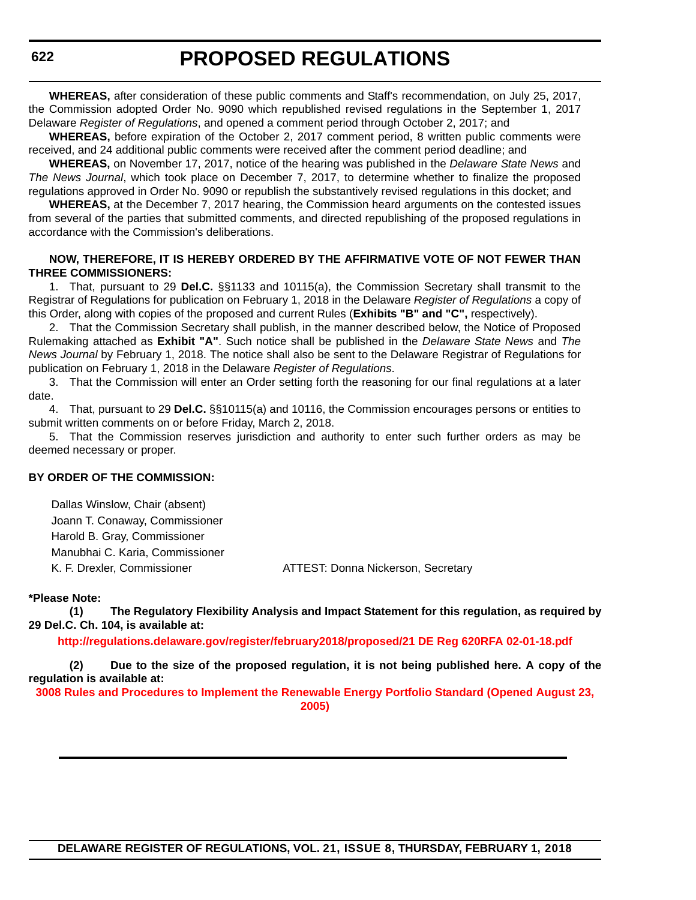**WHEREAS,** after consideration of these public comments and Staff's recommendation, on July 25, 2017, the Commission adopted Order No. 9090 which republished revised regulations in the September 1, 2017 Delaware *Register of Regulations*, and opened a comment period through October 2, 2017; and

**WHEREAS,** before expiration of the October 2, 2017 comment period, 8 written public comments were received, and 24 additional public comments were received after the comment period deadline; and

**WHEREAS,** on November 17, 2017, notice of the hearing was published in the *Delaware State News* and *The News Journal*, which took place on December 7, 2017, to determine whether to finalize the proposed regulations approved in Order No. 9090 or republish the substantively revised regulations in this docket; and

**WHEREAS,** at the December 7, 2017 hearing, the Commission heard arguments on the contested issues from several of the parties that submitted comments, and directed republishing of the proposed regulations in accordance with the Commission's deliberations.

**NOW, THEREFORE, IT IS HEREBY ORDERED BY THE AFFIRMATIVE VOTE OF NOT FEWER THAN THREE COMMISSIONERS:**

1. That, pursuant to 29 **Del.C.** §§1133 and 10115(a), the Commission Secretary shall transmit to the Registrar of Regulations for publication on February 1, 2018 in the Delaware *Register of Regulations* a copy of this Order, along with copies of the proposed and current Rules (**Exhibits "B" and "C",** respectively).

2. That the Commission Secretary shall publish, in the manner described below, the Notice of Proposed Rulemaking attached as **Exhibit "A"**. Such notice shall be published in the *Delaware State News* and *The News Journal* by February 1, 2018. The notice shall also be sent to the Delaware Registrar of Regulations for publication on February 1, 2018 in the Delaware *Register of Regulations*.

3. That the Commission will enter an Order setting forth the reasoning for our final regulations at a later date.

4. That, pursuant to 29 **Del.C.** §§10115(a) and 10116, the Commission encourages persons or entities to submit written comments on or before Friday, March 2, 2018.

5. That the Commission reserves jurisdiction and authority to enter such further orders as may be deemed necessary or proper.

**BY ORDER OF THE COMMISSION:**

Dallas Winslow, Chair (absent)
Joann T. Conaway, Commissioner
Harold B. Gray, Commissioner
Manubhai C. Karia, Commissioner
K. F. Drexler, Commissioner

ATTEST: Donna Nickerson, Secretary

**\*Please Note:**

**(1) The Regulatory Flexibility Analysis and Impact Statement for this regulation, as required by 29 Del.C. Ch. 104, is available at:**

**http://regulations.delaware.gov/register/february2018/proposed/21 DE Reg 620RFA 02-01-18.pdf**

**(2) Due to the size of the proposed regulation, it is not being published here. A copy of the regulation is available at:**

**3008 Rules and Procedures to Implement the Renewable Energy Portfolio Standard (Opened August 23, 2005)**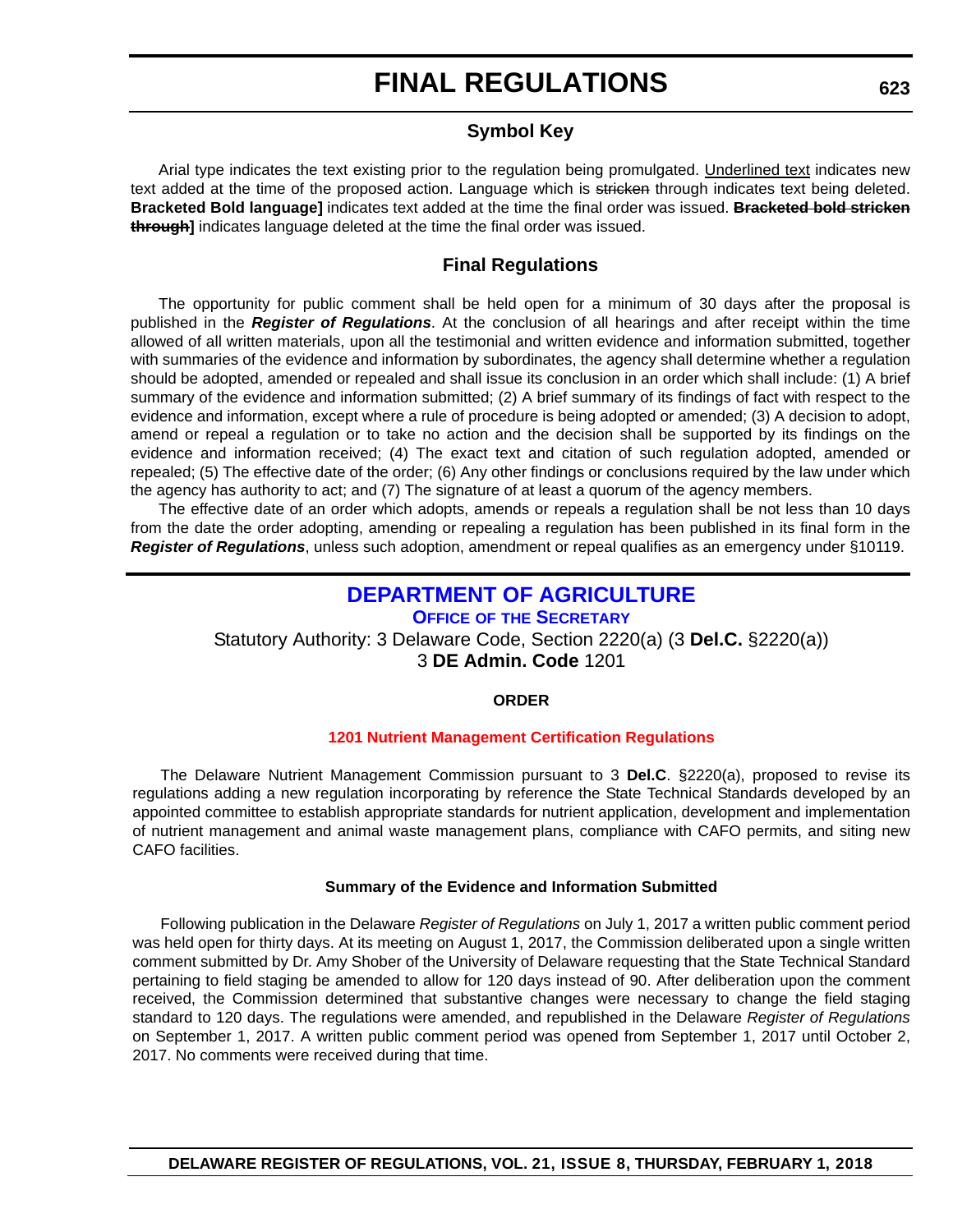# FINAL REGULATIONS

## Symbol Key

Arial type indicates the text existing prior to the regulation being promulgated. Underlined text indicates new text added at the time of the proposed action. Language which is ~~stricken~~ through indicates text being deleted. **Bracketed Bold language]** indicates text added at the time the final order was issued. **~~Bracketed bold stricken through~~]** indicates language deleted at the time the final order was issued.

## Final Regulations

The opportunity for public comment shall be held open for a minimum of 30 days after the proposal is published in the ***Register of Regulations***. At the conclusion of all hearings and after receipt within the time allowed of all written materials, upon all the testimonial and written evidence and information submitted, together with summaries of the evidence and information by subordinates, the agency shall determine whether a regulation should be adopted, amended or repealed and shall issue its conclusion in an order which shall include: (1) A brief summary of the evidence and information submitted; (2) A brief summary of its findings of fact with respect to the evidence and information, except where a rule of procedure is being adopted or amended; (3) A decision to adopt, amend or repeal a regulation or to take no action and the decision shall be supported by its findings on the evidence and information received; (4) The exact text and citation of such regulation adopted, amended or repealed; (5) The effective date of the order; (6) Any other findings or conclusions required by the law under which the agency has authority to act; and (7) The signature of at least a quorum of the agency members.

The effective date of an order which adopts, amends or repeals a regulation shall be not less than 10 days from the date the order adopting, amending or repealing a regulation has been published in its final form in the ***Register of Regulations***, unless such adoption, amendment or repeal qualifies as an emergency under §10119.

## DEPARTMENT OF AGRICULTURE

### Office of the Secretary

Statutory Authority: 3 Delaware Code, Section 2220(a) (3 **Del.C.** §2220(a))
3 **DE Admin. Code** 1201

**ORDER**

**1201 Nutrient Management Certification Regulations**

The Delaware Nutrient Management Commission pursuant to 3 **Del.C**. §2220(a), proposed to revise its regulations adding a new regulation incorporating by reference the State Technical Standards developed by an appointed committee to establish appropriate standards for nutrient application, development and implementation of nutrient management and animal waste management plans, compliance with CAFO permits, and siting new CAFO facilities.

**Summary of the Evidence and Information Submitted**

Following publication in the Delaware *Register of Regulations* on July 1, 2017 a written public comment period was held open for thirty days. At its meeting on August 1, 2017, the Commission deliberated upon a single written comment submitted by Dr. Amy Shober of the University of Delaware requesting that the State Technical Standard pertaining to field staging be amended to allow for 120 days instead of 90. After deliberation upon the comment received, the Commission determined that substantive changes were necessary to change the field staging standard to 120 days. The regulations were amended, and republished in the Delaware *Register of Regulations* on September 1, 2017. A written public comment period was opened from September 1, 2017 until October 2, 2017. No comments were received during that time.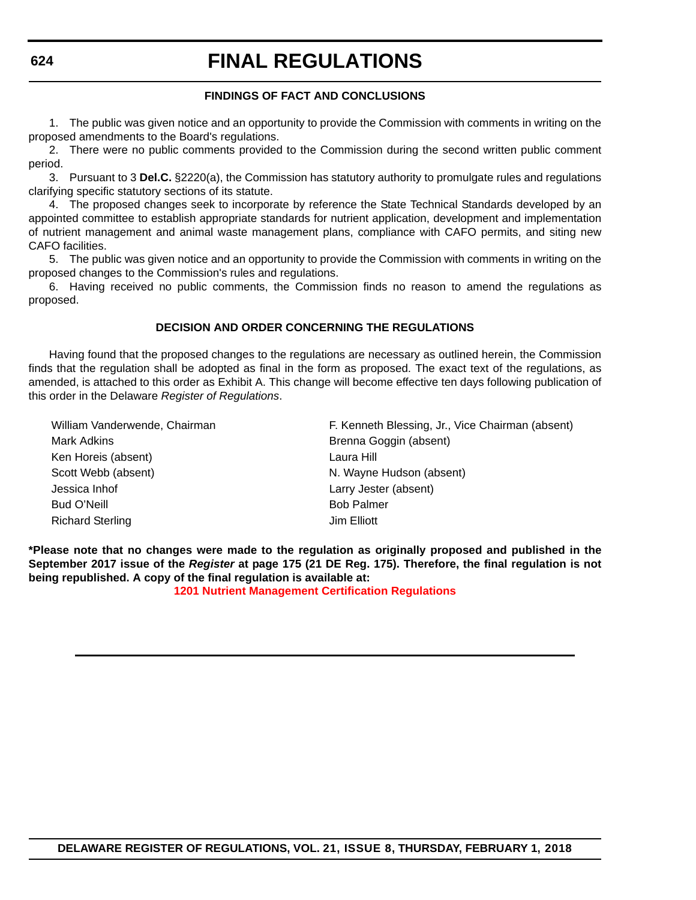#### FINDINGS OF FACT AND CONCLUSIONS

1. The public was given notice and an opportunity to provide the Commission with comments in writing on the proposed amendments to the Board's regulations.
2. There were no public comments provided to the Commission during the second written public comment period.
3. Pursuant to 3 **Del.C.** §2220(a), the Commission has statutory authority to promulgate rules and regulations clarifying specific statutory sections of its statute.
4. The proposed changes seek to incorporate by reference the State Technical Standards developed by an appointed committee to establish appropriate standards for nutrient application, development and implementation of nutrient management and animal waste management plans, compliance with CAFO permits, and siting new CAFO facilities.
5. The public was given notice and an opportunity to provide the Commission with comments in writing on the proposed changes to the Commission's rules and regulations.
6. Having received no public comments, the Commission finds no reason to amend the regulations as proposed.

#### DECISION AND ORDER CONCERNING THE REGULATIONS

Having found that the proposed changes to the regulations are necessary as outlined herein, the Commission finds that the regulation shall be adopted as final in the form as proposed. The exact text of the regulations, as amended, is attached to this order as Exhibit A. This change will become effective ten days following publication of this order in the Delaware *Register of Regulations*.

William Vanderwende, Chairman
F. Kenneth Blessing, Jr., Vice Chairman (absent)
Mark Adkins
Brenna Goggin (absent)
Ken Horeis (absent)
Laura Hill
Scott Webb (absent)
N. Wayne Hudson (absent)
Jessica Inhof
Larry Jester (absent)
Bud O'Neill
Bob Palmer
Richard Sterling
Jim Elliott

**\*Please note that no changes were made to the regulation as originally proposed and published in the September 2017 issue of the *Register* at page 175 (21 DE Reg. 175). Therefore, the final regulation is not being republished. A copy of the final regulation is available at:**

**1201 Nutrient Management Certification Regulations**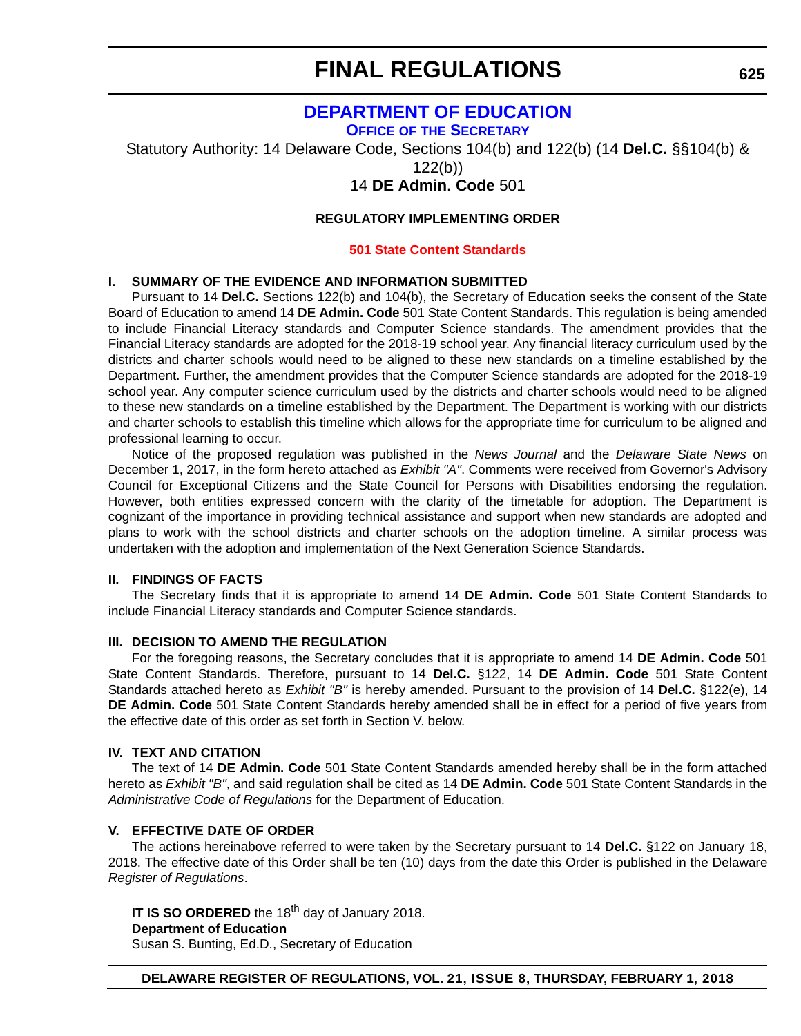## DEPARTMENT OF EDUCATION

**OFFICE OF THE SECRETARY**

Statutory Authority: 14 Delaware Code, Sections 104(b) and 122(b) (14 **Del.C.** §§104(b) & 122(b))

14 **DE Admin. Code** 501

**REGULATORY IMPLEMENTING ORDER**

**501 State Content Standards**

**I. SUMMARY OF THE EVIDENCE AND INFORMATION SUBMITTED**

Pursuant to 14 **Del.C.** Sections 122(b) and 104(b), the Secretary of Education seeks the consent of the State Board of Education to amend 14 **DE Admin. Code** 501 State Content Standards. This regulation is being amended to include Financial Literacy standards and Computer Science standards. The amendment provides that the Financial Literacy standards are adopted for the 2018-19 school year. Any financial literacy curriculum used by the districts and charter schools would need to be aligned to these new standards on a timeline established by the Department. Further, the amendment provides that the Computer Science standards are adopted for the 2018-19 school year. Any computer science curriculum used by the districts and charter schools would need to be aligned to these new standards on a timeline established by the Department. The Department is working with our districts and charter schools to establish this timeline which allows for the appropriate time for curriculum to be aligned and professional learning to occur.

Notice of the proposed regulation was published in the *News Journal* and the *Delaware State News* on December 1, 2017, in the form hereto attached as *Exhibit "A"*. Comments were received from Governor's Advisory Council for Exceptional Citizens and the State Council for Persons with Disabilities endorsing the regulation. However, both entities expressed concern with the clarity of the timetable for adoption. The Department is cognizant of the importance in providing technical assistance and support when new standards are adopted and plans to work with the school districts and charter schools on the adoption timeline. A similar process was undertaken with the adoption and implementation of the Next Generation Science Standards.

**II. FINDINGS OF FACTS**

The Secretary finds that it is appropriate to amend 14 **DE Admin. Code** 501 State Content Standards to include Financial Literacy standards and Computer Science standards.

**III. DECISION TO AMEND THE REGULATION**

For the foregoing reasons, the Secretary concludes that it is appropriate to amend 14 **DE Admin. Code** 501 State Content Standards. Therefore, pursuant to 14 **Del.C.** §122, 14 **DE Admin. Code** 501 State Content Standards attached hereto as *Exhibit "B"* is hereby amended. Pursuant to the provision of 14 **Del.C.** §122(e), 14 **DE Admin. Code** 501 State Content Standards hereby amended shall be in effect for a period of five years from the effective date of this order as set forth in Section V. below.

**IV. TEXT AND CITATION**

The text of 14 **DE Admin. Code** 501 State Content Standards amended hereby shall be in the form attached hereto as *Exhibit "B"*, and said regulation shall be cited as 14 **DE Admin. Code** 501 State Content Standards in the *Administrative Code of Regulations* for the Department of Education.

**V. EFFECTIVE DATE OF ORDER**

The actions hereinabove referred to were taken by the Secretary pursuant to 14 **Del.C.** §122 on January 18, 2018. The effective date of this Order shall be ten (10) days from the date this Order is published in the Delaware *Register of Regulations*.

**IT IS SO ORDERED** the 18th day of January 2018.
**Department of Education**
Susan S. Bunting, Ed.D., Secretary of Education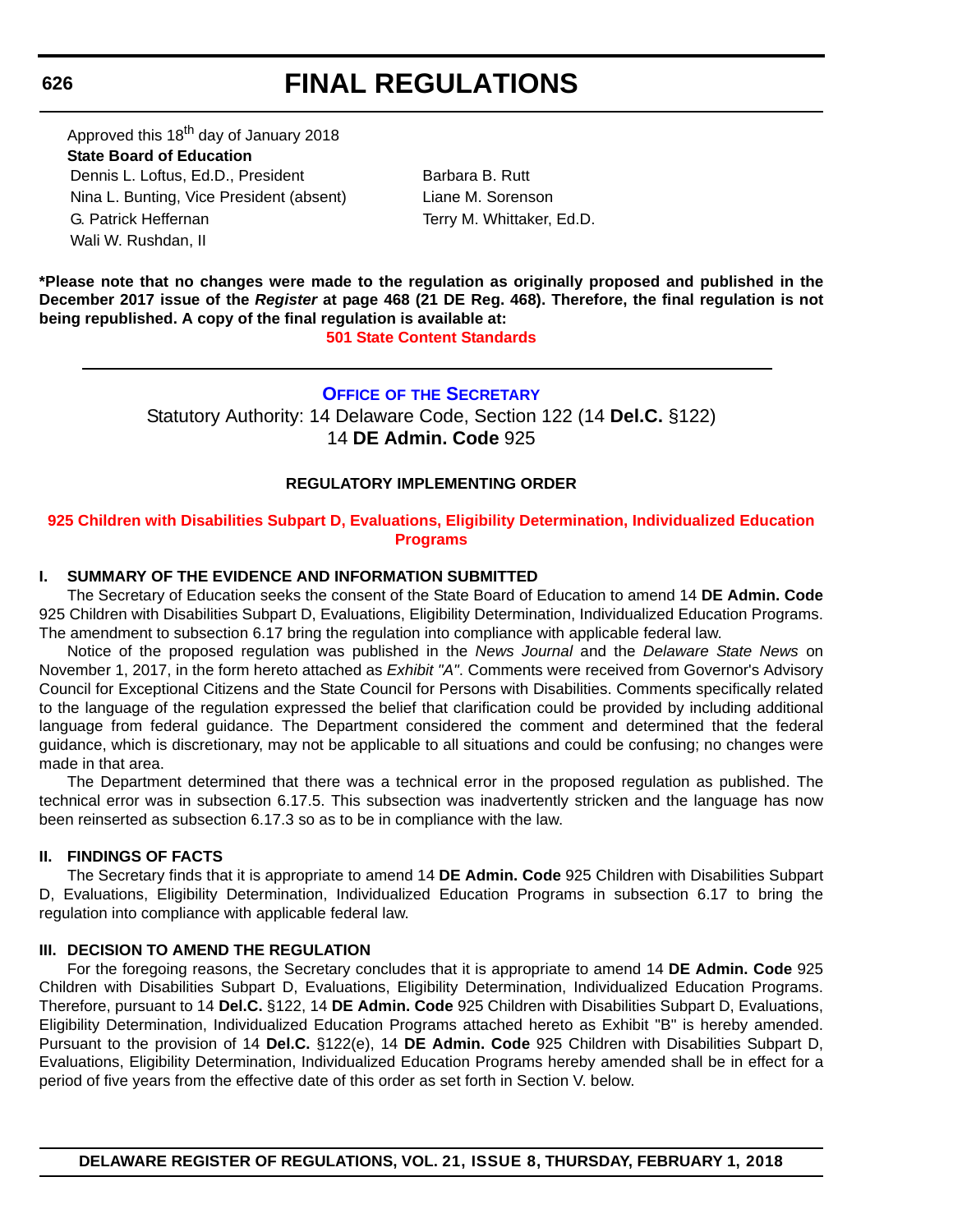Approved this 18th day of January 2018

**State Board of Education**

Dennis L. Loftus, Ed.D., President
Nina L. Bunting, Vice President (absent)
G. Patrick Heffernan
Wali W. Rushdan, II
Barbara B. Rutt
Liane M. Sorenson
Terry M. Whittaker, Ed.D.

**\*Please note that no changes were made to the regulation as originally proposed and published in the December 2017 issue of the *Register* at page 468 (21 DE Reg. 468). Therefore, the final regulation is not being republished. A copy of the final regulation is available at:**

**501 State Content Standards**

---

## Office of the Secretary

Statutory Authority: 14 Delaware Code, Section 122 (14 **Del.C.** §122)
14 **DE Admin. Code** 925

### REGULATORY IMPLEMENTING ORDER

**925 Children with Disabilities Subpart D, Evaluations, Eligibility Determination, Individualized Education Programs**

#### I. SUMMARY OF THE EVIDENCE AND INFORMATION SUBMITTED

The Secretary of Education seeks the consent of the State Board of Education to amend 14 **DE Admin. Code** 925 Children with Disabilities Subpart D, Evaluations, Eligibility Determination, Individualized Education Programs. The amendment to subsection 6.17 bring the regulation into compliance with applicable federal law.

Notice of the proposed regulation was published in the *News Journal* and the *Delaware State News* on November 1, 2017, in the form hereto attached as *Exhibit "A"*. Comments were received from Governor's Advisory Council for Exceptional Citizens and the State Council for Persons with Disabilities. Comments specifically related to the language of the regulation expressed the belief that clarification could be provided by including additional language from federal guidance. The Department considered the comment and determined that the federal guidance, which is discretionary, may not be applicable to all situations and could be confusing; no changes were made in that area.

The Department determined that there was a technical error in the proposed regulation as published. The technical error was in subsection 6.17.5. This subsection was inadvertently stricken and the language has now been reinserted as subsection 6.17.3 so as to be in compliance with the law.

#### II. FINDINGS OF FACTS

The Secretary finds that it is appropriate to amend 14 **DE Admin. Code** 925 Children with Disabilities Subpart D, Evaluations, Eligibility Determination, Individualized Education Programs in subsection 6.17 to bring the regulation into compliance with applicable federal law.

#### III. DECISION TO AMEND THE REGULATION

For the foregoing reasons, the Secretary concludes that it is appropriate to amend 14 **DE Admin. Code** 925 Children with Disabilities Subpart D, Evaluations, Eligibility Determination, Individualized Education Programs. Therefore, pursuant to 14 **Del.C.** §122, 14 **DE Admin. Code** 925 Children with Disabilities Subpart D, Evaluations, Eligibility Determination, Individualized Education Programs attached hereto as Exhibit "B" is hereby amended. Pursuant to the provision of 14 **Del.C.** §122(e), 14 **DE Admin. Code** 925 Children with Disabilities Subpart D, Evaluations, Eligibility Determination, Individualized Education Programs hereby amended shall be in effect for a period of five years from the effective date of this order as set forth in Section V. below.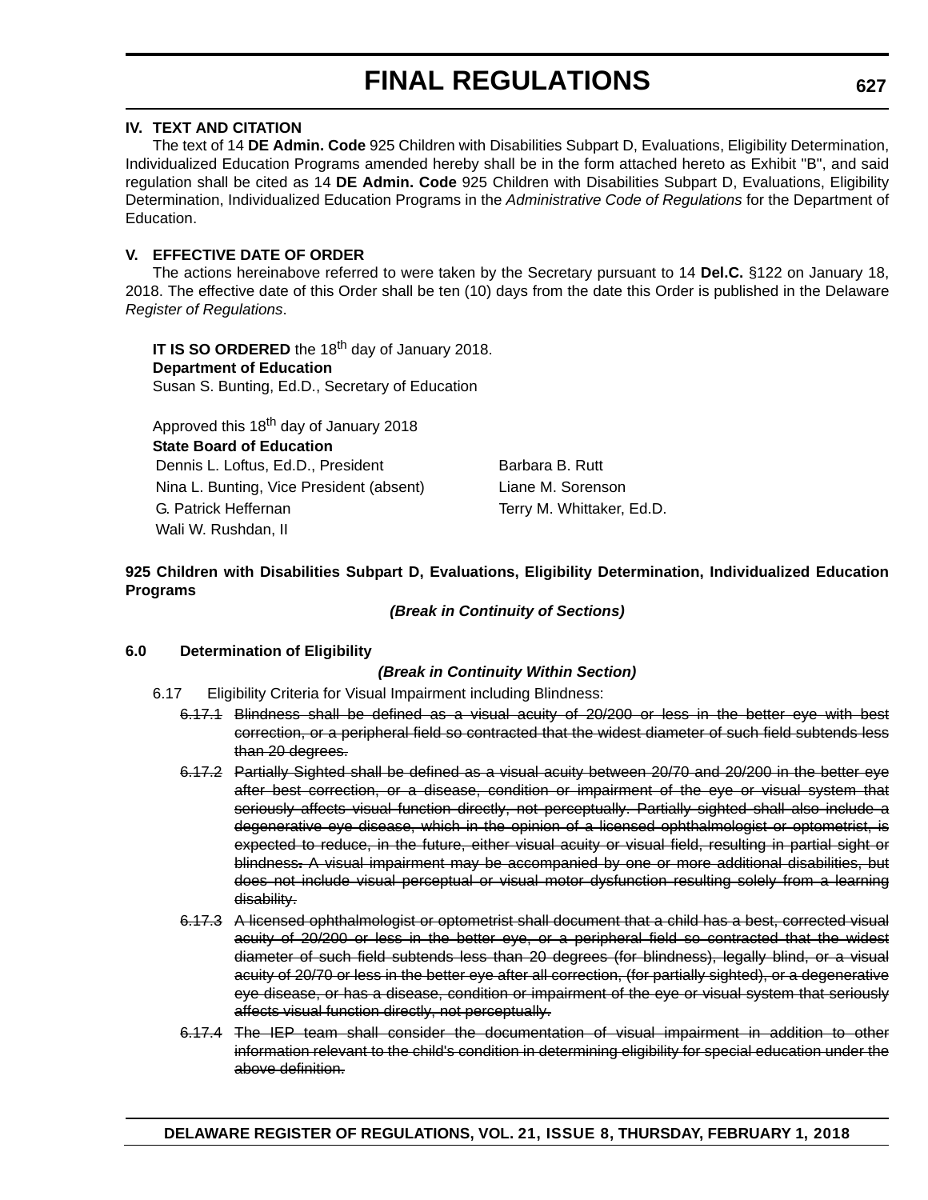### IV. TEXT AND CITATION

The text of 14 **DE Admin. Code** 925 Children with Disabilities Subpart D, Evaluations, Eligibility Determination, Individualized Education Programs amended hereby shall be in the form attached hereto as Exhibit "B", and said regulation shall be cited as 14 **DE Admin. Code** 925 Children with Disabilities Subpart D, Evaluations, Eligibility Determination, Individualized Education Programs in the *Administrative Code of Regulations* for the Department of Education.

### V. EFFECTIVE DATE OF ORDER

The actions hereinabove referred to were taken by the Secretary pursuant to 14 **Del.C.** §122 on January 18, 2018. The effective date of this Order shall be ten (10) days from the date this Order is published in the Delaware *Register of Regulations*.

**IT IS SO ORDERED** the 18th day of January 2018.
**Department of Education**
Susan S. Bunting, Ed.D., Secretary of Education

Approved this 18th day of January 2018
**State Board of Education**

Dennis L. Loftus, Ed.D., President
Nina L. Bunting, Vice President (absent)
G. Patrick Heffernan
Wali W. Rushdan, II
Barbara B. Rutt
Liane M. Sorenson
Terry M. Whittaker, Ed.D.

**925 Children with Disabilities Subpart D, Evaluations, Eligibility Determination, Individualized Education Programs**

***(Break in Continuity of Sections)***

**6.0 Determination of Eligibility**

***(Break in Continuity Within Section)***

6.17 Eligibility Criteria for Visual Impairment including Blindness:

~~6.17.1 Blindness shall be defined as a visual acuity of 20/200 or less in the better eye with best correction, or a peripheral field so contracted that the widest diameter of such field subtends less than 20 degrees.~~

~~6.17.2 Partially Sighted shall be defined as a visual acuity between 20/70 and 20/200 in the better eye after best correction, or a disease, condition or impairment of the eye or visual system that seriously affects visual function directly, not perceptually. Partially sighted shall also include a degenerative eye disease, which in the opinion of a licensed ophthalmologist or optometrist, is expected to reduce, in the future, either visual acuity or visual field, resulting in partial sight or blindness. A visual impairment may be accompanied by one or more additional disabilities, but does not include visual perceptual or visual motor dysfunction resulting solely from a learning disability.~~

~~6.17.3 A licensed ophthalmologist or optometrist shall document that a child has a best, corrected visual acuity of 20/200 or less in the better eye, or a peripheral field so contracted that the widest diameter of such field subtends less than 20 degrees (for blindness), legally blind, or a visual acuity of 20/70 or less in the better eye after all correction, (for partially sighted), or a degenerative eye disease, or has a disease, condition or impairment of the eye or visual system that seriously affects visual function directly, not perceptually.~~

~~6.17.4 The IEP team shall consider the documentation of visual impairment in addition to other information relevant to the child's condition in determining eligibility for special education under the above definition.~~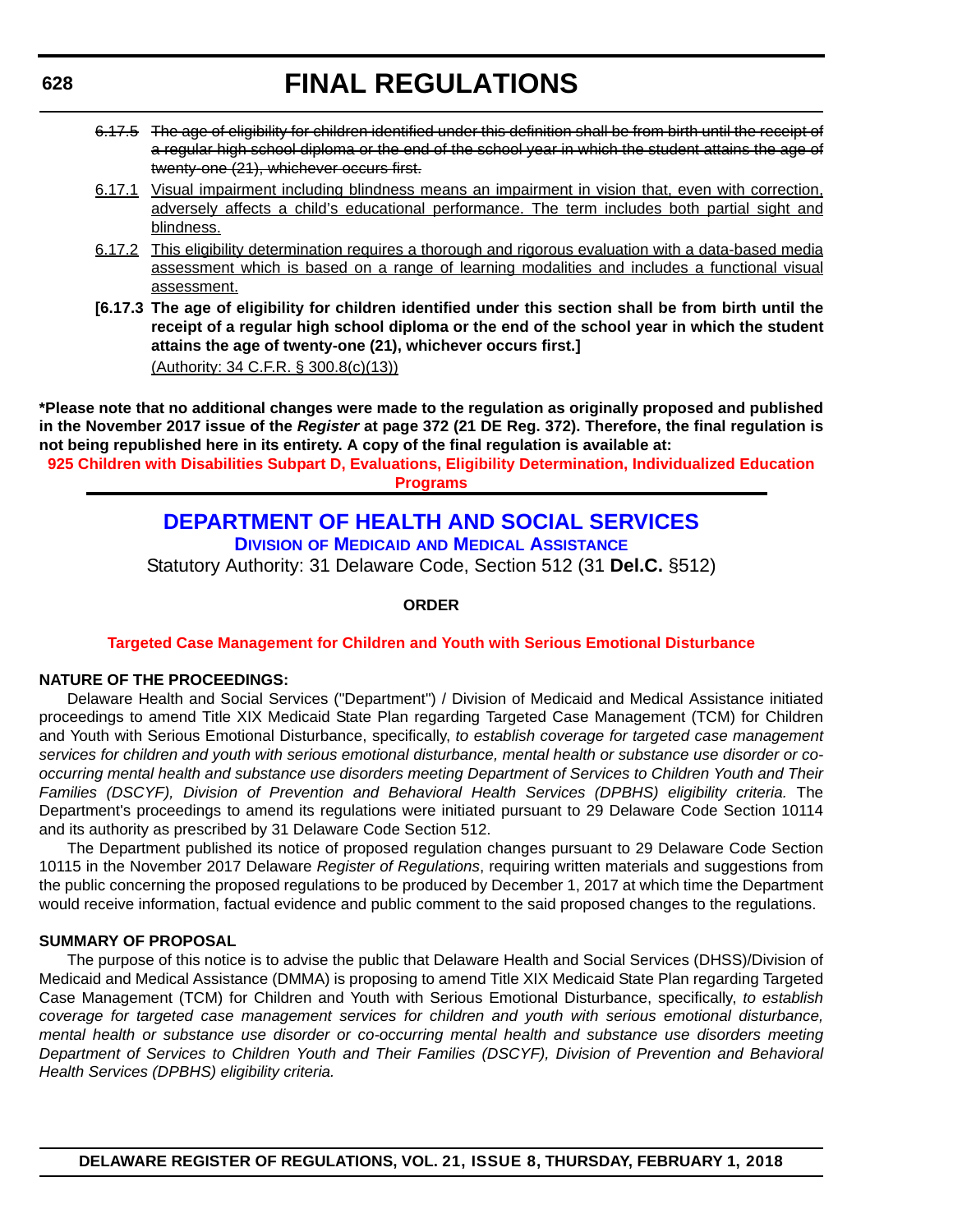~~6.17.5 The age of eligibility for children identified under this definition shall be from birth until the receipt of a regular high school diploma or the end of the school year in which the student attains the age of twenty-one (21), whichever occurs first.~~

<u>6.17.1 Visual impairment including blindness means an impairment in vision that, even with correction, adversely affects a child's educational performance. The term includes both partial sight and blindness.</u>

<u>6.17.2 This eligibility determination requires a thorough and rigorous evaluation with a data-based media assessment which is based on a range of learning modalities and includes a functional visual assessment.</u>

**[6.17.3 The age of eligibility for children identified under this section shall be from birth until the receipt of a regular high school diploma or the end of the school year in which the student attains the age of twenty-one (21), whichever occurs first.]**

<u>(Authority: 34 C.F.R. § 300.8(c)(13))</u>

**\*Please note that no additional changes were made to the regulation as originally proposed and published in the November 2017 issue of the *Register* at page 372 (21 DE Reg. 372). Therefore, the final regulation is not being republished here in its entirety. A copy of the final regulation is available at:**

**925 Children with Disabilities Subpart D, Evaluations, Eligibility Determination, Individualized Education Programs**

## DEPARTMENT OF HEALTH AND SOCIAL SERVICES

### Division of Medicaid and Medical Assistance

Statutory Authority: 31 Delaware Code, Section 512 (31 **Del.C.** §512)

**ORDER**

**Targeted Case Management for Children and Youth with Serious Emotional Disturbance**

**NATURE OF THE PROCEEDINGS:**

Delaware Health and Social Services ("Department") / Division of Medicaid and Medical Assistance initiated proceedings to amend Title XIX Medicaid State Plan regarding Targeted Case Management (TCM) for Children and Youth with Serious Emotional Disturbance, specifically, *to establish coverage for targeted case management services for children and youth with serious emotional disturbance, mental health or substance use disorder or co-occurring mental health and substance use disorders meeting Department of Services to Children Youth and Their Families (DSCYF), Division of Prevention and Behavioral Health Services (DPBHS) eligibility criteria.* The Department's proceedings to amend its regulations were initiated pursuant to 29 Delaware Code Section 10114 and its authority as prescribed by 31 Delaware Code Section 512.

The Department published its notice of proposed regulation changes pursuant to 29 Delaware Code Section 10115 in the November 2017 Delaware *Register of Regulations*, requiring written materials and suggestions from the public concerning the proposed regulations to be produced by December 1, 2017 at which time the Department would receive information, factual evidence and public comment to the said proposed changes to the regulations.

**SUMMARY OF PROPOSAL**

The purpose of this notice is to advise the public that Delaware Health and Social Services (DHSS)/Division of Medicaid and Medical Assistance (DMMA) is proposing to amend Title XIX Medicaid State Plan regarding Targeted Case Management (TCM) for Children and Youth with Serious Emotional Disturbance, specifically, *to establish coverage for targeted case management services for children and youth with serious emotional disturbance, mental health or substance use disorder or co-occurring mental health and substance use disorders meeting Department of Services to Children Youth and Their Families (DSCYF), Division of Prevention and Behavioral Health Services (DPBHS) eligibility criteria.*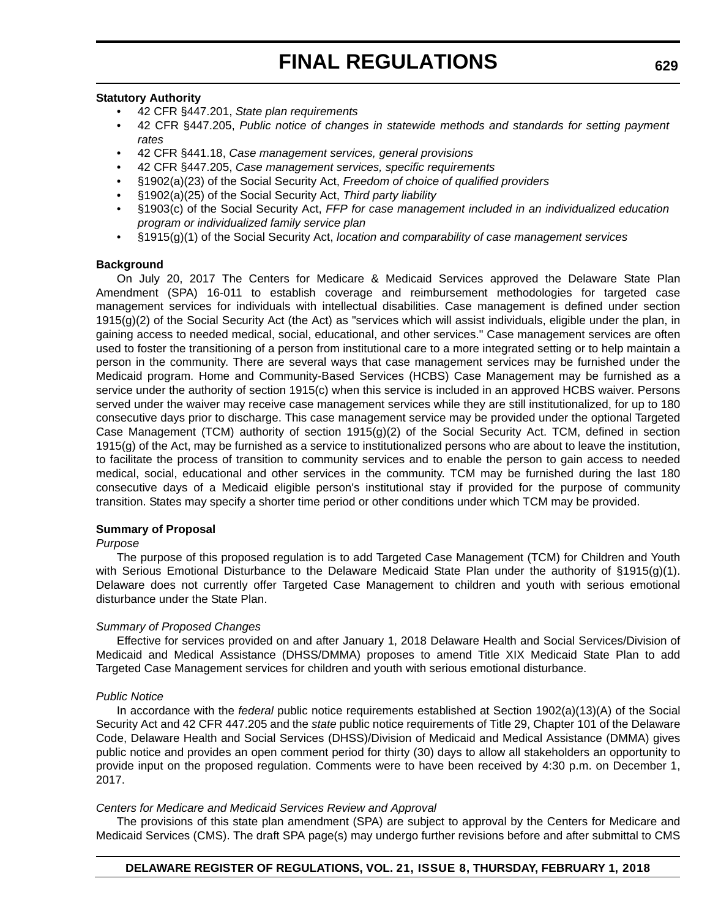**Statutory Authority**

- 42 CFR §447.201, *State plan requirements*
- 42 CFR §447.205, *Public notice of changes in statewide methods and standards for setting payment rates*
- 42 CFR §441.18, *Case management services, general provisions*
- 42 CFR §447.205, *Case management services, specific requirements*
- §1902(a)(23) of the Social Security Act, *Freedom of choice of qualified providers*
- §1902(a)(25) of the Social Security Act, *Third party liability*
- §1903(c) of the Social Security Act, *FFP for case management included in an individualized education program or individualized family service plan*
- §1915(g)(1) of the Social Security Act, *location and comparability of case management services*

**Background**

On July 20, 2017 The Centers for Medicare & Medicaid Services approved the Delaware State Plan Amendment (SPA) 16-011 to establish coverage and reimbursement methodologies for targeted case management services for individuals with intellectual disabilities. Case management is defined under section 1915(g)(2) of the Social Security Act (the Act) as "services which will assist individuals, eligible under the plan, in gaining access to needed medical, social, educational, and other services." Case management services are often used to foster the transitioning of a person from institutional care to a more integrated setting or to help maintain a person in the community. There are several ways that case management services may be furnished under the Medicaid program. Home and Community-Based Services (HCBS) Case Management may be furnished as a service under the authority of section 1915(c) when this service is included in an approved HCBS waiver. Persons served under the waiver may receive case management services while they are still institutionalized, for up to 180 consecutive days prior to discharge. This case management service may be provided under the optional Targeted Case Management (TCM) authority of section 1915(g)(2) of the Social Security Act. TCM, defined in section 1915(g) of the Act, may be furnished as a service to institutionalized persons who are about to leave the institution, to facilitate the process of transition to community services and to enable the person to gain access to needed medical, social, educational and other services in the community. TCM may be furnished during the last 180 consecutive days of a Medicaid eligible person's institutional stay if provided for the purpose of community transition. States may specify a shorter time period or other conditions under which TCM may be provided.

**Summary of Proposal**

*Purpose*

The purpose of this proposed regulation is to add Targeted Case Management (TCM) for Children and Youth with Serious Emotional Disturbance to the Delaware Medicaid State Plan under the authority of §1915(g)(1). Delaware does not currently offer Targeted Case Management to children and youth with serious emotional disturbance under the State Plan.

*Summary of Proposed Changes*

Effective for services provided on and after January 1, 2018 Delaware Health and Social Services/Division of Medicaid and Medical Assistance (DHSS/DMMA) proposes to amend Title XIX Medicaid State Plan to add Targeted Case Management services for children and youth with serious emotional disturbance.

*Public Notice*

In accordance with the *federal* public notice requirements established at Section 1902(a)(13)(A) of the Social Security Act and 42 CFR 447.205 and the *state* public notice requirements of Title 29, Chapter 101 of the Delaware Code, Delaware Health and Social Services (DHSS)/Division of Medicaid and Medical Assistance (DMMA) gives public notice and provides an open comment period for thirty (30) days to allow all stakeholders an opportunity to provide input on the proposed regulation. Comments were to have been received by 4:30 p.m. on December 1, 2017.

*Centers for Medicare and Medicaid Services Review and Approval*

The provisions of this state plan amendment (SPA) are subject to approval by the Centers for Medicare and Medicaid Services (CMS). The draft SPA page(s) may undergo further revisions before and after submittal to CMS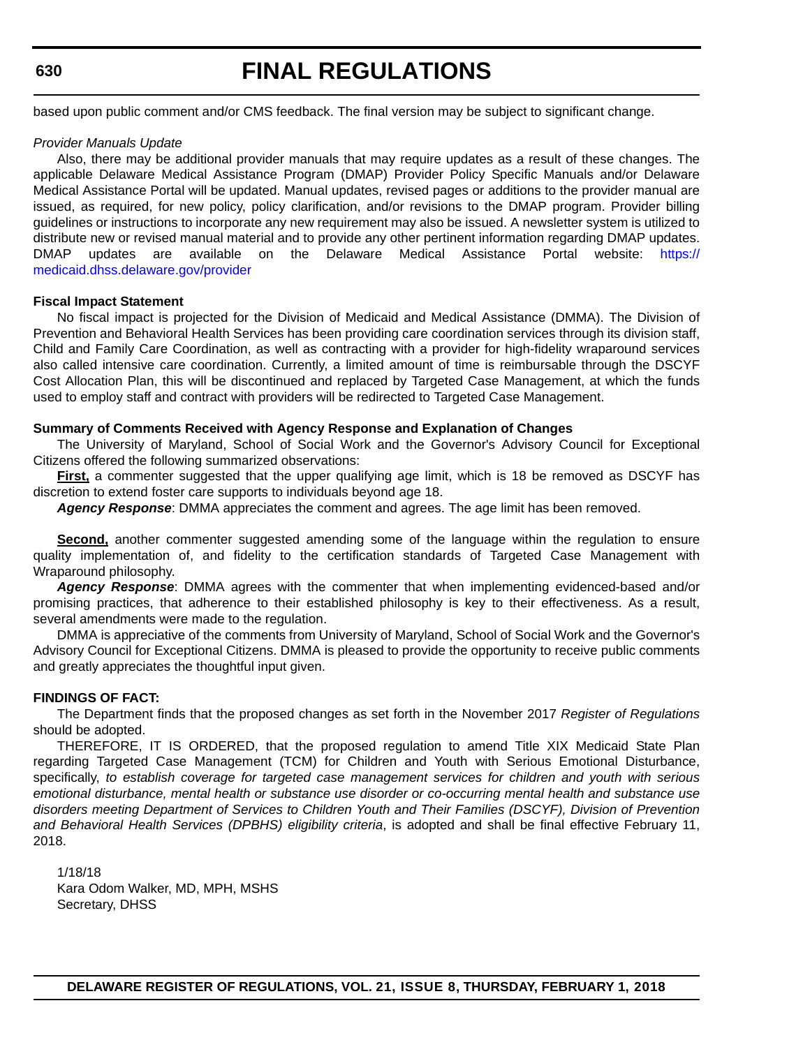based upon public comment and/or CMS feedback. The final version may be subject to significant change.

*Provider Manuals Update*

Also, there may be additional provider manuals that may require updates as a result of these changes. The applicable Delaware Medical Assistance Program (DMAP) Provider Policy Specific Manuals and/or Delaware Medical Assistance Portal will be updated. Manual updates, revised pages or additions to the provider manual are issued, as required, for new policy, policy clarification, and/or revisions to the DMAP program. Provider billing guidelines or instructions to incorporate any new requirement may also be issued. A newsletter system is utilized to distribute new or revised manual material and to provide any other pertinent information regarding DMAP updates. DMAP updates are available on the Delaware Medical Assistance Portal website: https://medicaid.dhss.delaware.gov/provider

**Fiscal Impact Statement**

No fiscal impact is projected for the Division of Medicaid and Medical Assistance (DMMA). The Division of Prevention and Behavioral Health Services has been providing care coordination services through its division staff, Child and Family Care Coordination, as well as contracting with a provider for high-fidelity wraparound services also called intensive care coordination. Currently, a limited amount of time is reimbursable through the DSCYF Cost Allocation Plan, this will be discontinued and replaced by Targeted Case Management, at which the funds used to employ staff and contract with providers will be redirected to Targeted Case Management.

**Summary of Comments Received with Agency Response and Explanation of Changes**

The University of Maryland, School of Social Work and the Governor's Advisory Council for Exceptional Citizens offered the following summarized observations:

**First,** a commenter suggested that the upper qualifying age limit, which is 18 be removed as DSCYF has discretion to extend foster care supports to individuals beyond age 18.

***Agency Response***: DMMA appreciates the comment and agrees. The age limit has been removed.

**Second,** another commenter suggested amending some of the language within the regulation to ensure quality implementation of, and fidelity to the certification standards of Targeted Case Management with Wraparound philosophy.

***Agency Response***: DMMA agrees with the commenter that when implementing evidenced-based and/or promising practices, that adherence to their established philosophy is key to their effectiveness. As a result, several amendments were made to the regulation.

DMMA is appreciative of the comments from University of Maryland, School of Social Work and the Governor's Advisory Council for Exceptional Citizens. DMMA is pleased to provide the opportunity to receive public comments and greatly appreciates the thoughtful input given.

**FINDINGS OF FACT:**

The Department finds that the proposed changes as set forth in the November 2017 *Register of Regulations* should be adopted.

THEREFORE, IT IS ORDERED, that the proposed regulation to amend Title XIX Medicaid State Plan regarding Targeted Case Management (TCM) for Children and Youth with Serious Emotional Disturbance, specifically, *to establish coverage for targeted case management services for children and youth with serious emotional disturbance, mental health or substance use disorder or co-occurring mental health and substance use disorders meeting Department of Services to Children Youth and Their Families (DSCYF), Division of Prevention and Behavioral Health Services (DPBHS) eligibility criteria*, is adopted and shall be final effective February 11, 2018.

1/18/18  
Kara Odom Walker, MD, MPH, MSHS  
Secretary, DHSS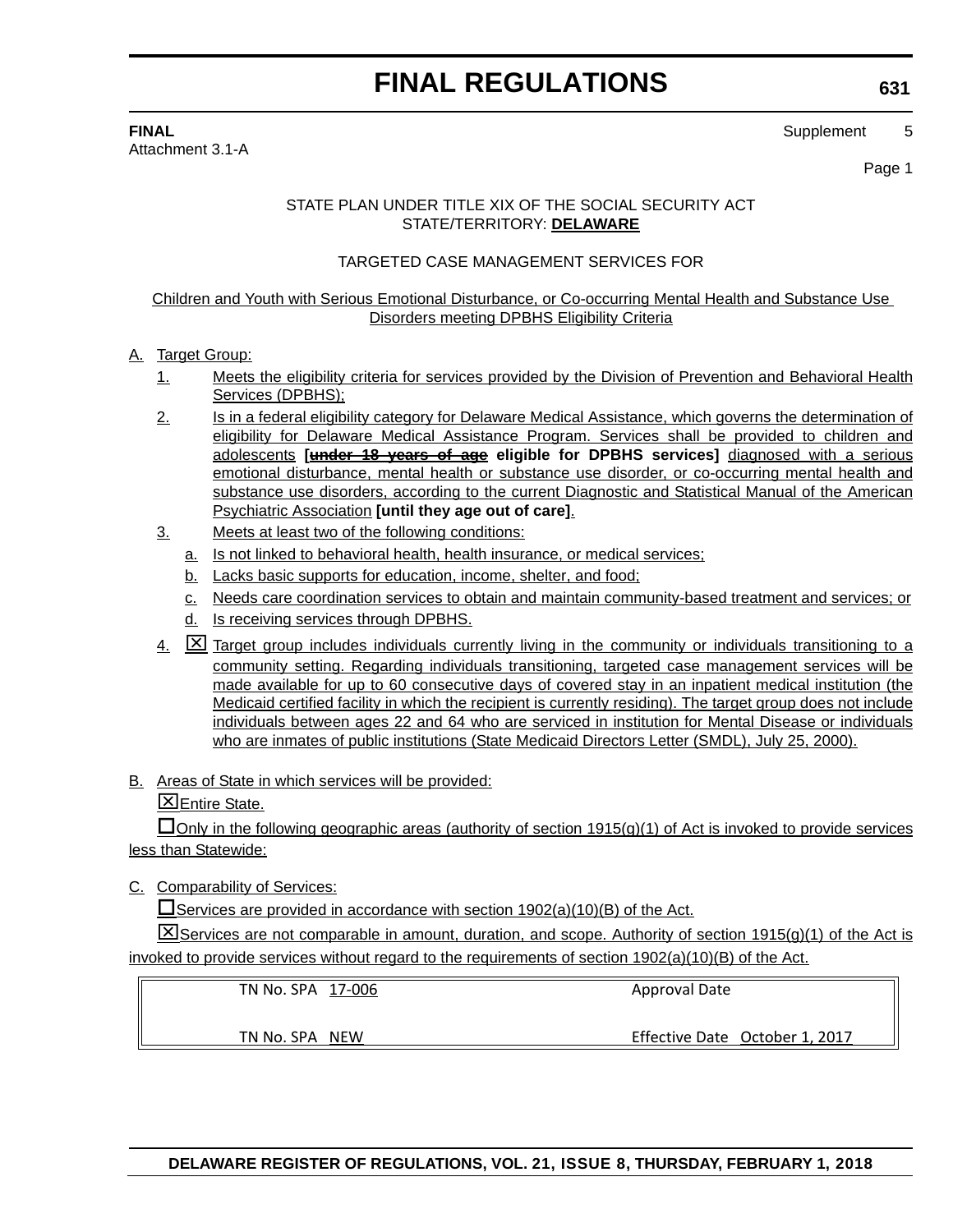**FINAL**

Attachment 3.1-A

Supplement 5

Page 1

STATE PLAN UNDER TITLE XIX OF THE SOCIAL SECURITY ACT

STATE/TERRITORY: **DELAWARE**

TARGETED CASE MANAGEMENT SERVICES FOR

Children and Youth with Serious Emotional Disturbance, or Co-occurring Mental Health and Substance Use Disorders meeting DPBHS Eligibility Criteria

A. Target Group:

1. Meets the eligibility criteria for services provided by the Division of Prevention and Behavioral Health Services (DPBHS);
2. Is in a federal eligibility category for Delaware Medical Assistance, which governs the determination of eligibility for Delaware Medical Assistance Program. Services shall be provided to children and adolescents **[~~under 18 years of age~~ eligible for DPBHS services]** diagnosed with a serious emotional disturbance, mental health or substance use disorder, or co-occurring mental health and substance use disorders, according to the current Diagnostic and Statistical Manual of the American Psychiatric Association **[until they age out of care]**.
3. Meets at least two of the following conditions:
   a. Is not linked to behavioral health, health insurance, or medical services;
   b. Lacks basic supports for education, income, shelter, and food;
   c. Needs care coordination services to obtain and maintain community-based treatment and services; or
   d. Is receiving services through DPBHS.
4. ☒ Target group includes individuals currently living in the community or individuals transitioning to a community setting. Regarding individuals transitioning, targeted case management services will be made available for up to 60 consecutive days of covered stay in an inpatient medical institution (the Medicaid certified facility in which the recipient is currently residing). The target group does not include individuals between ages 22 and 64 who are serviced in institution for Mental Disease or individuals who are inmates of public institutions (State Medicaid Directors Letter (SMDL), July 25, 2000).

B. Areas of State in which services will be provided:

☒Entire State.

☐Only in the following geographic areas (authority of section 1915(g)(1) of Act is invoked to provide services less than Statewide:

C. Comparability of Services:

☐Services are provided in accordance with section 1902(a)(10)(B) of the Act.

☒Services are not comparable in amount, duration, and scope. Authority of section 1915(g)(1) of the Act is invoked to provide services without regard to the requirements of section 1902(a)(10)(B) of the Act.

| | |
|---|---|
| TN No. SPA 17-006 | Approval Date |
| TN No. SPA NEW | Effective Date October 1, 2017 |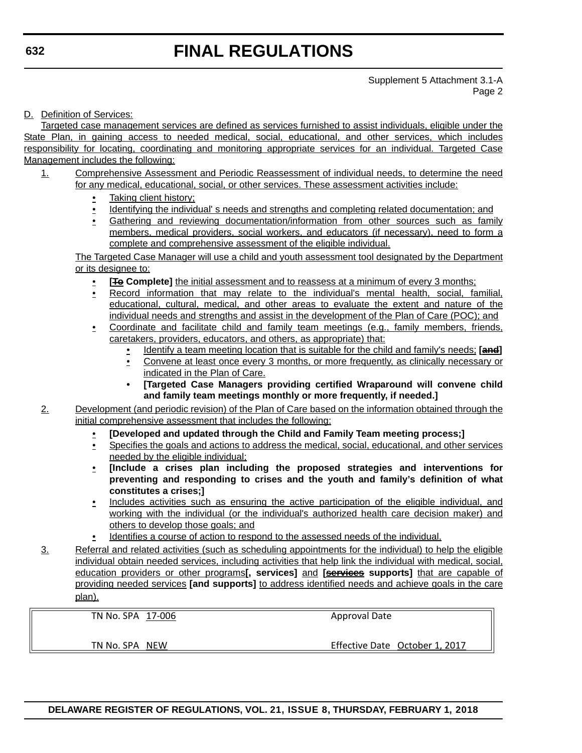Supplement 5 Attachment 3.1-A
Page 2

D. Definition of Services:

Targeted case management services are defined as services furnished to assist individuals, eligible under the State Plan, in gaining access to needed medical, social, educational, and other services, which includes responsibility for locating, coordinating and monitoring appropriate services for an individual. Targeted Case Management includes the following:

1. Comprehensive Assessment and Periodic Reassessment of individual needs, to determine the need for any medical, educational, social, or other services. These assessment activities include:
   - Taking client history;
   - Identifying the individual' s needs and strengths and completing related documentation; and
   - Gathering and reviewing documentation/information from other sources such as family members, medical providers, social workers, and educators (if necessary), need to form a complete and comprehensive assessment of the eligible individual.

   The Targeted Case Manager will use a child and youth assessment tool designated by the Department or its designee to:
   - **[~~To~~ Complete]** the initial assessment and to reassess at a minimum of every 3 months;
   - Record information that may relate to the individual's mental health, social, familial, educational, cultural, medical, and other areas to evaluate the extent and nature of the individual needs and strengths and assist in the development of the Plan of Care (POC); and
   - Coordinate and facilitate child and family team meetings (e.g., family members, friends, caretakers, providers, educators, and others, as appropriate) that:
     - Identify a team meeting location that is suitable for the child and family's needs; **[~~and~~]**
     - Convene at least once every 3 months, or more frequently, as clinically necessary or indicated in the Plan of Care.
     - **[Targeted Case Managers providing certified Wraparound will convene child and family team meetings monthly or more frequently, if needed.]**
2. Development (and periodic revision) of the Plan of Care based on the information obtained through the initial comprehensive assessment that includes the following:
   - **[Developed and updated through the Child and Family Team meeting process;]**
   - Specifies the goals and actions to address the medical, social, educational, and other services needed by the eligible individual;
   - **[Include a crises plan including the proposed strategies and interventions for preventing and responding to crises and the youth and family's definition of what constitutes a crises;]**
   - Includes activities such as ensuring the active participation of the eligible individual, and working with the individual (or the individual's authorized health care decision maker) and others to develop those goals; and
   - Identifies a course of action to respond to the assessed needs of the individual.
3. Referral and related activities (such as scheduling appointments for the individual) to help the eligible individual obtain needed services, including activities that help link the individual with medical, social, education providers or other programs**[, services]** and **[~~services~~ supports]** that are capable of providing needed services **[and supports]** to address identified needs and achieve goals in the care plan).

| TN No. SPA 17-006 | Approval Date |
|---|---|
| TN No. SPA NEW | Effective Date October 1, 2017 |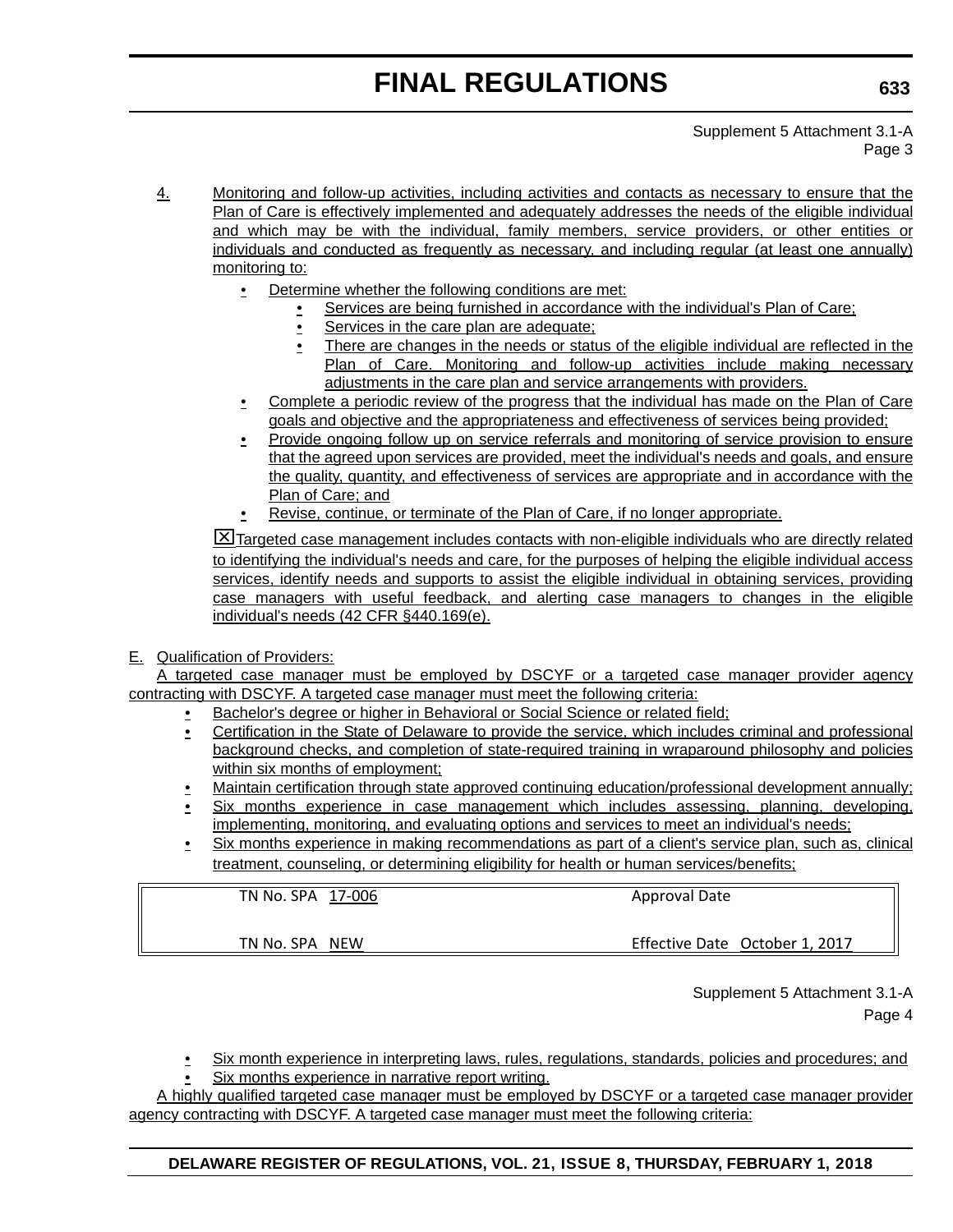Supplement 5 Attachment 3.1-A
Page 3

4. Monitoring and follow-up activities, including activities and contacts as necessary to ensure that the Plan of Care is effectively implemented and adequately addresses the needs of the eligible individual and which may be with the individual, family members, service providers, or other entities or individuals and conducted as frequently as necessary, and including regular (at least one annually) monitoring to:
   - Determine whether the following conditions are met:
     - Services are being furnished in accordance with the individual's Plan of Care;
     - Services in the care plan are adequate;
     - There are changes in the needs or status of the eligible individual are reflected in the Plan of Care. Monitoring and follow-up activities include making necessary adjustments in the care plan and service arrangements with providers.
   - Complete a periodic review of the progress that the individual has made on the Plan of Care goals and objective and the appropriateness and effectiveness of services being provided;
   - Provide ongoing follow up on service referrals and monitoring of service provision to ensure that the agreed upon services are provided, meet the individual's needs and goals, and ensure the quality, quantity, and effectiveness of services are appropriate and in accordance with the Plan of Care; and
   - Revise, continue, or terminate of the Plan of Care, if no longer appropriate.

   ☒ Targeted case management includes contacts with non-eligible individuals who are directly related to identifying the individual's needs and care, for the purposes of helping the eligible individual access services, identify needs and supports to assist the eligible individual in obtaining services, providing case managers with useful feedback, and alerting case managers to changes in the eligible individual's needs (42 CFR §440.169(e).

E. Qualification of Providers:

A targeted case manager must be employed by DSCYF or a targeted case manager provider agency contracting with DSCYF. A targeted case manager must meet the following criteria:

- Bachelor's degree or higher in Behavioral or Social Science or related field;
- Certification in the State of Delaware to provide the service, which includes criminal and professional background checks, and completion of state-required training in wraparound philosophy and policies within six months of employment;
- Maintain certification through state approved continuing education/professional development annually;
- Six months experience in case management which includes assessing, planning, developing, implementing, monitoring, and evaluating options and services to meet an individual's needs;
- Six months experience in making recommendations as part of a client's service plan, such as, clinical treatment, counseling, or determining eligibility for health or human services/benefits;

| TN No. SPA 17-006 | Approval Date |
|---|---|
| TN No. SPA NEW | Effective Date October 1, 2017 |

Supplement 5 Attachment 3.1-A
Page 4

- Six month experience in interpreting laws, rules, regulations, standards, policies and procedures; and
- Six months experience in narrative report writing.

A highly qualified targeted case manager must be employed by DSCYF or a targeted case manager provider agency contracting with DSCYF. A targeted case manager must meet the following criteria: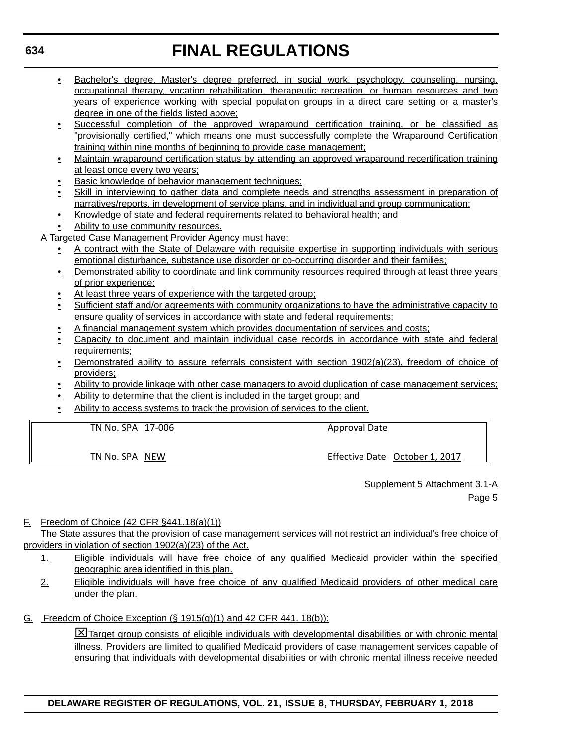- Bachelor's degree, Master's degree preferred, in social work, psychology, counseling, nursing, occupational therapy, vocation rehabilitation, therapeutic recreation, or human resources and two years of experience working with special population groups in a direct care setting or a master's degree in one of the fields listed above;
- Successful completion of the approved wraparound certification training, or be classified as "provisionally certified," which means one must successfully complete the Wraparound Certification training within nine months of beginning to provide case management;
- Maintain wraparound certification status by attending an approved wraparound recertification training at least once every two years;
- Basic knowledge of behavior management techniques;
- Skill in interviewing to gather data and complete needs and strengths assessment in preparation of narratives/reports, in development of service plans, and in individual and group communication;
- Knowledge of state and federal requirements related to behavioral health; and
- Ability to use community resources.

A Targeted Case Management Provider Agency must have:

- A contract with the State of Delaware with requisite expertise in supporting individuals with serious emotional disturbance, substance use disorder or co-occurring disorder and their families;
- Demonstrated ability to coordinate and link community resources required through at least three years of prior experience;
- At least three years of experience with the targeted group;
- Sufficient staff and/or agreements with community organizations to have the administrative capacity to ensure quality of services in accordance with state and federal requirements;
- A financial management system which provides documentation of services and costs;
- Capacity to document and maintain individual case records in accordance with state and federal requirements;
- Demonstrated ability to assure referrals consistent with section 1902(a)(23), freedom of choice of providers;
- Ability to provide linkage with other case managers to avoid duplication of case management services;
- Ability to determine that the client is included in the target group; and
- Ability to access systems to track the provision of services to the client.

| | |
|---|---|
| TN No. SPA 17-006 | Approval Date |
| TN No. SPA NEW | Effective Date October 1, 2017 |

Supplement 5 Attachment 3.1-A
Page 5

F. Freedom of Choice (42 CFR §441.18(a)(1))

The State assures that the provision of case management services will not restrict an individual's free choice of providers in violation of section 1902(a)(23) of the Act.

1. Eligible individuals will have free choice of any qualified Medicaid provider within the specified geographic area identified in this plan.
2. Eligible individuals will have free choice of any qualified Medicaid providers of other medical care under the plan.

G. Freedom of Choice Exception (§ 1915(g)(1) and 42 CFR 441. 18(b)):

☒ Target group consists of eligible individuals with developmental disabilities or with chronic mental illness. Providers are limited to qualified Medicaid providers of case management services capable of ensuring that individuals with developmental disabilities or with chronic mental illness receive needed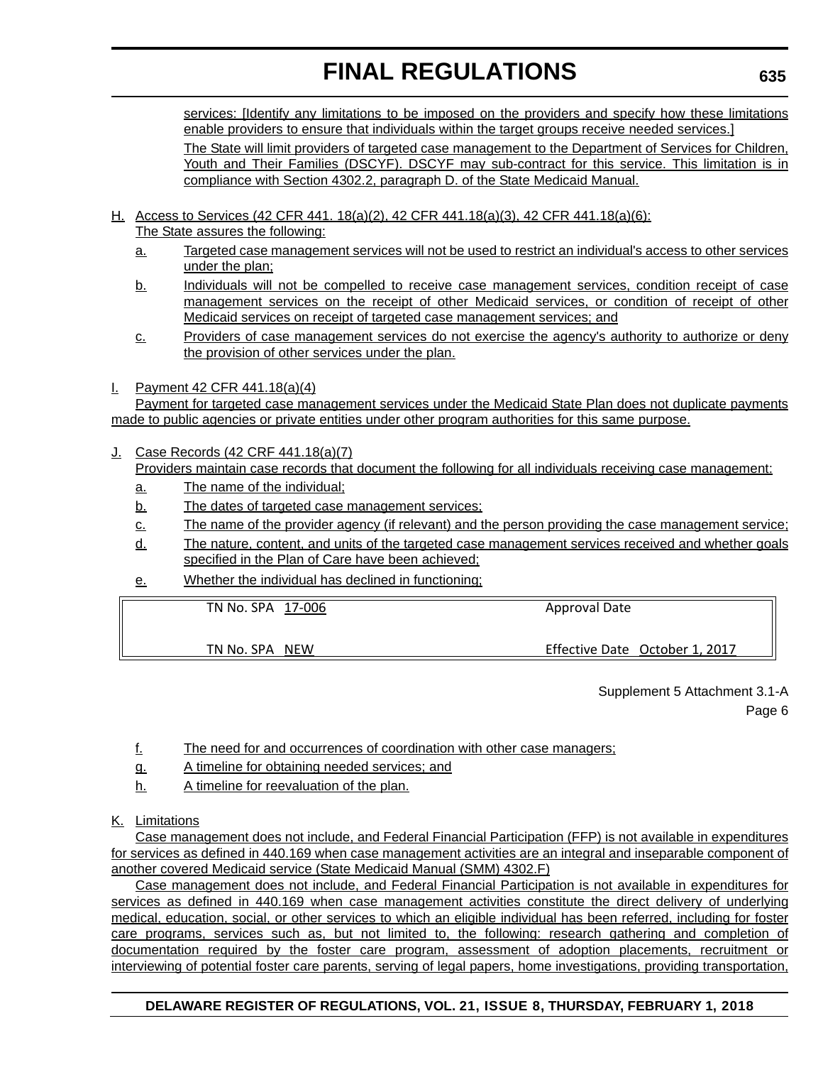services: [Identify any limitations to be imposed on the providers and specify how these limitations enable providers to ensure that individuals within the target groups receive needed services.]

The State will limit providers of targeted case management to the Department of Services for Children, Youth and Their Families (DSCYF). DSCYF may sub-contract for this service. This limitation is in compliance with Section 4302.2, paragraph D. of the State Medicaid Manual.

H. Access to Services (42 CFR 441. 18(a)(2), 42 CFR 441.18(a)(3), 42 CFR 441.18(a)(6):
The State assures the following:

a. Targeted case management services will not be used to restrict an individual's access to other services under the plan;

b. Individuals will not be compelled to receive case management services, condition receipt of case management services on the receipt of other Medicaid services, or condition of receipt of other Medicaid services on receipt of targeted case management services; and

c. Providers of case management services do not exercise the agency's authority to authorize or deny the provision of other services under the plan.

I. Payment 42 CFR 441.18(a)(4)

Payment for targeted case management services under the Medicaid State Plan does not duplicate payments made to public agencies or private entities under other program authorities for this same purpose.

J. Case Records (42 CRF 441.18(a)(7)
Providers maintain case records that document the following for all individuals receiving case management:

a. The name of the individual;

b. The dates of targeted case management services;

c. The name of the provider agency (if relevant) and the person providing the case management service;

d. The nature, content, and units of the targeted case management services received and whether goals specified in the Plan of Care have been achieved;

e. Whether the individual has declined in functioning;

| TN No. SPA 17-006 | Approval Date |
|---|---|
| TN No. SPA NEW | Effective Date October 1, 2017 |

Supplement 5 Attachment 3.1-A
Page 6

f. The need for and occurrences of coordination with other case managers;

g. A timeline for obtaining needed services; and

h. A timeline for reevaluation of the plan.

K. Limitations

Case management does not include, and Federal Financial Participation (FFP) is not available in expenditures for services as defined in 440.169 when case management activities are an integral and inseparable component of another covered Medicaid service (State Medicaid Manual (SMM) 4302.F)

Case management does not include, and Federal Financial Participation is not available in expenditures for services as defined in 440.169 when case management activities constitute the direct delivery of underlying medical, education, social, or other services to which an eligible individual has been referred, including for foster care programs, services such as, but not limited to, the following: research gathering and completion of documentation required by the foster care program, assessment of adoption placements, recruitment or interviewing of potential foster care parents, serving of legal papers, home investigations, providing transportation,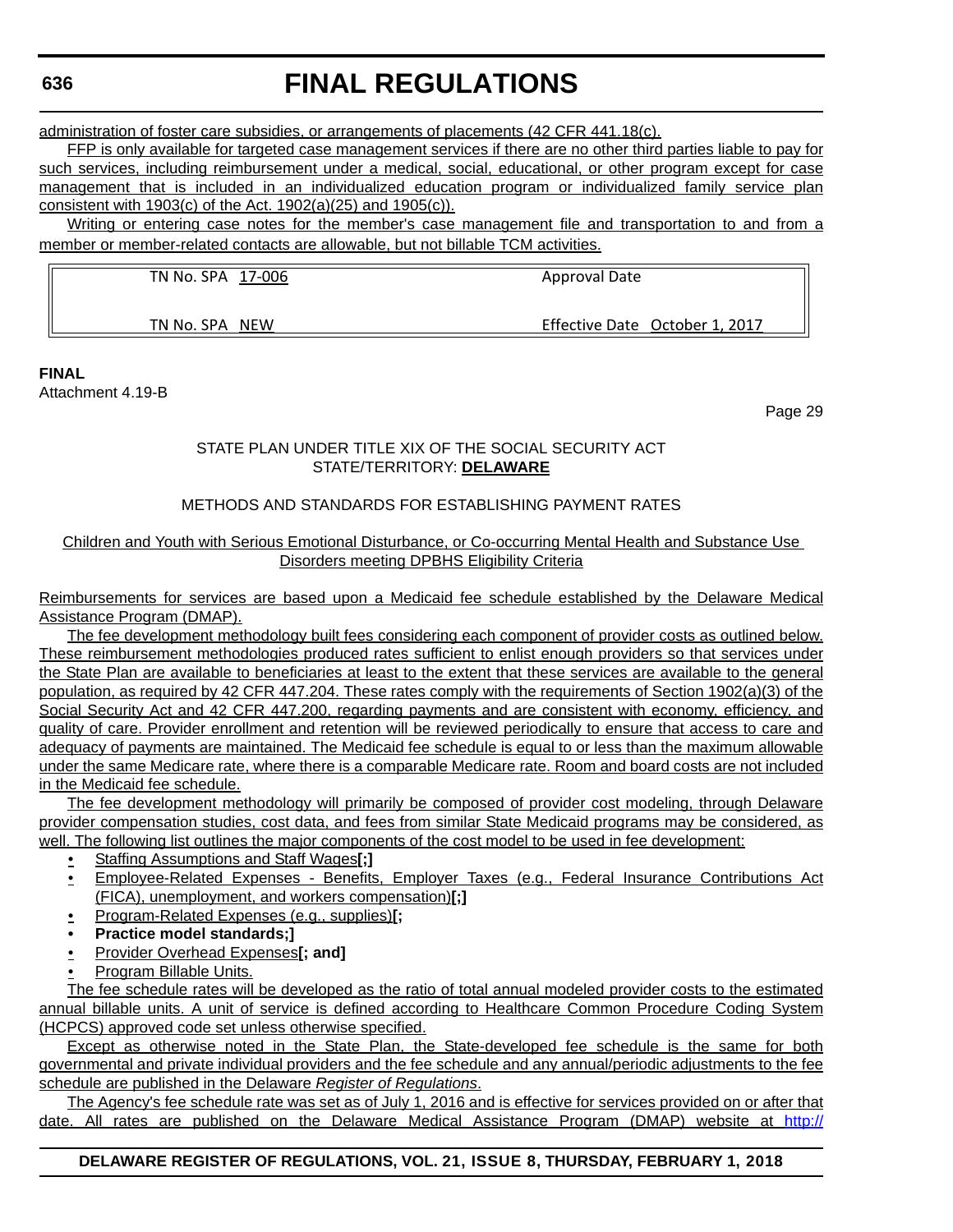administration of foster care subsidies, or arrangements of placements (42 CFR 441.18(c).

FFP is only available for targeted case management services if there are no other third parties liable to pay for such services, including reimbursement under a medical, social, educational, or other program except for case management that is included in an individualized education program or individualized family service plan consistent with 1903(c) of the Act. 1902(a)(25) and 1905(c)).

Writing or entering case notes for the member's case management file and transportation to and from a member or member-related contacts are allowable, but not billable TCM activities.

| TN No. SPA 17-006 | Approval Date |
|---|---|
| TN No. SPA NEW | Effective Date October 1, 2017 |

**FINAL**

Attachment 4.19-B

Page 29

STATE PLAN UNDER TITLE XIX OF THE SOCIAL SECURITY ACT
STATE/TERRITORY: **DELAWARE**

METHODS AND STANDARDS FOR ESTABLISHING PAYMENT RATES

Children and Youth with Serious Emotional Disturbance, or Co-occurring Mental Health and Substance Use Disorders meeting DPBHS Eligibility Criteria

Reimbursements for services are based upon a Medicaid fee schedule established by the Delaware Medical Assistance Program (DMAP).

The fee development methodology built fees considering each component of provider costs as outlined below. These reimbursement methodologies produced rates sufficient to enlist enough providers so that services under the State Plan are available to beneficiaries at least to the extent that these services are available to the general population, as required by 42 CFR 447.204. These rates comply with the requirements of Section 1902(a)(3) of the Social Security Act and 42 CFR 447.200, regarding payments and are consistent with economy, efficiency, and quality of care. Provider enrollment and retention will be reviewed periodically to ensure that access to care and adequacy of payments are maintained. The Medicaid fee schedule is equal to or less than the maximum allowable under the same Medicare rate, where there is a comparable Medicare rate. Room and board costs are not included in the Medicaid fee schedule.

The fee development methodology will primarily be composed of provider cost modeling, through Delaware provider compensation studies, cost data, and fees from similar State Medicaid programs may be considered, as well. The following list outlines the major components of the cost model to be used in fee development:

- Staffing Assumptions and Staff Wages**[;]**
- Employee-Related Expenses - Benefits, Employer Taxes (e.g., Federal Insurance Contributions Act (FICA), unemployment, and workers compensation)**[;]**
- Program-Related Expenses (e.g., supplies)**[;**
- **Practice model standards;]**
- Provider Overhead Expenses**[; and]**
- Program Billable Units.

The fee schedule rates will be developed as the ratio of total annual modeled provider costs to the estimated annual billable units. A unit of service is defined according to Healthcare Common Procedure Coding System (HCPCS) approved code set unless otherwise specified.

Except as otherwise noted in the State Plan, the State-developed fee schedule is the same for both governmental and private individual providers and the fee schedule and any annual/periodic adjustments to the fee schedule are published in the Delaware *Register of Regulations*.

The Agency's fee schedule rate was set as of July 1, 2016 and is effective for services provided on or after that date. All rates are published on the Delaware Medical Assistance Program (DMAP) website at http://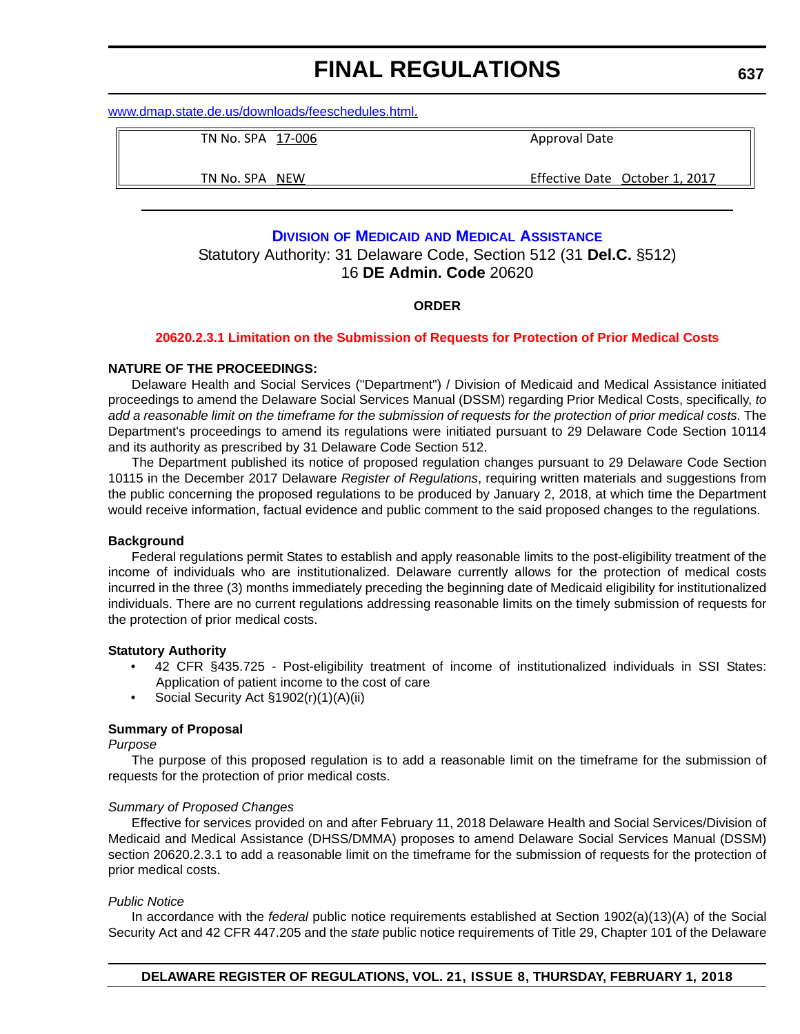www.dmap.state.de.us/downloads/feeschedules.html.

| TN No. SPA 17-006 | Approval Date |
|---|---|
| TN No. SPA NEW | Effective Date October 1, 2017 |

---

## DIVISION OF MEDICAID AND MEDICAL ASSISTANCE

Statutory Authority: 31 Delaware Code, Section 512 (31 **Del.C.** §512)
16 **DE Admin. Code** 20620

**ORDER**

**20620.2.3.1 Limitation on the Submission of Requests for Protection of Prior Medical Costs**

**NATURE OF THE PROCEEDINGS:**

Delaware Health and Social Services ("Department") / Division of Medicaid and Medical Assistance initiated proceedings to amend the Delaware Social Services Manual (DSSM) regarding Prior Medical Costs, specifically, *to add a reasonable limit on the timeframe for the submission of requests for the protection of prior medical costs*. The Department's proceedings to amend its regulations were initiated pursuant to 29 Delaware Code Section 10114 and its authority as prescribed by 31 Delaware Code Section 512.

The Department published its notice of proposed regulation changes pursuant to 29 Delaware Code Section 10115 in the December 2017 Delaware *Register of Regulations*, requiring written materials and suggestions from the public concerning the proposed regulations to be produced by January 2, 2018, at which time the Department would receive information, factual evidence and public comment to the said proposed changes to the regulations.

**Background**

Federal regulations permit States to establish and apply reasonable limits to the post-eligibility treatment of the income of individuals who are institutionalized. Delaware currently allows for the protection of medical costs incurred in the three (3) months immediately preceding the beginning date of Medicaid eligibility for institutionalized individuals. There are no current regulations addressing reasonable limits on the timely submission of requests for the protection of prior medical costs.

**Statutory Authority**

- 42 CFR §435.725 - Post-eligibility treatment of income of institutionalized individuals in SSI States: Application of patient income to the cost of care
- Social Security Act §1902(r)(1)(A)(ii)

**Summary of Proposal**

*Purpose*

The purpose of this proposed regulation is to add a reasonable limit on the timeframe for the submission of requests for the protection of prior medical costs.

*Summary of Proposed Changes*

Effective for services provided on and after February 11, 2018 Delaware Health and Social Services/Division of Medicaid and Medical Assistance (DHSS/DMMA) proposes to amend Delaware Social Services Manual (DSSM) section 20620.2.3.1 to add a reasonable limit on the timeframe for the submission of requests for the protection of prior medical costs.

*Public Notice*

In accordance with the *federal* public notice requirements established at Section 1902(a)(13)(A) of the Social Security Act and 42 CFR 447.205 and the *state* public notice requirements of Title 29, Chapter 101 of the Delaware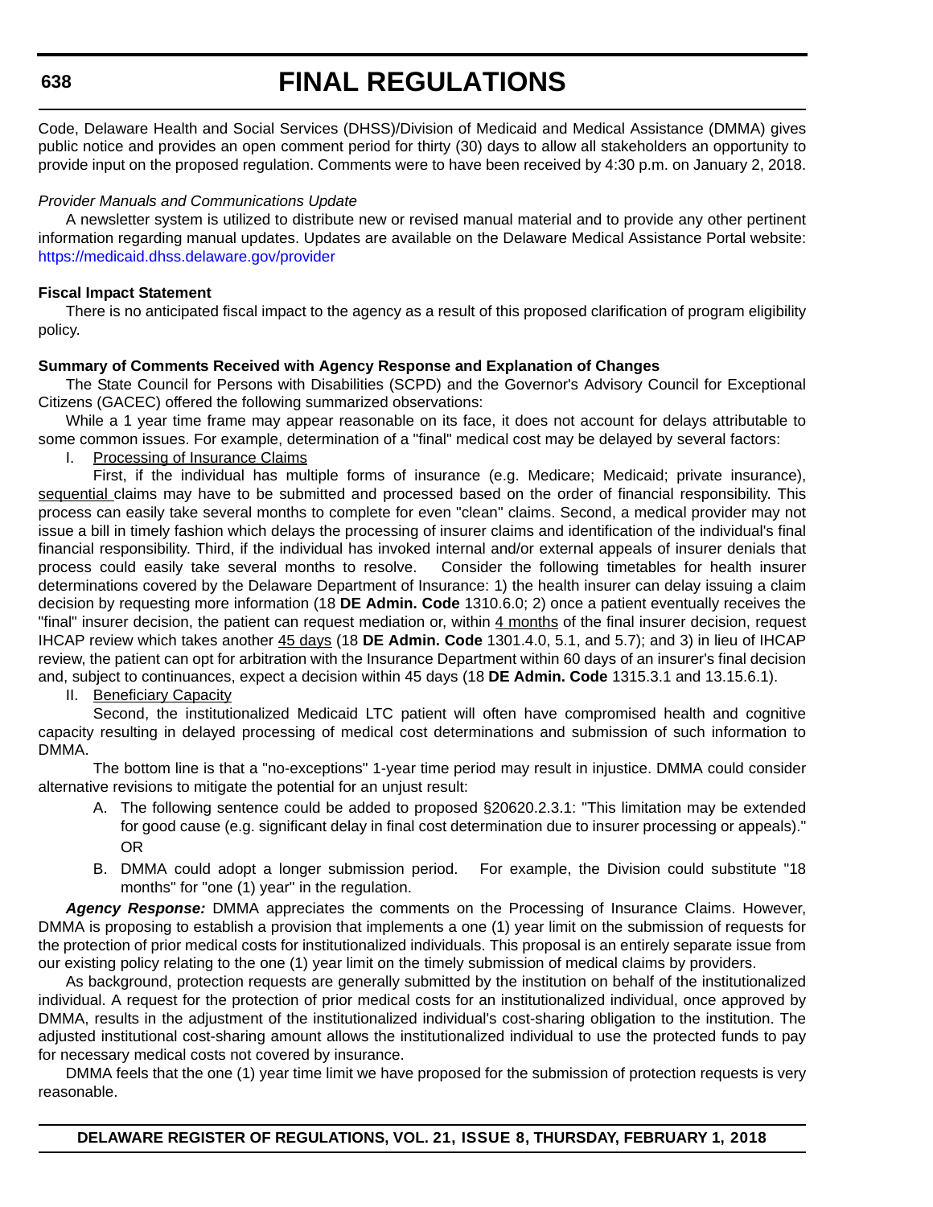Code, Delaware Health and Social Services (DHSS)/Division of Medicaid and Medical Assistance (DMMA) gives public notice and provides an open comment period for thirty (30) days to allow all stakeholders an opportunity to provide input on the proposed regulation. Comments were to have been received by 4:30 p.m. on January 2, 2018.

*Provider Manuals and Communications Update*

A newsletter system is utilized to distribute new or revised manual material and to provide any other pertinent information regarding manual updates. Updates are available on the Delaware Medical Assistance Portal website: https://medicaid.dhss.delaware.gov/provider

**Fiscal Impact Statement**

There is no anticipated fiscal impact to the agency as a result of this proposed clarification of program eligibility policy.

**Summary of Comments Received with Agency Response and Explanation of Changes**

The State Council for Persons with Disabilities (SCPD) and the Governor's Advisory Council for Exceptional Citizens (GACEC) offered the following summarized observations:

While a 1 year time frame may appear reasonable on its face, it does not account for delays attributable to some common issues. For example, determination of a "final" medical cost may be delayed by several factors:

I. Processing of Insurance Claims

First, if the individual has multiple forms of insurance (e.g. Medicare; Medicaid; private insurance), sequential claims may have to be submitted and processed based on the order of financial responsibility. This process can easily take several months to complete for even "clean" claims. Second, a medical provider may not issue a bill in timely fashion which delays the processing of insurer claims and identification of the individual's final financial responsibility. Third, if the individual has invoked internal and/or external appeals of insurer denials that process could easily take several months to resolve. Consider the following timetables for health insurer determinations covered by the Delaware Department of Insurance: 1) the health insurer can delay issuing a claim decision by requesting more information (18 **DE Admin. Code** 1310.6.0; 2) once a patient eventually receives the "final" insurer decision, the patient can request mediation or, within 4 months of the final insurer decision, request IHCAP review which takes another 45 days (18 **DE Admin. Code** 1301.4.0, 5.1, and 5.7); and 3) in lieu of IHCAP review, the patient can opt for arbitration with the Insurance Department within 60 days of an insurer's final decision and, subject to continuances, expect a decision within 45 days (18 **DE Admin. Code** 1315.3.1 and 13.15.6.1).

II. Beneficiary Capacity

Second, the institutionalized Medicaid LTC patient will often have compromised health and cognitive capacity resulting in delayed processing of medical cost determinations and submission of such information to DMMA.

The bottom line is that a "no-exceptions" 1-year time period may result in injustice. DMMA could consider alternative revisions to mitigate the potential for an unjust result:

A. The following sentence could be added to proposed §20620.2.3.1: "This limitation may be extended for good cause (e.g. significant delay in final cost determination due to insurer processing or appeals)." OR

B. DMMA could adopt a longer submission period. For example, the Division could substitute "18 months" for "one (1) year" in the regulation.

***Agency Response:*** DMMA appreciates the comments on the Processing of Insurance Claims. However, DMMA is proposing to establish a provision that implements a one (1) year limit on the submission of requests for the protection of prior medical costs for institutionalized individuals. This proposal is an entirely separate issue from our existing policy relating to the one (1) year limit on the timely submission of medical claims by providers.

As background, protection requests are generally submitted by the institution on behalf of the institutionalized individual. A request for the protection of prior medical costs for an institutionalized individual, once approved by DMMA, results in the adjustment of the institutionalized individual's cost-sharing obligation to the institution. The adjusted institutional cost-sharing amount allows the institutionalized individual to use the protected funds to pay for necessary medical costs not covered by insurance.

DMMA feels that the one (1) year time limit we have proposed for the submission of protection requests is very reasonable.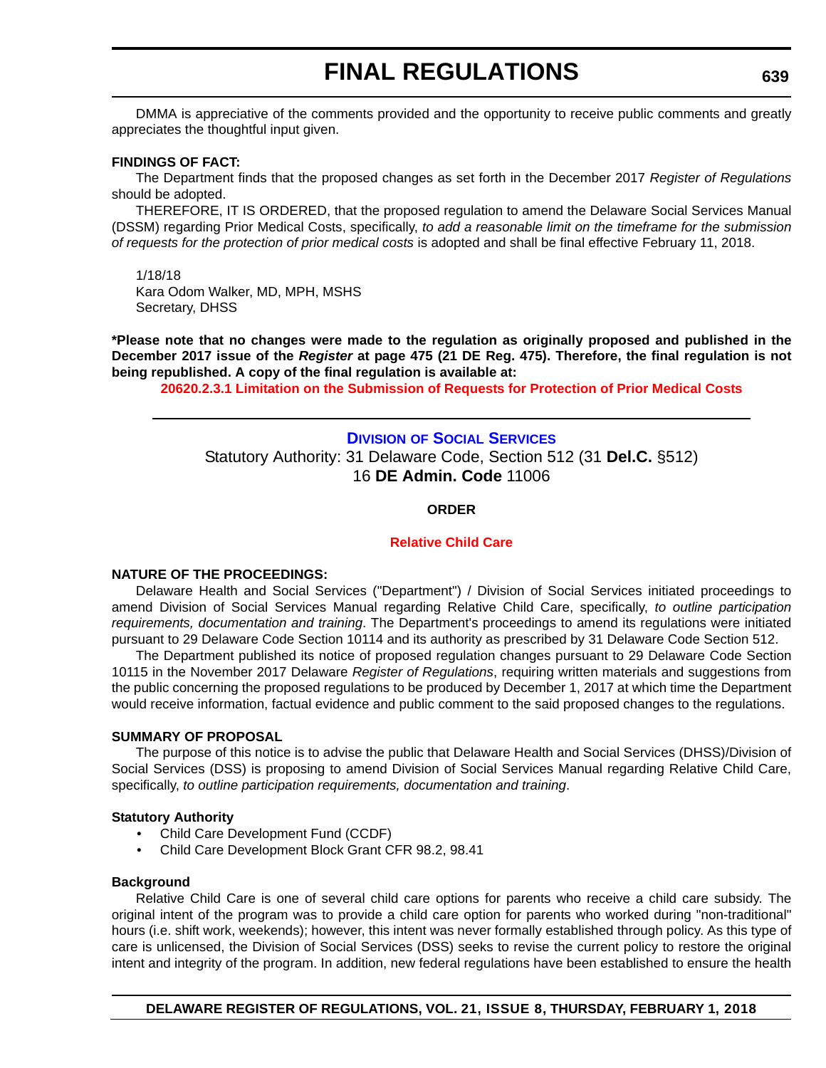DMMA is appreciative of the comments provided and the opportunity to receive public comments and greatly appreciates the thoughtful input given.

**FINDINGS OF FACT:**

The Department finds that the proposed changes as set forth in the December 2017 *Register of Regulations* should be adopted.

THEREFORE, IT IS ORDERED, that the proposed regulation to amend the Delaware Social Services Manual (DSSM) regarding Prior Medical Costs, specifically, *to add a reasonable limit on the timeframe for the submission of requests for the protection of prior medical costs* is adopted and shall be final effective February 11, 2018.

1/18/18
Kara Odom Walker, MD, MPH, MSHS
Secretary, DHSS

**\*Please note that no changes were made to the regulation as originally proposed and published in the December 2017 issue of the *Register* at page 475 (21 DE Reg. 475). Therefore, the final regulation is not being republished. A copy of the final regulation is available at:**

**20620.2.3.1 Limitation on the Submission of Requests for Protection of Prior Medical Costs**

---

## Division of Social Services

Statutory Authority: 31 Delaware Code, Section 512 (31 **Del.C.** §512)
16 **DE Admin. Code** 11006

### ORDER

### Relative Child Care

**NATURE OF THE PROCEEDINGS:**

Delaware Health and Social Services ("Department") / Division of Social Services initiated proceedings to amend Division of Social Services Manual regarding Relative Child Care, specifically, *to outline participation requirements, documentation and training*. The Department's proceedings to amend its regulations were initiated pursuant to 29 Delaware Code Section 10114 and its authority as prescribed by 31 Delaware Code Section 512.

The Department published its notice of proposed regulation changes pursuant to 29 Delaware Code Section 10115 in the November 2017 Delaware *Register of Regulations*, requiring written materials and suggestions from the public concerning the proposed regulations to be produced by December 1, 2017 at which time the Department would receive information, factual evidence and public comment to the said proposed changes to the regulations.

**SUMMARY OF PROPOSAL**

The purpose of this notice is to advise the public that Delaware Health and Social Services (DHSS)/Division of Social Services (DSS) is proposing to amend Division of Social Services Manual regarding Relative Child Care, specifically, *to outline participation requirements, documentation and training*.

**Statutory Authority**

- Child Care Development Fund (CCDF)
- Child Care Development Block Grant CFR 98.2, 98.41

**Background**

Relative Child Care is one of several child care options for parents who receive a child care subsidy. The original intent of the program was to provide a child care option for parents who worked during "non-traditional" hours (i.e. shift work, weekends); however, this intent was never formally established through policy. As this type of care is unlicensed, the Division of Social Services (DSS) seeks to revise the current policy to restore the original intent and integrity of the program. In addition, new federal regulations have been established to ensure the health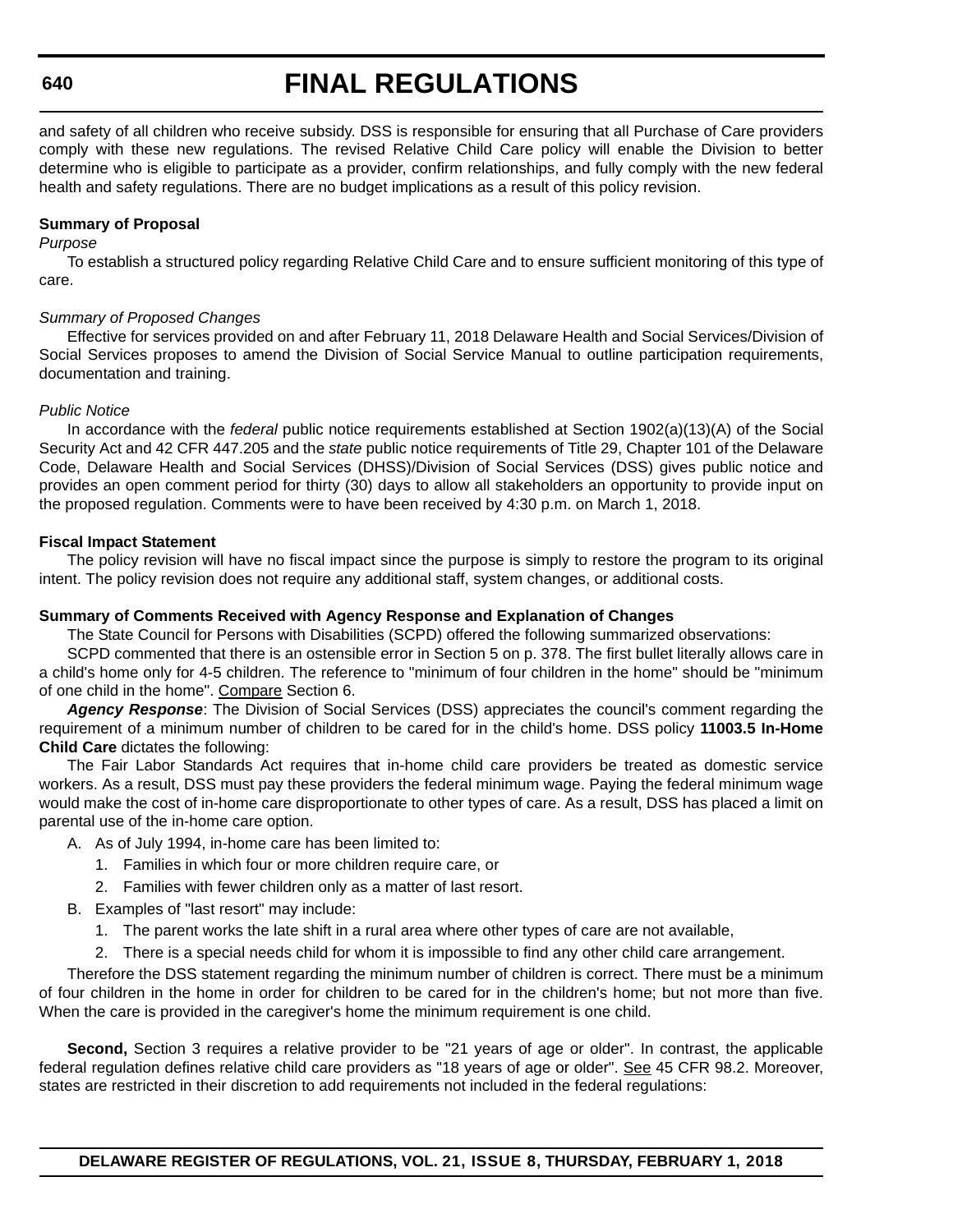and safety of all children who receive subsidy. DSS is responsible for ensuring that all Purchase of Care providers comply with these new regulations. The revised Relative Child Care policy will enable the Division to better determine who is eligible to participate as a provider, confirm relationships, and fully comply with the new federal health and safety regulations. There are no budget implications as a result of this policy revision.

**Summary of Proposal**

*Purpose*

To establish a structured policy regarding Relative Child Care and to ensure sufficient monitoring of this type of care.

*Summary of Proposed Changes*

Effective for services provided on and after February 11, 2018 Delaware Health and Social Services/Division of Social Services proposes to amend the Division of Social Service Manual to outline participation requirements, documentation and training.

*Public Notice*

In accordance with the *federal* public notice requirements established at Section 1902(a)(13)(A) of the Social Security Act and 42 CFR 447.205 and the *state* public notice requirements of Title 29, Chapter 101 of the Delaware Code, Delaware Health and Social Services (DHSS)/Division of Social Services (DSS) gives public notice and provides an open comment period for thirty (30) days to allow all stakeholders an opportunity to provide input on the proposed regulation. Comments were to have been received by 4:30 p.m. on March 1, 2018.

**Fiscal Impact Statement**

The policy revision will have no fiscal impact since the purpose is simply to restore the program to its original intent. The policy revision does not require any additional staff, system changes, or additional costs.

**Summary of Comments Received with Agency Response and Explanation of Changes**

The State Council for Persons with Disabilities (SCPD) offered the following summarized observations:

SCPD commented that there is an ostensible error in Section 5 on p. 378. The first bullet literally allows care in a child's home only for 4-5 children. The reference to "minimum of four children in the home" should be "minimum of one child in the home". Compare Section 6.

***Agency Response***: The Division of Social Services (DSS) appreciates the council's comment regarding the requirement of a minimum number of children to be cared for in the child's home. DSS policy **11003.5 In-Home Child Care** dictates the following:

The Fair Labor Standards Act requires that in-home child care providers be treated as domestic service workers. As a result, DSS must pay these providers the federal minimum wage. Paying the federal minimum wage would make the cost of in-home care disproportionate to other types of care. As a result, DSS has placed a limit on parental use of the in-home care option.

A. As of July 1994, in-home care has been limited to:
   1. Families in which four or more children require care, or
   2. Families with fewer children only as a matter of last resort.
B. Examples of "last resort" may include:
   1. The parent works the late shift in a rural area where other types of care are not available,
   2. There is a special needs child for whom it is impossible to find any other child care arrangement.

Therefore the DSS statement regarding the minimum number of children is correct. There must be a minimum of four children in the home in order for children to be cared for in the children's home; but not more than five. When the care is provided in the caregiver's home the minimum requirement is one child.

**Second,** Section 3 requires a relative provider to be "21 years of age or older". In contrast, the applicable federal regulation defines relative child care providers as "18 years of age or older". See 45 CFR 98.2. Moreover, states are restricted in their discretion to add requirements not included in the federal regulations: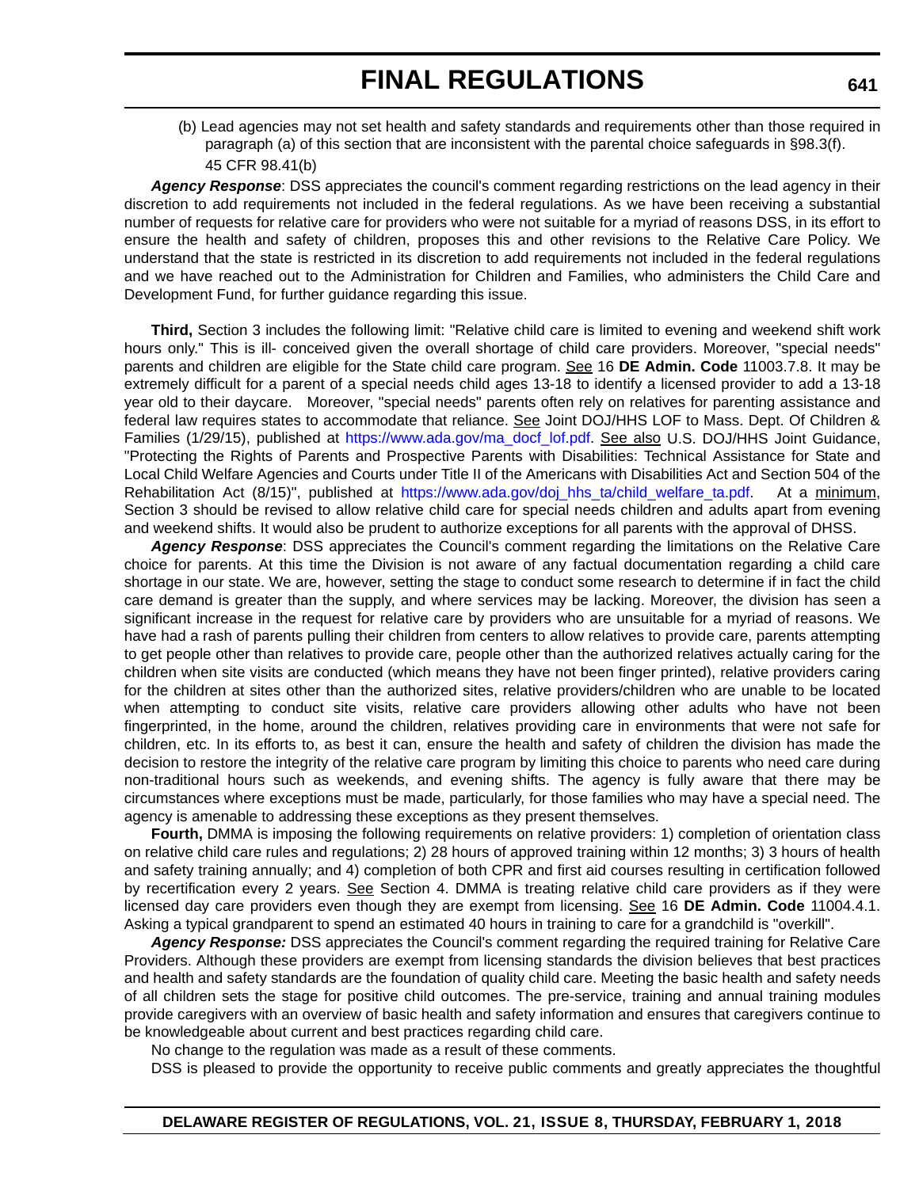(b) Lead agencies may not set health and safety standards and requirements other than those required in paragraph (a) of this section that are inconsistent with the parental choice safeguards in §98.3(f).

45 CFR 98.41(b)

***Agency Response***: DSS appreciates the council's comment regarding restrictions on the lead agency in their discretion to add requirements not included in the federal regulations. As we have been receiving a substantial number of requests for relative care for providers who were not suitable for a myriad of reasons DSS, in its effort to ensure the health and safety of children, proposes this and other revisions to the Relative Care Policy. We understand that the state is restricted in its discretion to add requirements not included in the federal regulations and we have reached out to the Administration for Children and Families, who administers the Child Care and Development Fund, for further guidance regarding this issue.

**Third,** Section 3 includes the following limit: "Relative child care is limited to evening and weekend shift work hours only." This is ill- conceived given the overall shortage of child care providers. Moreover, "special needs" parents and children are eligible for the State child care program. See 16 **DE Admin. Code** 11003.7.8. It may be extremely difficult for a parent of a special needs child ages 13-18 to identify a licensed provider to add a 13-18 year old to their daycare. Moreover, "special needs" parents often rely on relatives for parenting assistance and federal law requires states to accommodate that reliance. See Joint DOJ/HHS LOF to Mass. Dept. Of Children & Families (1/29/15), published at https://www.ada.gov/ma_docf_lof.pdf. See also U.S. DOJ/HHS Joint Guidance, "Protecting the Rights of Parents and Prospective Parents with Disabilities: Technical Assistance for State and Local Child Welfare Agencies and Courts under Title II of the Americans with Disabilities Act and Section 504 of the Rehabilitation Act (8/15)", published at https://www.ada.gov/doj_hhs_ta/child_welfare_ta.pdf. At a minimum, Section 3 should be revised to allow relative child care for special needs children and adults apart from evening and weekend shifts. It would also be prudent to authorize exceptions for all parents with the approval of DHSS.

***Agency Response***: DSS appreciates the Council's comment regarding the limitations on the Relative Care choice for parents. At this time the Division is not aware of any factual documentation regarding a child care shortage in our state. We are, however, setting the stage to conduct some research to determine if in fact the child care demand is greater than the supply, and where services may be lacking. Moreover, the division has seen a significant increase in the request for relative care by providers who are unsuitable for a myriad of reasons. We have had a rash of parents pulling their children from centers to allow relatives to provide care, parents attempting to get people other than relatives to provide care, people other than the authorized relatives actually caring for the children when site visits are conducted (which means they have not been finger printed), relative providers caring for the children at sites other than the authorized sites, relative providers/children who are unable to be located when attempting to conduct site visits, relative care providers allowing other adults who have not been fingerprinted, in the home, around the children, relatives providing care in environments that were not safe for children, etc. In its efforts to, as best it can, ensure the health and safety of children the division has made the decision to restore the integrity of the relative care program by limiting this choice to parents who need care during non-traditional hours such as weekends, and evening shifts. The agency is fully aware that there may be circumstances where exceptions must be made, particularly, for those families who may have a special need. The agency is amenable to addressing these exceptions as they present themselves.

**Fourth,** DMMA is imposing the following requirements on relative providers: 1) completion of orientation class on relative child care rules and regulations; 2) 28 hours of approved training within 12 months; 3) 3 hours of health and safety training annually; and 4) completion of both CPR and first aid courses resulting in certification followed by recertification every 2 years. See Section 4. DMMA is treating relative child care providers as if they were licensed day care providers even though they are exempt from licensing. See 16 **DE Admin. Code** 11004.4.1. Asking a typical grandparent to spend an estimated 40 hours in training to care for a grandchild is "overkill".

***Agency Response:*** DSS appreciates the Council's comment regarding the required training for Relative Care Providers. Although these providers are exempt from licensing standards the division believes that best practices and health and safety standards are the foundation of quality child care. Meeting the basic health and safety needs of all children sets the stage for positive child outcomes. The pre-service, training and annual training modules provide caregivers with an overview of basic health and safety information and ensures that caregivers continue to be knowledgeable about current and best practices regarding child care.

No change to the regulation was made as a result of these comments.

DSS is pleased to provide the opportunity to receive public comments and greatly appreciates the thoughtful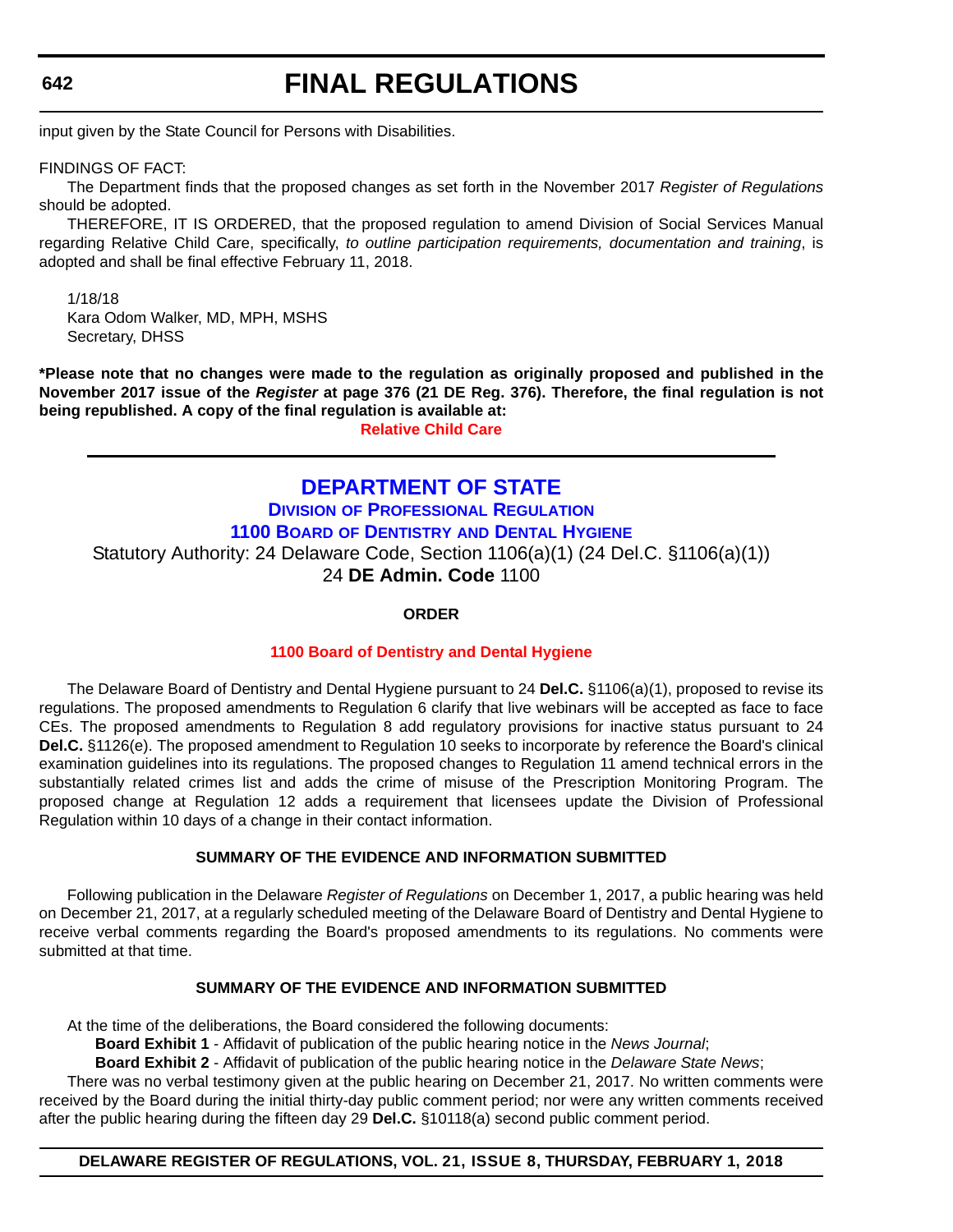input given by the State Council for Persons with Disabilities.

FINDINGS OF FACT:

The Department finds that the proposed changes as set forth in the November 2017 *Register of Regulations* should be adopted.

THEREFORE, IT IS ORDERED, that the proposed regulation to amend Division of Social Services Manual regarding Relative Child Care, specifically, *to outline participation requirements, documentation and training*, is adopted and shall be final effective February 11, 2018.

1/18/18
Kara Odom Walker, MD, MPH, MSHS
Secretary, DHSS

**\*Please note that no changes were made to the regulation as originally proposed and published in the November 2017 issue of the *Register* at page 376 (21 DE Reg. 376). Therefore, the final regulation is not being republished. A copy of the final regulation is available at:**

**Relative Child Care**

---

# DEPARTMENT OF STATE

## DIVISION OF PROFESSIONAL REGULATION

## 1100 BOARD OF DENTISTRY AND DENTAL HYGIENE

Statutory Authority: 24 Delaware Code, Section 1106(a)(1) (24 Del.C. §1106(a)(1))
24 **DE Admin. Code** 1100

**ORDER**

**1100 Board of Dentistry and Dental Hygiene**

The Delaware Board of Dentistry and Dental Hygiene pursuant to 24 **Del.C.** §1106(a)(1), proposed to revise its regulations. The proposed amendments to Regulation 6 clarify that live webinars will be accepted as face to face CEs. The proposed amendments to Regulation 8 add regulatory provisions for inactive status pursuant to 24 **Del.C.** §1126(e). The proposed amendment to Regulation 10 seeks to incorporate by reference the Board's clinical examination guidelines into its regulations. The proposed changes to Regulation 11 amend technical errors in the substantially related crimes list and adds the crime of misuse of the Prescription Monitoring Program. The proposed change at Regulation 12 adds a requirement that licensees update the Division of Professional Regulation within 10 days of a change in their contact information.

**SUMMARY OF THE EVIDENCE AND INFORMATION SUBMITTED**

Following publication in the Delaware *Register of Regulations* on December 1, 2017, a public hearing was held on December 21, 2017, at a regularly scheduled meeting of the Delaware Board of Dentistry and Dental Hygiene to receive verbal comments regarding the Board's proposed amendments to its regulations. No comments were submitted at that time.

**SUMMARY OF THE EVIDENCE AND INFORMATION SUBMITTED**

At the time of the deliberations, the Board considered the following documents:

**Board Exhibit 1** - Affidavit of publication of the public hearing notice in the *News Journal*;

**Board Exhibit 2** - Affidavit of publication of the public hearing notice in the *Delaware State News*;

There was no verbal testimony given at the public hearing on December 21, 2017. No written comments were received by the Board during the initial thirty-day public comment period; nor were any written comments received after the public hearing during the fifteen day 29 **Del.C.** §10118(a) second public comment period.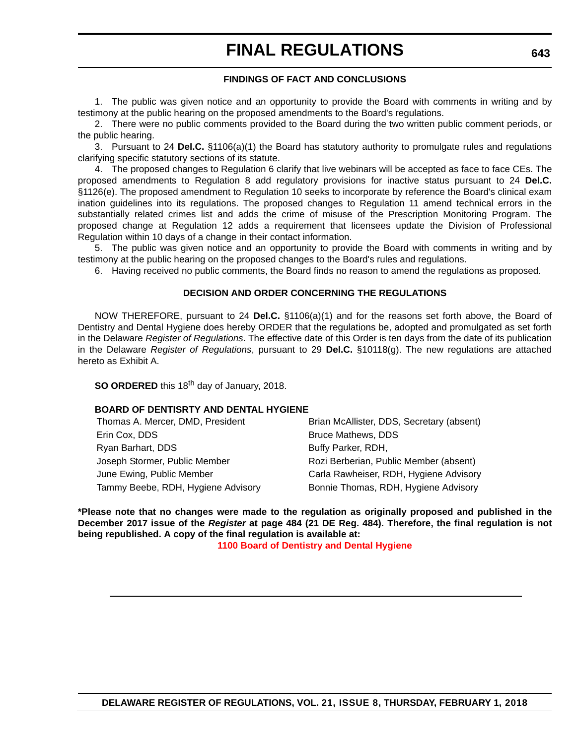### FINDINGS OF FACT AND CONCLUSIONS

1. The public was given notice and an opportunity to provide the Board with comments in writing and by testimony at the public hearing on the proposed amendments to the Board's regulations.

2. There were no public comments provided to the Board during the two written public comment periods, or the public hearing.

3. Pursuant to 24 **Del.C.** §1106(a)(1) the Board has statutory authority to promulgate rules and regulations clarifying specific statutory sections of its statute.

4. The proposed changes to Regulation 6 clarify that live webinars will be accepted as face to face CEs. The proposed amendments to Regulation 8 add regulatory provisions for inactive status pursuant to 24 **Del.C.** §1126(e). The proposed amendment to Regulation 10 seeks to incorporate by reference the Board's clinical exam ination guidelines into its regulations. The proposed changes to Regulation 11 amend technical errors in the substantially related crimes list and adds the crime of misuse of the Prescription Monitoring Program. The proposed change at Regulation 12 adds a requirement that licensees update the Division of Professional Regulation within 10 days of a change in their contact information.

5. The public was given notice and an opportunity to provide the Board with comments in writing and by testimony at the public hearing on the proposed changes to the Board's rules and regulations.

6. Having received no public comments, the Board finds no reason to amend the regulations as proposed.

### DECISION AND ORDER CONCERNING THE REGULATIONS

NOW THEREFORE, pursuant to 24 **Del.C.** §1106(a)(1) and for the reasons set forth above, the Board of Dentistry and Dental Hygiene does hereby ORDER that the regulations be, adopted and promulgated as set forth in the Delaware *Register of Regulations*. The effective date of this Order is ten days from the date of its publication in the Delaware *Register of Regulations*, pursuant to 29 **Del.C.** §10118(g). The new regulations are attached hereto as Exhibit A.

**SO ORDERED** this 18th day of January, 2018.

**BOARD OF DENTISRTY AND DENTAL HYGIENE**

| | |
|---|---|
| Thomas A. Mercer, DMD, President | Brian McAllister, DDS, Secretary (absent) |
| Erin Cox, DDS | Bruce Mathews, DDS |
| Ryan Barhart, DDS | Buffy Parker, RDH, |
| Joseph Stormer, Public Member | Rozi Berberian, Public Member (absent) |
| June Ewing, Public Member | Carla Rawheiser, RDH, Hygiene Advisory |
| Tammy Beebe, RDH, Hygiene Advisory | Bonnie Thomas, RDH, Hygiene Advisory |

**\*Please note that no changes were made to the regulation as originally proposed and published in the December 2017 issue of the *Register* at page 484 (21 DE Reg. 484). Therefore, the final regulation is not being republished. A copy of the final regulation is available at:**

**1100 Board of Dentistry and Dental Hygiene**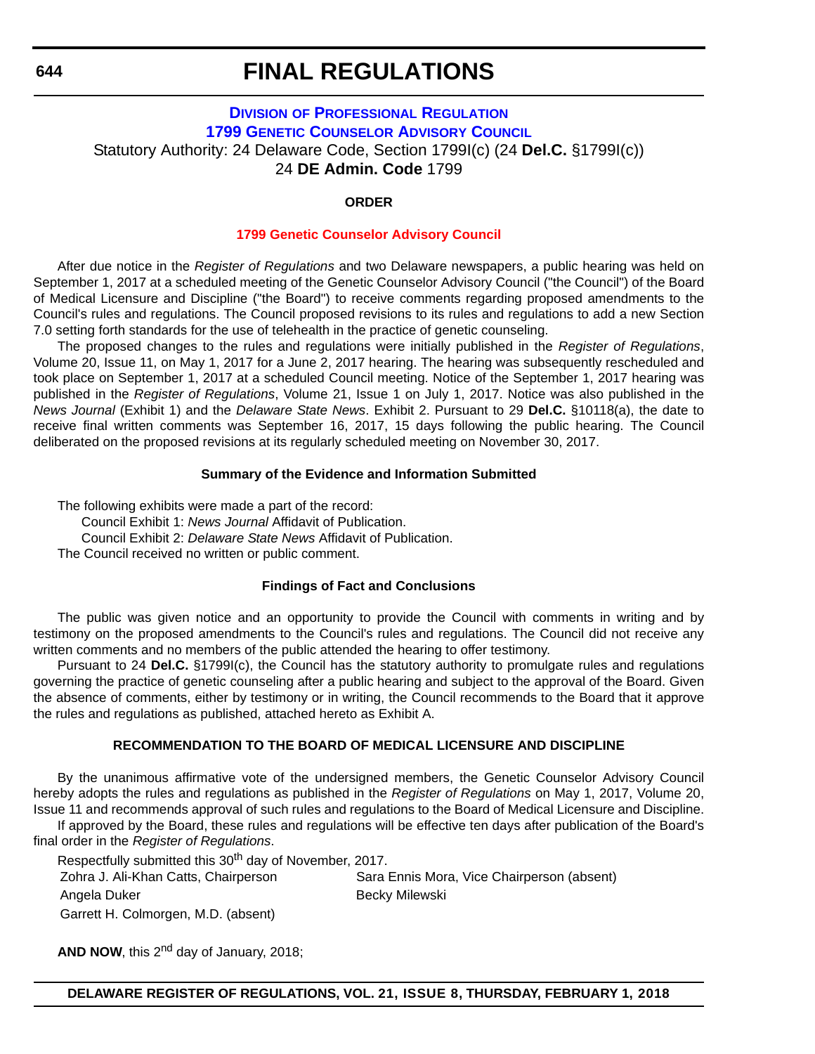# FINAL REGULATIONS

## Division of Professional Regulation
## 1799 Genetic Counselor Advisory Council

Statutory Authority: 24 Delaware Code, Section 1799I(c) (24 **Del.C.** §1799I(c))
24 **DE Admin. Code** 1799

**ORDER**

**1799 Genetic Counselor Advisory Council**

After due notice in the *Register of Regulations* and two Delaware newspapers, a public hearing was held on September 1, 2017 at a scheduled meeting of the Genetic Counselor Advisory Council ("the Council") of the Board of Medical Licensure and Discipline ("the Board") to receive comments regarding proposed amendments to the Council's rules and regulations. The Council proposed revisions to its rules and regulations to add a new Section 7.0 setting forth standards for the use of telehealth in the practice of genetic counseling.

The proposed changes to the rules and regulations were initially published in the *Register of Regulations*, Volume 20, Issue 11, on May 1, 2017 for a June 2, 2017 hearing. The hearing was subsequently rescheduled and took place on September 1, 2017 at a scheduled Council meeting. Notice of the September 1, 2017 hearing was published in the *Register of Regulations*, Volume 21, Issue 1 on July 1, 2017. Notice was also published in the *News Journal* (Exhibit 1) and the *Delaware State News*. Exhibit 2. Pursuant to 29 **Del.C.** §10118(a), the date to receive final written comments was September 16, 2017, 15 days following the public hearing. The Council deliberated on the proposed revisions at its regularly scheduled meeting on November 30, 2017.

**Summary of the Evidence and Information Submitted**

The following exhibits were made a part of the record:

Council Exhibit 1: *News Journal* Affidavit of Publication.

Council Exhibit 2: *Delaware State News* Affidavit of Publication.

The Council received no written or public comment.

**Findings of Fact and Conclusions**

The public was given notice and an opportunity to provide the Council with comments in writing and by testimony on the proposed amendments to the Council's rules and regulations. The Council did not receive any written comments and no members of the public attended the hearing to offer testimony.

Pursuant to 24 **Del.C.** §1799I(c), the Council has the statutory authority to promulgate rules and regulations governing the practice of genetic counseling after a public hearing and subject to the approval of the Board. Given the absence of comments, either by testimony or in writing, the Council recommends to the Board that it approve the rules and regulations as published, attached hereto as Exhibit A.

**RECOMMENDATION TO THE BOARD OF MEDICAL LICENSURE AND DISCIPLINE**

By the unanimous affirmative vote of the undersigned members, the Genetic Counselor Advisory Council hereby adopts the rules and regulations as published in the *Register of Regulations* on May 1, 2017, Volume 20, Issue 11 and recommends approval of such rules and regulations to the Board of Medical Licensure and Discipline.

If approved by the Board, these rules and regulations will be effective ten days after publication of the Board's final order in the *Register of Regulations*.

Respectfully submitted this 30th day of November, 2017.

| | |
|---|---|
| Zohra J. Ali-Khan Catts, Chairperson | Sara Ennis Mora, Vice Chairperson (absent) |
| Angela Duker | Becky Milewski |
| Garrett H. Colmorgen, M.D. (absent) | |

**AND NOW**, this 2nd day of January, 2018;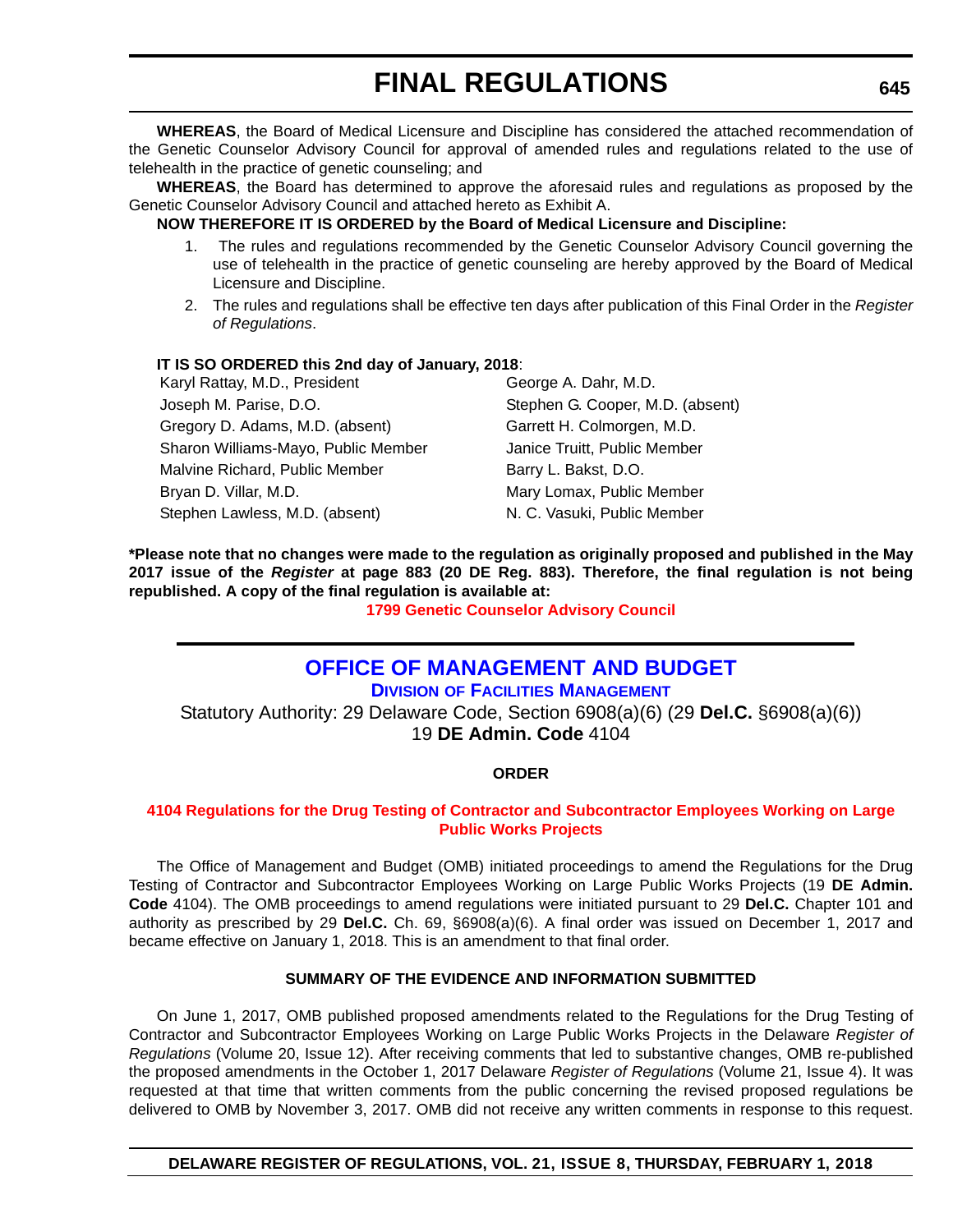**WHEREAS**, the Board of Medical Licensure and Discipline has considered the attached recommendation of the Genetic Counselor Advisory Council for approval of amended rules and regulations related to the use of telehealth in the practice of genetic counseling; and

**WHEREAS**, the Board has determined to approve the aforesaid rules and regulations as proposed by the Genetic Counselor Advisory Council and attached hereto as Exhibit A.

**NOW THEREFORE IT IS ORDERED by the Board of Medical Licensure and Discipline:**

1. The rules and regulations recommended by the Genetic Counselor Advisory Council governing the use of telehealth in the practice of genetic counseling are hereby approved by the Board of Medical Licensure and Discipline.
2. The rules and regulations shall be effective ten days after publication of this Final Order in the *Register of Regulations*.

**IT IS SO ORDERED this 2nd day of January, 2018**:

| | |
|---|---|
| Karyl Rattay, M.D., President | George A. Dahr, M.D. |
| Joseph M. Parise, D.O. | Stephen G. Cooper, M.D. (absent) |
| Gregory D. Adams, M.D. (absent) | Garrett H. Colmorgen, M.D. |
| Sharon Williams-Mayo, Public Member | Janice Truitt, Public Member |
| Malvine Richard, Public Member | Barry L. Bakst, D.O. |
| Bryan D. Villar, M.D. | Mary Lomax, Public Member |
| Stephen Lawless, M.D. (absent) | N. C. Vasuki, Public Member |

**\*Please note that no changes were made to the regulation as originally proposed and published in the May 2017 issue of the *Register* at page 883 (20 DE Reg. 883). Therefore, the final regulation is not being republished. A copy of the final regulation is available at:**

**1799 Genetic Counselor Advisory Council**

---

# OFFICE OF MANAGEMENT AND BUDGET

## Division of Facilities Management

Statutory Authority: 29 Delaware Code, Section 6908(a)(6) (29 **Del.C.** §6908(a)(6))
19 **DE Admin. Code** 4104

### ORDER

**4104 Regulations for the Drug Testing of Contractor and Subcontractor Employees Working on Large Public Works Projects**

The Office of Management and Budget (OMB) initiated proceedings to amend the Regulations for the Drug Testing of Contractor and Subcontractor Employees Working on Large Public Works Projects (19 **DE Admin. Code** 4104). The OMB proceedings to amend regulations were initiated pursuant to 29 **Del.C.** Chapter 101 and authority as prescribed by 29 **Del.C.** Ch. 69, §6908(a)(6). A final order was issued on December 1, 2017 and became effective on January 1, 2018. This is an amendment to that final order.

### SUMMARY OF THE EVIDENCE AND INFORMATION SUBMITTED

On June 1, 2017, OMB published proposed amendments related to the Regulations for the Drug Testing of Contractor and Subcontractor Employees Working on Large Public Works Projects in the Delaware *Register of Regulations* (Volume 20, Issue 12). After receiving comments that led to substantive changes, OMB re-published the proposed amendments in the October 1, 2017 Delaware *Register of Regulations* (Volume 21, Issue 4). It was requested at that time that written comments from the public concerning the revised proposed regulations be delivered to OMB by November 3, 2017. OMB did not receive any written comments in response to this request.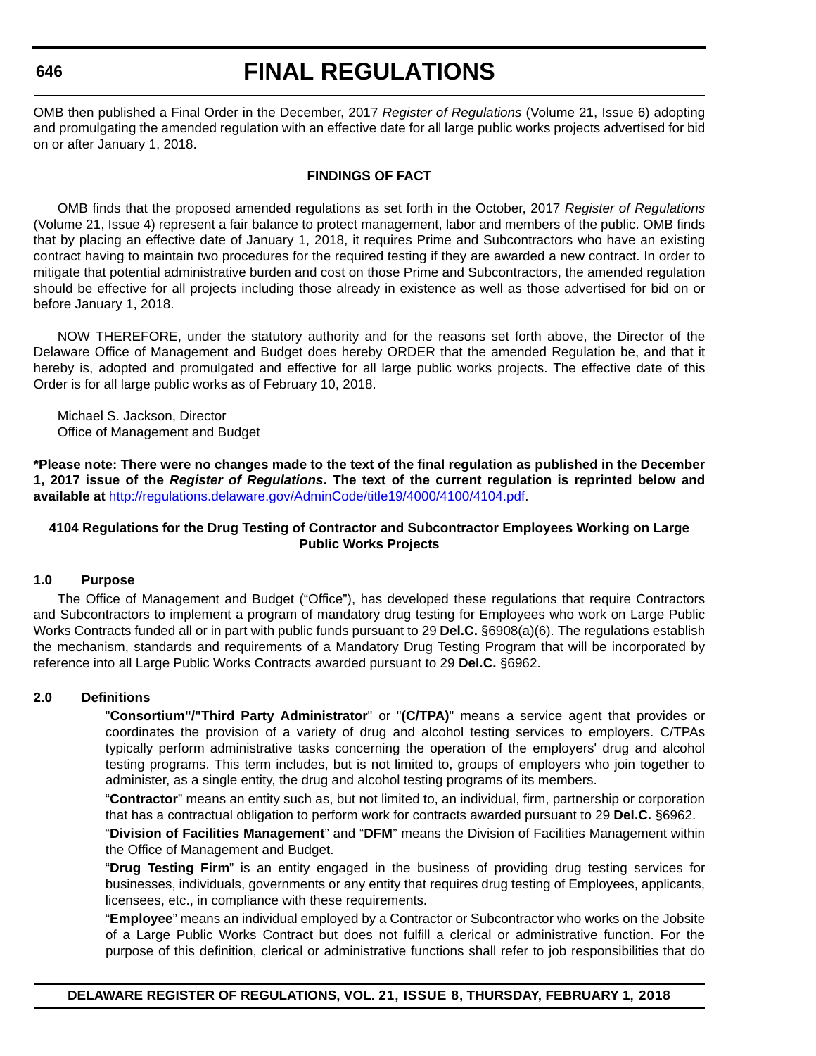OMB then published a Final Order in the December, 2017 *Register of Regulations* (Volume 21, Issue 6) adopting and promulgating the amended regulation with an effective date for all large public works projects advertised for bid on or after January 1, 2018.

**FINDINGS OF FACT**

OMB finds that the proposed amended regulations as set forth in the October, 2017 *Register of Regulations* (Volume 21, Issue 4) represent a fair balance to protect management, labor and members of the public. OMB finds that by placing an effective date of January 1, 2018, it requires Prime and Subcontractors who have an existing contract having to maintain two procedures for the required testing if they are awarded a new contract. In order to mitigate that potential administrative burden and cost on those Prime and Subcontractors, the amended regulation should be effective for all projects including those already in existence as well as those advertised for bid on or before January 1, 2018.

NOW THEREFORE, under the statutory authority and for the reasons set forth above, the Director of the Delaware Office of Management and Budget does hereby ORDER that the amended Regulation be, and that it hereby is, adopted and promulgated and effective for all large public works projects. The effective date of this Order is for all large public works as of February 10, 2018.

Michael S. Jackson, Director
Office of Management and Budget

**\*Please note: There were no changes made to the text of the final regulation as published in the December 1, 2017 issue of the *Register of Regulations*. The text of the current regulation is reprinted below and available at** http://regulations.delaware.gov/AdminCode/title19/4000/4100/4104.pdf.

**4104 Regulations for the Drug Testing of Contractor and Subcontractor Employees Working on Large Public Works Projects**

**1.0 Purpose**

The Office of Management and Budget ("Office"), has developed these regulations that require Contractors and Subcontractors to implement a program of mandatory drug testing for Employees who work on Large Public Works Contracts funded all or in part with public funds pursuant to 29 **Del.C.** §6908(a)(6). The regulations establish the mechanism, standards and requirements of a Mandatory Drug Testing Program that will be incorporated by reference into all Large Public Works Contracts awarded pursuant to 29 **Del.C.** §6962.

**2.0 Definitions**

"**Consortium"/"Third Party Administrator**" or "**(C/TPA)**" means a service agent that provides or coordinates the provision of a variety of drug and alcohol testing services to employers. C/TPAs typically perform administrative tasks concerning the operation of the employers' drug and alcohol testing programs. This term includes, but is not limited to, groups of employers who join together to administer, as a single entity, the drug and alcohol testing programs of its members.

"**Contractor**" means an entity such as, but not limited to, an individual, firm, partnership or corporation that has a contractual obligation to perform work for contracts awarded pursuant to 29 **Del.C.** §6962.

"**Division of Facilities Management**" and "**DFM**" means the Division of Facilities Management within the Office of Management and Budget.

"**Drug Testing Firm**" is an entity engaged in the business of providing drug testing services for businesses, individuals, governments or any entity that requires drug testing of Employees, applicants, licensees, etc., in compliance with these requirements.

"**Employee**" means an individual employed by a Contractor or Subcontractor who works on the Jobsite of a Large Public Works Contract but does not fulfill a clerical or administrative function. For the purpose of this definition, clerical or administrative functions shall refer to job responsibilities that do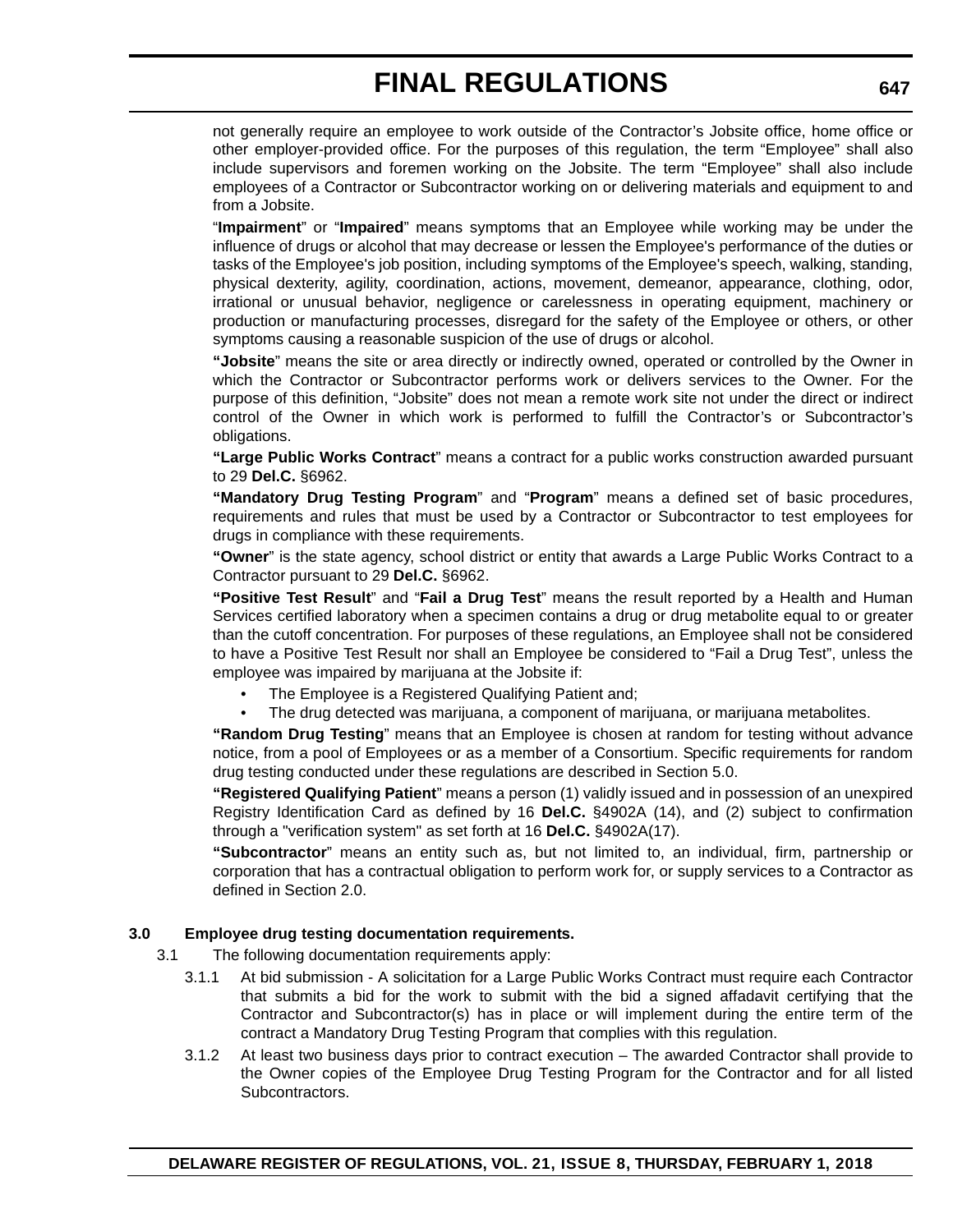not generally require an employee to work outside of the Contractor's Jobsite office, home office or other employer-provided office. For the purposes of this regulation, the term "Employee" shall also include supervisors and foremen working on the Jobsite. The term "Employee" shall also include employees of a Contractor or Subcontractor working on or delivering materials and equipment to and from a Jobsite.

"**Impairment**" or "**Impaired**" means symptoms that an Employee while working may be under the influence of drugs or alcohol that may decrease or lessen the Employee's performance of the duties or tasks of the Employee's job position, including symptoms of the Employee's speech, walking, standing, physical dexterity, agility, coordination, actions, movement, demeanor, appearance, clothing, odor, irrational or unusual behavior, negligence or carelessness in operating equipment, machinery or production or manufacturing processes, disregard for the safety of the Employee or others, or other symptoms causing a reasonable suspicion of the use of drugs or alcohol.

**"Jobsite**" means the site or area directly or indirectly owned, operated or controlled by the Owner in which the Contractor or Subcontractor performs work or delivers services to the Owner. For the purpose of this definition, "Jobsite" does not mean a remote work site not under the direct or indirect control of the Owner in which work is performed to fulfill the Contractor's or Subcontractor's obligations.

**"Large Public Works Contract**" means a contract for a public works construction awarded pursuant to 29 **Del.C.** §6962.

**"Mandatory Drug Testing Program**" and "**Program**" means a defined set of basic procedures, requirements and rules that must be used by a Contractor or Subcontractor to test employees for drugs in compliance with these requirements.

**"Owner**" is the state agency, school district or entity that awards a Large Public Works Contract to a Contractor pursuant to 29 **Del.C.** §6962.

**"Positive Test Result**" and "**Fail a Drug Test**" means the result reported by a Health and Human Services certified laboratory when a specimen contains a drug or drug metabolite equal to or greater than the cutoff concentration. For purposes of these regulations, an Employee shall not be considered to have a Positive Test Result nor shall an Employee be considered to "Fail a Drug Test", unless the employee was impaired by marijuana at the Jobsite if:

- The Employee is a Registered Qualifying Patient and;
- The drug detected was marijuana, a component of marijuana, or marijuana metabolites.

**"Random Drug Testing**" means that an Employee is chosen at random for testing without advance notice, from a pool of Employees or as a member of a Consortium. Specific requirements for random drug testing conducted under these regulations are described in Section 5.0.

**"Registered Qualifying Patient**" means a person (1) validly issued and in possession of an unexpired Registry Identification Card as defined by 16 **Del.C.** §4902A (14), and (2) subject to confirmation through a "verification system" as set forth at 16 **Del.C.** §4902A(17).

**"Subcontractor**" means an entity such as, but not limited to, an individual, firm, partnership or corporation that has a contractual obligation to perform work for, or supply services to a Contractor as defined in Section 2.0.

**3.0 Employee drug testing documentation requirements.**

3.1 The following documentation requirements apply:

3.1.1 At bid submission - A solicitation for a Large Public Works Contract must require each Contractor that submits a bid for the work to submit with the bid a signed affadavit certifying that the Contractor and Subcontractor(s) has in place or will implement during the entire term of the contract a Mandatory Drug Testing Program that complies with this regulation.

3.1.2 At least two business days prior to contract execution – The awarded Contractor shall provide to the Owner copies of the Employee Drug Testing Program for the Contractor and for all listed Subcontractors.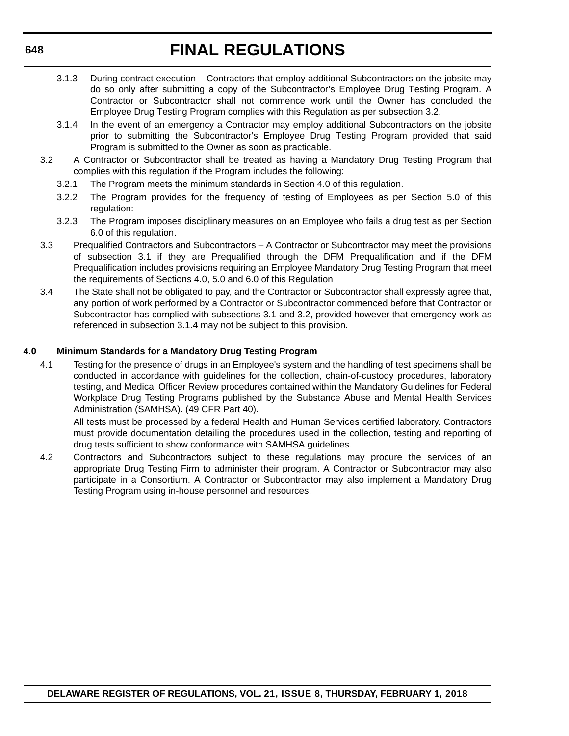3.1.3 During contract execution – Contractors that employ additional Subcontractors on the jobsite may do so only after submitting a copy of the Subcontractor's Employee Drug Testing Program. A Contractor or Subcontractor shall not commence work until the Owner has concluded the Employee Drug Testing Program complies with this Regulation as per subsection 3.2.

3.1.4 In the event of an emergency a Contractor may employ additional Subcontractors on the jobsite prior to submitting the Subcontractor's Employee Drug Testing Program provided that said Program is submitted to the Owner as soon as practicable.

3.2 A Contractor or Subcontractor shall be treated as having a Mandatory Drug Testing Program that complies with this regulation if the Program includes the following:

3.2.1 The Program meets the minimum standards in Section 4.0 of this regulation.

3.2.2 The Program provides for the frequency of testing of Employees as per Section 5.0 of this regulation:

3.2.3 The Program imposes disciplinary measures on an Employee who fails a drug test as per Section 6.0 of this regulation.

3.3 Prequalified Contractors and Subcontractors – A Contractor or Subcontractor may meet the provisions of subsection 3.1 if they are Prequalified through the DFM Prequalification and if the DFM Prequalification includes provisions requiring an Employee Mandatory Drug Testing Program that meet the requirements of Sections 4.0, 5.0 and 6.0 of this Regulation

3.4 The State shall not be obligated to pay, and the Contractor or Subcontractor shall expressly agree that, any portion of work performed by a Contractor or Subcontractor commenced before that Contractor or Subcontractor has complied with subsections 3.1 and 3.2, provided however that emergency work as referenced in subsection 3.1.4 may not be subject to this provision.

**4.0 Minimum Standards for a Mandatory Drug Testing Program**

4.1 Testing for the presence of drugs in an Employee's system and the handling of test specimens shall be conducted in accordance with guidelines for the collection, chain-of-custody procedures, laboratory testing, and Medical Officer Review procedures contained within the Mandatory Guidelines for Federal Workplace Drug Testing Programs published by the Substance Abuse and Mental Health Services Administration (SAMHSA). (49 CFR Part 40).

All tests must be processed by a federal Health and Human Services certified laboratory. Contractors must provide documentation detailing the procedures used in the collection, testing and reporting of drug tests sufficient to show conformance with SAMHSA guidelines.

4.2 Contractors and Subcontractors subject to these regulations may procure the services of an appropriate Drug Testing Firm to administer their program. A Contractor or Subcontractor may also participate in a Consortium._A Contractor or Subcontractor may also implement a Mandatory Drug Testing Program using in-house personnel and resources.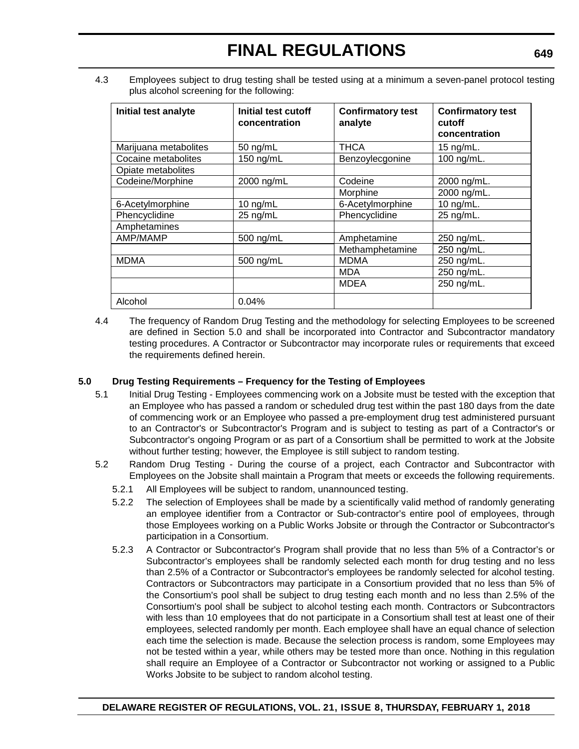4.3 Employees subject to drug testing shall be tested using at a minimum a seven-panel protocol testing plus alcohol screening for the following:

| Initial test analyte | Initial test cutoff concentration | Confirmatory test analyte | Confirmatory test cutoff concentration |
|---|---|---|---|
| Marijuana metabolites | 50 ng/mL | THCA | 15 ng/mL. |
| Cocaine metabolites | 150 ng/mL | Benzoylecgonine | 100 ng/mL. |
| Opiate metabolites | | | |
| Codeine/Morphine | 2000 ng/mL | Codeine | 2000 ng/mL. |
| | | Morphine | 2000 ng/mL. |
| 6-Acetylmorphine | 10 ng/mL | 6-Acetylmorphine | 10 ng/mL. |
| Phencyclidine | 25 ng/mL | Phencyclidine | 25 ng/mL. |
| Amphetamines | | | |
| AMP/MAMP | 500 ng/mL | Amphetamine | 250 ng/mL. |
| | | Methamphetamine | 250 ng/mL. |
| MDMA | 500 ng/mL | MDMA | 250 ng/mL. |
| | | MDA | 250 ng/mL. |
| | | MDEA | 250 ng/mL. |
| Alcohol | 0.04% | | |

4.4 The frequency of Random Drug Testing and the methodology for selecting Employees to be screened are defined in Section 5.0 and shall be incorporated into Contractor and Subcontractor mandatory testing procedures. A Contractor or Subcontractor may incorporate rules or requirements that exceed the requirements defined herein.

**5.0 Drug Testing Requirements – Frequency for the Testing of Employees**

5.1 Initial Drug Testing - Employees commencing work on a Jobsite must be tested with the exception that an Employee who has passed a random or scheduled drug test within the past 180 days from the date of commencing work or an Employee who passed a pre-employment drug test administered pursuant to an Contractor's or Subcontractor's Program and is subject to testing as part of a Contractor's or Subcontractor's ongoing Program or as part of a Consortium shall be permitted to work at the Jobsite without further testing; however, the Employee is still subject to random testing.

5.2 Random Drug Testing - During the course of a project, each Contractor and Subcontractor with Employees on the Jobsite shall maintain a Program that meets or exceeds the following requirements.

5.2.1 All Employees will be subject to random, unannounced testing.

5.2.2 The selection of Employees shall be made by a scientifically valid method of randomly generating an employee identifier from a Contractor or Sub-contractor's entire pool of employees, through those Employees working on a Public Works Jobsite or through the Contractor or Subcontractor's participation in a Consortium.

5.2.3 A Contractor or Subcontractor's Program shall provide that no less than 5% of a Contractor's or Subcontractor's employees shall be randomly selected each month for drug testing and no less than 2.5% of a Contractor or Subcontractor's employees be randomly selected for alcohol testing. Contractors or Subcontractors may participate in a Consortium provided that no less than 5% of the Consortium's pool shall be subject to drug testing each month and no less than 2.5% of the Consortium's pool shall be subject to alcohol testing each month. Contractors or Subcontractors with less than 10 employees that do not participate in a Consortium shall test at least one of their employees, selected randomly per month. Each employee shall have an equal chance of selection each time the selection is made. Because the selection process is random, some Employees may not be tested within a year, while others may be tested more than once. Nothing in this regulation shall require an Employee of a Contractor or Subcontractor not working or assigned to a Public Works Jobsite to be subject to random alcohol testing.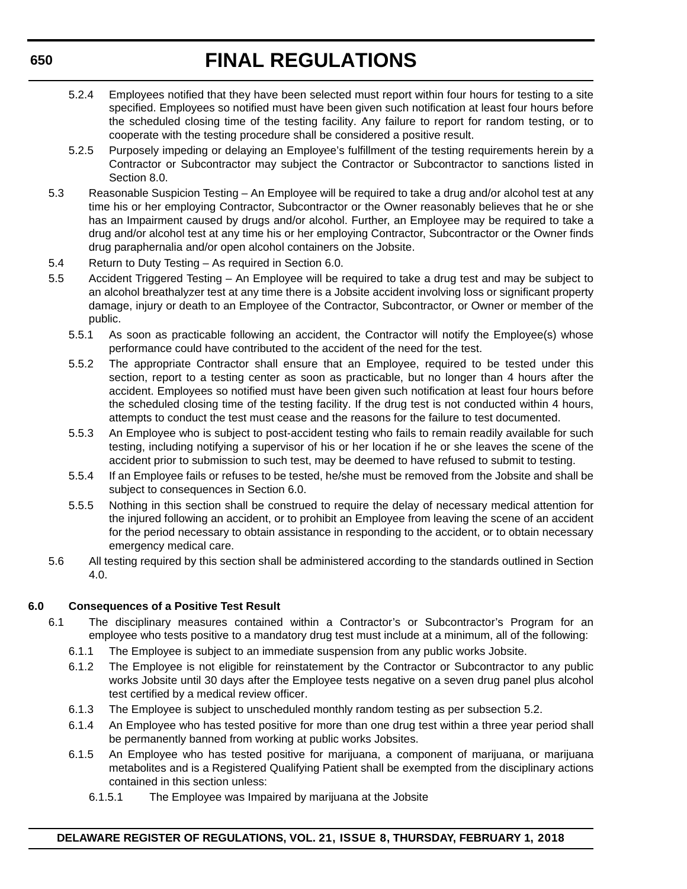5.2.4 Employees notified that they have been selected must report within four hours for testing to a site specified. Employees so notified must have been given such notification at least four hours before the scheduled closing time of the testing facility. Any failure to report for random testing, or to cooperate with the testing procedure shall be considered a positive result.

5.2.5 Purposely impeding or delaying an Employee's fulfillment of the testing requirements herein by a Contractor or Subcontractor may subject the Contractor or Subcontractor to sanctions listed in Section 8.0.

5.3 Reasonable Suspicion Testing – An Employee will be required to take a drug and/or alcohol test at any time his or her employing Contractor, Subcontractor or the Owner reasonably believes that he or she has an Impairment caused by drugs and/or alcohol. Further, an Employee may be required to take a drug and/or alcohol test at any time his or her employing Contractor, Subcontractor or the Owner finds drug paraphernalia and/or open alcohol containers on the Jobsite.

5.4 Return to Duty Testing – As required in Section 6.0.

5.5 Accident Triggered Testing – An Employee will be required to take a drug test and may be subject to an alcohol breathalyzer test at any time there is a Jobsite accident involving loss or significant property damage, injury or death to an Employee of the Contractor, Subcontractor, or Owner or member of the public.

5.5.1 As soon as practicable following an accident, the Contractor will notify the Employee(s) whose performance could have contributed to the accident of the need for the test.

5.5.2 The appropriate Contractor shall ensure that an Employee, required to be tested under this section, report to a testing center as soon as practicable, but no longer than 4 hours after the accident. Employees so notified must have been given such notification at least four hours before the scheduled closing time of the testing facility. If the drug test is not conducted within 4 hours, attempts to conduct the test must cease and the reasons for the failure to test documented.

5.5.3 An Employee who is subject to post-accident testing who fails to remain readily available for such testing, including notifying a supervisor of his or her location if he or she leaves the scene of the accident prior to submission to such test, may be deemed to have refused to submit to testing.

5.5.4 If an Employee fails or refuses to be tested, he/she must be removed from the Jobsite and shall be subject to consequences in Section 6.0.

5.5.5 Nothing in this section shall be construed to require the delay of necessary medical attention for the injured following an accident, or to prohibit an Employee from leaving the scene of an accident for the period necessary to obtain assistance in responding to the accident, or to obtain necessary emergency medical care.

5.6 All testing required by this section shall be administered according to the standards outlined in Section 4.0.

**6.0 Consequences of a Positive Test Result**

6.1 The disciplinary measures contained within a Contractor's or Subcontractor's Program for an employee who tests positive to a mandatory drug test must include at a minimum, all of the following:

6.1.1 The Employee is subject to an immediate suspension from any public works Jobsite.

6.1.2 The Employee is not eligible for reinstatement by the Contractor or Subcontractor to any public works Jobsite until 30 days after the Employee tests negative on a seven drug panel plus alcohol test certified by a medical review officer.

6.1.3 The Employee is subject to unscheduled monthly random testing as per subsection 5.2.

6.1.4 An Employee who has tested positive for more than one drug test within a three year period shall be permanently banned from working at public works Jobsites.

6.1.5 An Employee who has tested positive for marijuana, a component of marijuana, or marijuana metabolites and is a Registered Qualifying Patient shall be exempted from the disciplinary actions contained in this section unless:

6.1.5.1 The Employee was Impaired by marijuana at the Jobsite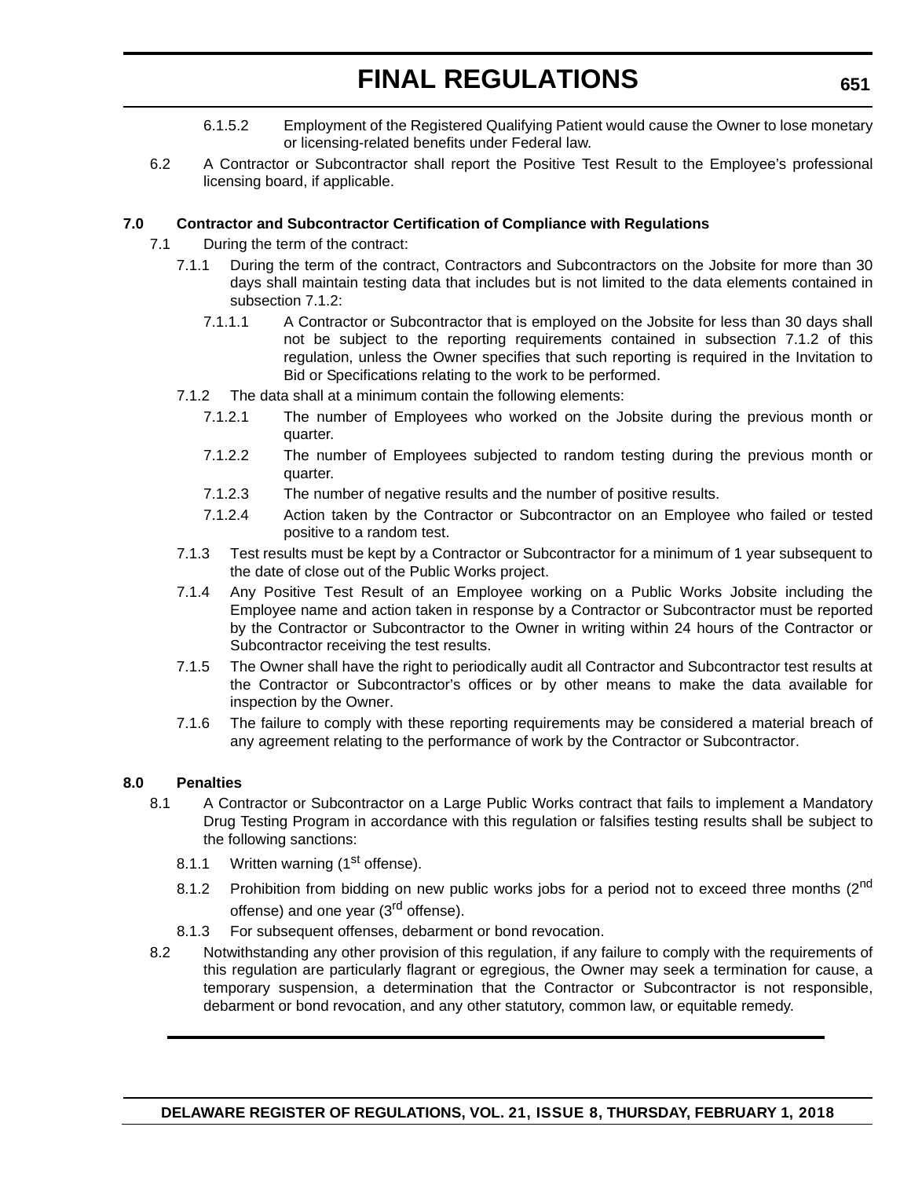6.1.5.2 Employment of the Registered Qualifying Patient would cause the Owner to lose monetary or licensing-related benefits under Federal law.

6.2 A Contractor or Subcontractor shall report the Positive Test Result to the Employee's professional licensing board, if applicable.

**7.0 Contractor and Subcontractor Certification of Compliance with Regulations**

7.1 During the term of the contract:

7.1.1 During the term of the contract, Contractors and Subcontractors on the Jobsite for more than 30 days shall maintain testing data that includes but is not limited to the data elements contained in subsection 7.1.2:

7.1.1.1 A Contractor or Subcontractor that is employed on the Jobsite for less than 30 days shall not be subject to the reporting requirements contained in subsection 7.1.2 of this regulation, unless the Owner specifies that such reporting is required in the Invitation to Bid or Specifications relating to the work to be performed.

7.1.2 The data shall at a minimum contain the following elements:

7.1.2.1 The number of Employees who worked on the Jobsite during the previous month or quarter.

7.1.2.2 The number of Employees subjected to random testing during the previous month or quarter.

7.1.2.3 The number of negative results and the number of positive results.

7.1.2.4 Action taken by the Contractor or Subcontractor on an Employee who failed or tested positive to a random test.

7.1.3 Test results must be kept by a Contractor or Subcontractor for a minimum of 1 year subsequent to the date of close out of the Public Works project.

7.1.4 Any Positive Test Result of an Employee working on a Public Works Jobsite including the Employee name and action taken in response by a Contractor or Subcontractor must be reported by the Contractor or Subcontractor to the Owner in writing within 24 hours of the Contractor or Subcontractor receiving the test results.

7.1.5 The Owner shall have the right to periodically audit all Contractor and Subcontractor test results at the Contractor or Subcontractor's offices or by other means to make the data available for inspection by the Owner.

7.1.6 The failure to comply with these reporting requirements may be considered a material breach of any agreement relating to the performance of work by the Contractor or Subcontractor.

**8.0 Penalties**

8.1 A Contractor or Subcontractor on a Large Public Works contract that fails to implement a Mandatory Drug Testing Program in accordance with this regulation or falsifies testing results shall be subject to the following sanctions:

8.1.1 Written warning (1st offense).

8.1.2 Prohibition from bidding on new public works jobs for a period not to exceed three months (2nd offense) and one year (3rd offense).

8.1.3 For subsequent offenses, debarment or bond revocation.

8.2 Notwithstanding any other provision of this regulation, if any failure to comply with the requirements of this regulation are particularly flagrant or egregious, the Owner may seek a termination for cause, a temporary suspension, a determination that the Contractor or Subcontractor is not responsible, debarment or bond revocation, and any other statutory, common law, or equitable remedy.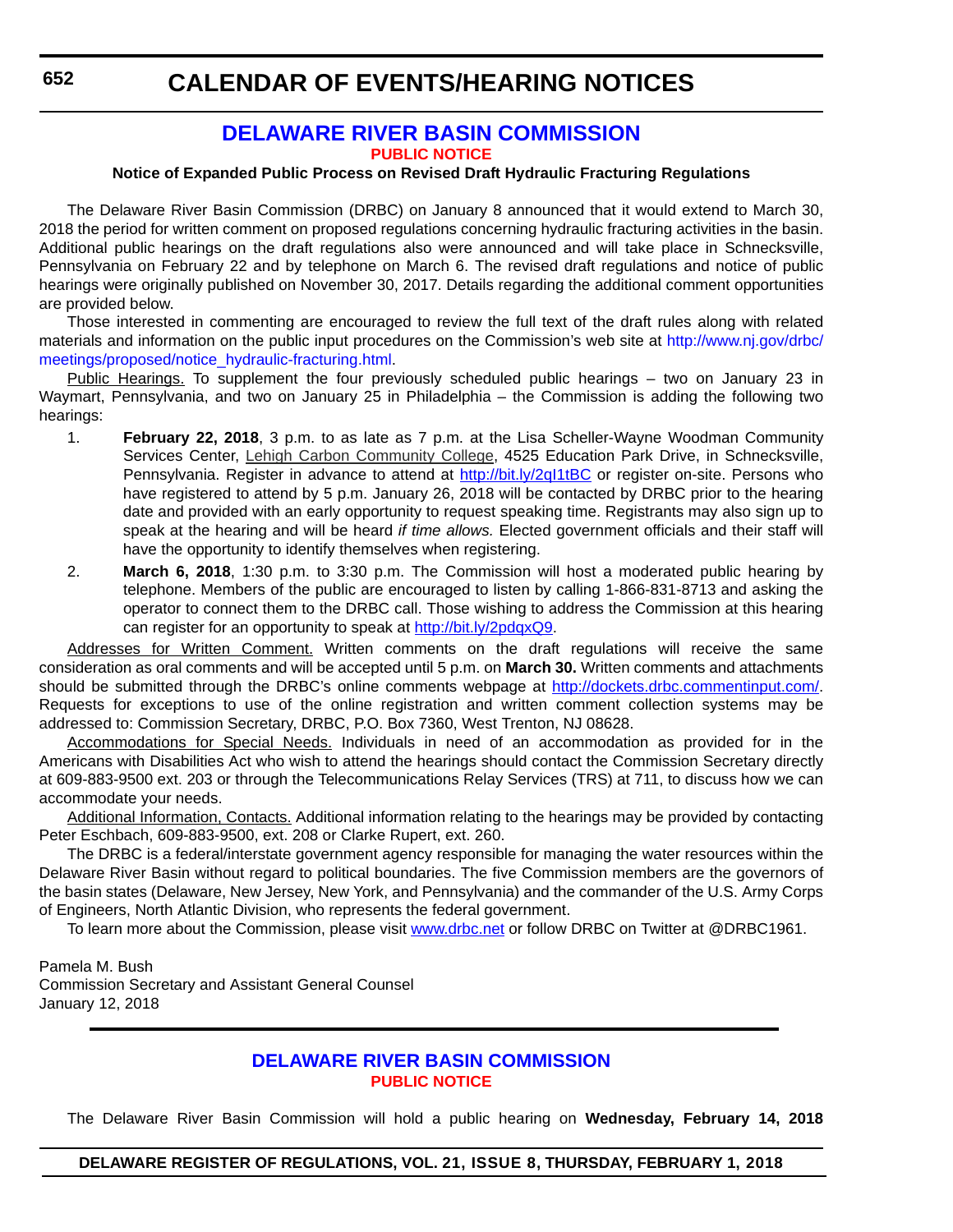# DELAWARE RIVER BASIN COMMISSION

## PUBLIC NOTICE

### Notice of Expanded Public Process on Revised Draft Hydraulic Fracturing Regulations

The Delaware River Basin Commission (DRBC) on January 8 announced that it would extend to March 30, 2018 the period for written comment on proposed regulations concerning hydraulic fracturing activities in the basin. Additional public hearings on the draft regulations also were announced and will take place in Schnecksville, Pennsylvania on February 22 and by telephone on March 6. The revised draft regulations and notice of public hearings were originally published on November 30, 2017. Details regarding the additional comment opportunities are provided below.

Those interested in commenting are encouraged to review the full text of the draft rules along with related materials and information on the public input procedures on the Commission's web site at http://www.nj.gov/drbc/meetings/proposed/notice_hydraulic-fracturing.html.

Public Hearings. To supplement the four previously scheduled public hearings – two on January 23 in Waymart, Pennsylvania, and two on January 25 in Philadelphia – the Commission is adding the following two hearings:

1. **February 22, 2018**, 3 p.m. to as late as 7 p.m. at the Lisa Scheller-Wayne Woodman Community Services Center, Lehigh Carbon Community College, 4525 Education Park Drive, in Schnecksville, Pennsylvania. Register in advance to attend at http://bit.ly/2qI1tBC or register on-site. Persons who have registered to attend by 5 p.m. January 26, 2018 will be contacted by DRBC prior to the hearing date and provided with an early opportunity to request speaking time. Registrants may also sign up to speak at the hearing and will be heard *if time allows.* Elected government officials and their staff will have the opportunity to identify themselves when registering.
2. **March 6, 2018**, 1:30 p.m. to 3:30 p.m. The Commission will host a moderated public hearing by telephone. Members of the public are encouraged to listen by calling 1-866-831-8713 and asking the operator to connect them to the DRBC call. Those wishing to address the Commission at this hearing can register for an opportunity to speak at http://bit.ly/2pdqxQ9.

Addresses for Written Comment. Written comments on the draft regulations will receive the same consideration as oral comments and will be accepted until 5 p.m. on **March 30.** Written comments and attachments should be submitted through the DRBC's online comments webpage at http://dockets.drbc.commentinput.com/. Requests for exceptions to use of the online registration and written comment collection systems may be addressed to: Commission Secretary, DRBC, P.O. Box 7360, West Trenton, NJ 08628.

Accommodations for Special Needs. Individuals in need of an accommodation as provided for in the Americans with Disabilities Act who wish to attend the hearings should contact the Commission Secretary directly at 609-883-9500 ext. 203 or through the Telecommunications Relay Services (TRS) at 711, to discuss how we can accommodate your needs.

Additional Information, Contacts. Additional information relating to the hearings may be provided by contacting Peter Eschbach, 609-883-9500, ext. 208 or Clarke Rupert, ext. 260.

The DRBC is a federal/interstate government agency responsible for managing the water resources within the Delaware River Basin without regard to political boundaries. The five Commission members are the governors of the basin states (Delaware, New Jersey, New York, and Pennsylvania) and the commander of the U.S. Army Corps of Engineers, North Atlantic Division, who represents the federal government.

To learn more about the Commission, please visit www.drbc.net or follow DRBC on Twitter at @DRBC1961.

Pamela M. Bush  
Commission Secretary and Assistant General Counsel  
January 12, 2018

---

# DELAWARE RIVER BASIN COMMISSION

## PUBLIC NOTICE

The Delaware River Basin Commission will hold a public hearing on **Wednesday, February 14, 2018**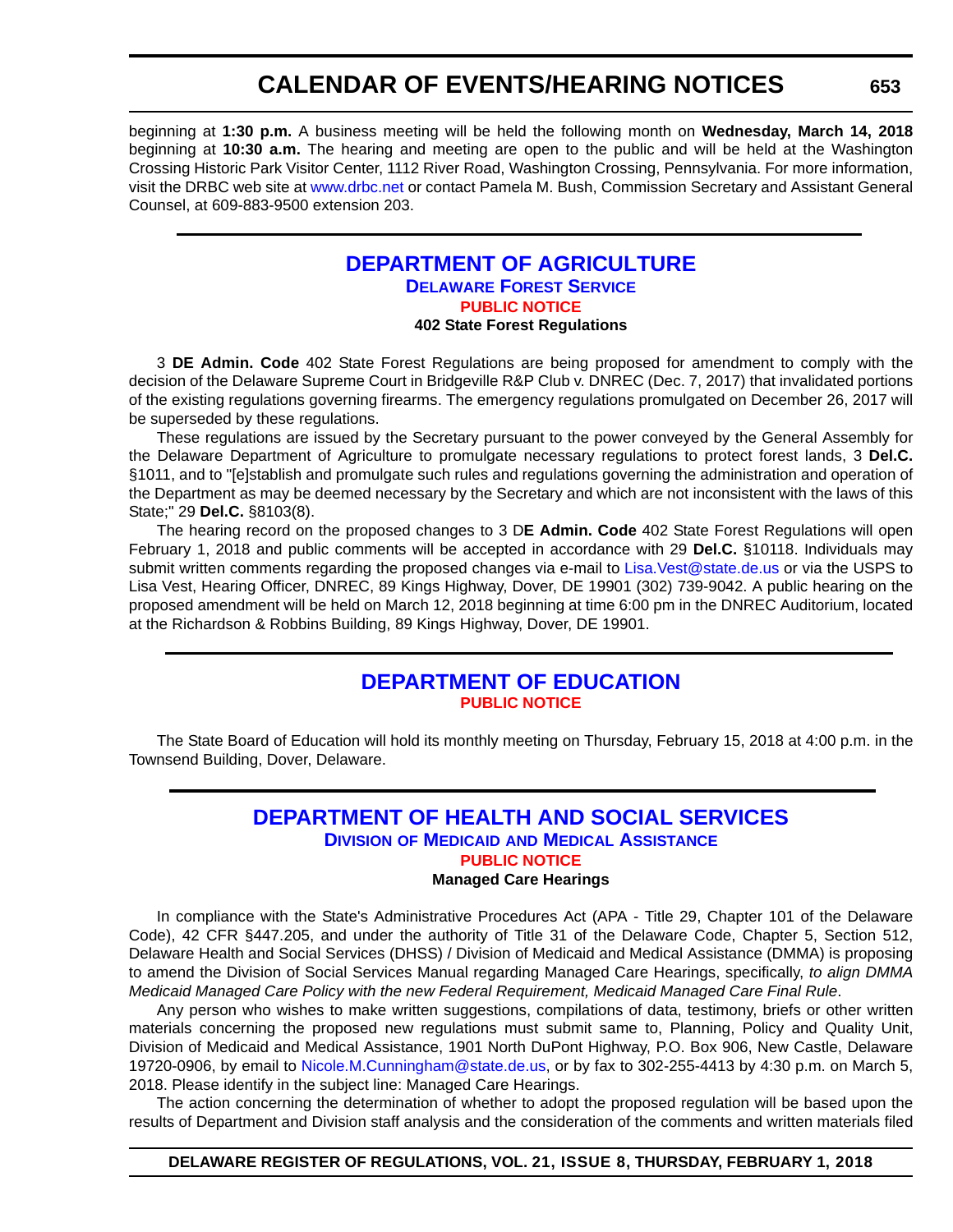beginning at **1:30 p.m.** A business meeting will be held the following month on **Wednesday, March 14, 2018** beginning at **10:30 a.m.** The hearing and meeting are open to the public and will be held at the Washington Crossing Historic Park Visitor Center, 1112 River Road, Washington Crossing, Pennsylvania. For more information, visit the DRBC web site at www.drbc.net or contact Pamela M. Bush, Commission Secretary and Assistant General Counsel, at 609-883-9500 extension 203.

## DEPARTMENT OF AGRICULTURE

### Delaware Forest Service

**PUBLIC NOTICE**

**402 State Forest Regulations**

3 **DE Admin. Code** 402 State Forest Regulations are being proposed for amendment to comply with the decision of the Delaware Supreme Court in Bridgeville R&P Club v. DNREC (Dec. 7, 2017) that invalidated portions of the existing regulations governing firearms. The emergency regulations promulgated on December 26, 2017 will be superseded by these regulations.

These regulations are issued by the Secretary pursuant to the power conveyed by the General Assembly for the Delaware Department of Agriculture to promulgate necessary regulations to protect forest lands, 3 **Del.C.** §1011, and to "[e]stablish and promulgate such rules and regulations governing the administration and operation of the Department as may be deemed necessary by the Secretary and which are not inconsistent with the laws of this State;" 29 **Del.C.** §8103(8).

The hearing record on the proposed changes to 3 D**E Admin. Code** 402 State Forest Regulations will open February 1, 2018 and public comments will be accepted in accordance with 29 **Del.C.** §10118. Individuals may submit written comments regarding the proposed changes via e-mail to Lisa.Vest@state.de.us or via the USPS to Lisa Vest, Hearing Officer, DNREC, 89 Kings Highway, Dover, DE 19901 (302) 739-9042. A public hearing on the proposed amendment will be held on March 12, 2018 beginning at time 6:00 pm in the DNREC Auditorium, located at the Richardson & Robbins Building, 89 Kings Highway, Dover, DE 19901.

## DEPARTMENT OF EDUCATION

**PUBLIC NOTICE**

The State Board of Education will hold its monthly meeting on Thursday, February 15, 2018 at 4:00 p.m. in the Townsend Building, Dover, Delaware.

## DEPARTMENT OF HEALTH AND SOCIAL SERVICES

### Division of Medicaid and Medical Assistance

**PUBLIC NOTICE**

**Managed Care Hearings**

In compliance with the State's Administrative Procedures Act (APA - Title 29, Chapter 101 of the Delaware Code), 42 CFR §447.205, and under the authority of Title 31 of the Delaware Code, Chapter 5, Section 512, Delaware Health and Social Services (DHSS) / Division of Medicaid and Medical Assistance (DMMA) is proposing to amend the Division of Social Services Manual regarding Managed Care Hearings, specifically, *to align DMMA Medicaid Managed Care Policy with the new Federal Requirement, Medicaid Managed Care Final Rule*.

Any person who wishes to make written suggestions, compilations of data, testimony, briefs or other written materials concerning the proposed new regulations must submit same to, Planning, Policy and Quality Unit, Division of Medicaid and Medical Assistance, 1901 North DuPont Highway, P.O. Box 906, New Castle, Delaware 19720-0906, by email to Nicole.M.Cunningham@state.de.us, or by fax to 302-255-4413 by 4:30 p.m. on March 5, 2018. Please identify in the subject line: Managed Care Hearings.

The action concerning the determination of whether to adopt the proposed regulation will be based upon the results of Department and Division staff analysis and the consideration of the comments and written materials filed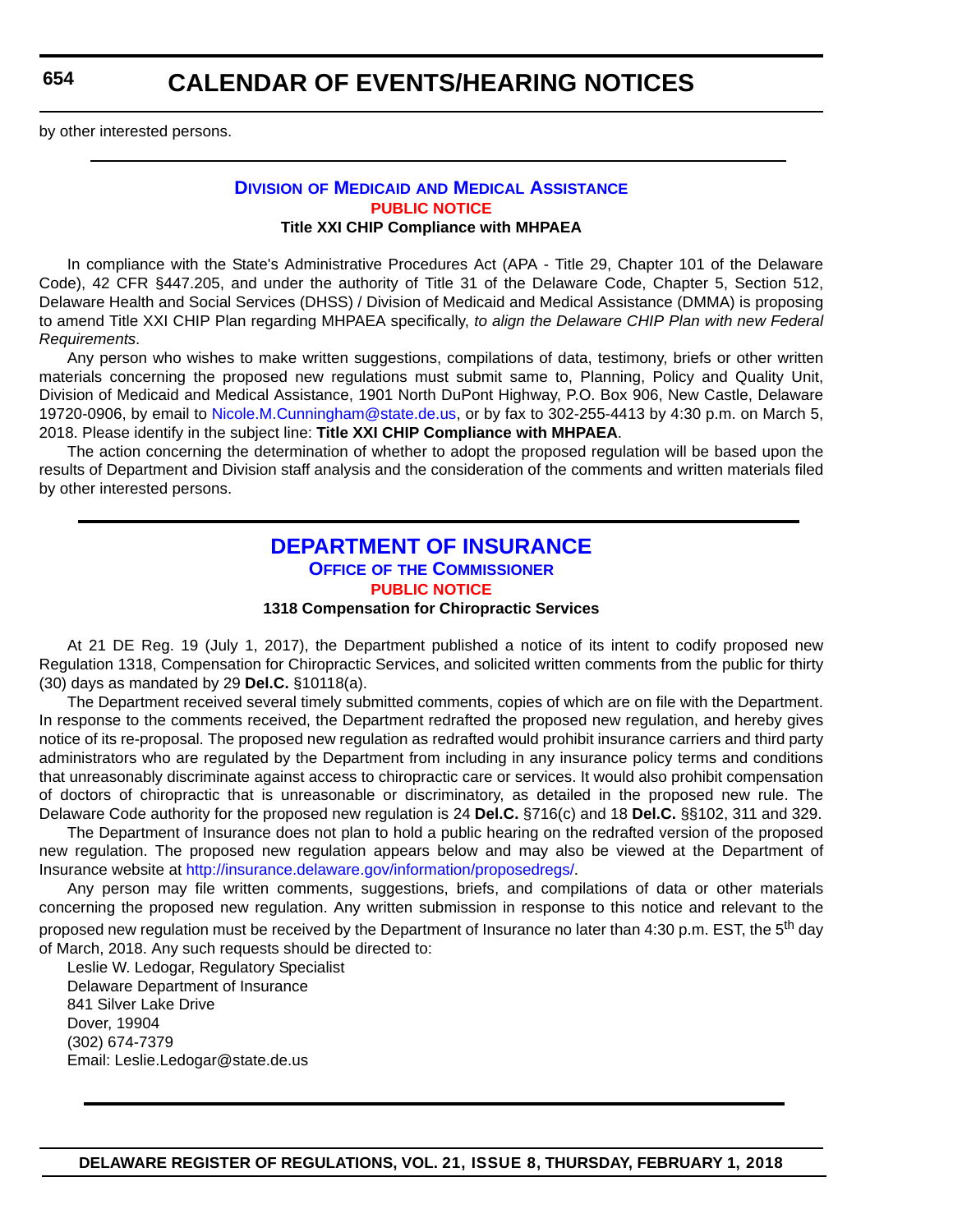by other interested persons.

## Division of Medicaid and Medical Assistance

**PUBLIC NOTICE**

**Title XXI CHIP Compliance with MHPAEA**

In compliance with the State's Administrative Procedures Act (APA - Title 29, Chapter 101 of the Delaware Code), 42 CFR §447.205, and under the authority of Title 31 of the Delaware Code, Chapter 5, Section 512, Delaware Health and Social Services (DHSS) / Division of Medicaid and Medical Assistance (DMMA) is proposing to amend Title XXI CHIP Plan regarding MHPAEA specifically, *to align the Delaware CHIP Plan with new Federal Requirements*.

Any person who wishes to make written suggestions, compilations of data, testimony, briefs or other written materials concerning the proposed new regulations must submit same to, Planning, Policy and Quality Unit, Division of Medicaid and Medical Assistance, 1901 North DuPont Highway, P.O. Box 906, New Castle, Delaware 19720-0906, by email to Nicole.M.Cunningham@state.de.us, or by fax to 302-255-4413 by 4:30 p.m. on March 5, 2018. Please identify in the subject line: **Title XXI CHIP Compliance with MHPAEA**.

The action concerning the determination of whether to adopt the proposed regulation will be based upon the results of Department and Division staff analysis and the consideration of the comments and written materials filed by other interested persons.

## DEPARTMENT OF INSURANCE

### Office of the Commissioner

**PUBLIC NOTICE**

**1318 Compensation for Chiropractic Services**

At 21 DE Reg. 19 (July 1, 2017), the Department published a notice of its intent to codify proposed new Regulation 1318, Compensation for Chiropractic Services, and solicited written comments from the public for thirty (30) days as mandated by 29 **Del.C.** §10118(a).

The Department received several timely submitted comments, copies of which are on file with the Department. In response to the comments received, the Department redrafted the proposed new regulation, and hereby gives notice of its re-proposal. The proposed new regulation as redrafted would prohibit insurance carriers and third party administrators who are regulated by the Department from including in any insurance policy terms and conditions that unreasonably discriminate against access to chiropractic care or services. It would also prohibit compensation of doctors of chiropractic that is unreasonable or discriminatory, as detailed in the proposed new rule. The Delaware Code authority for the proposed new regulation is 24 **Del.C.** §716(c) and 18 **Del.C.** §§102, 311 and 329.

The Department of Insurance does not plan to hold a public hearing on the redrafted version of the proposed new regulation. The proposed new regulation appears below and may also be viewed at the Department of Insurance website at http://insurance.delaware.gov/information/proposedregs/.

Any person may file written comments, suggestions, briefs, and compilations of data or other materials concerning the proposed new regulation. Any written submission in response to this notice and relevant to the proposed new regulation must be received by the Department of Insurance no later than 4:30 p.m. EST, the 5th day of March, 2018. Any such requests should be directed to:

Leslie W. Ledogar, Regulatory Specialist
Delaware Department of Insurance
841 Silver Lake Drive
Dover, 19904
(302) 674-7379
Email: Leslie.Ledogar@state.de.us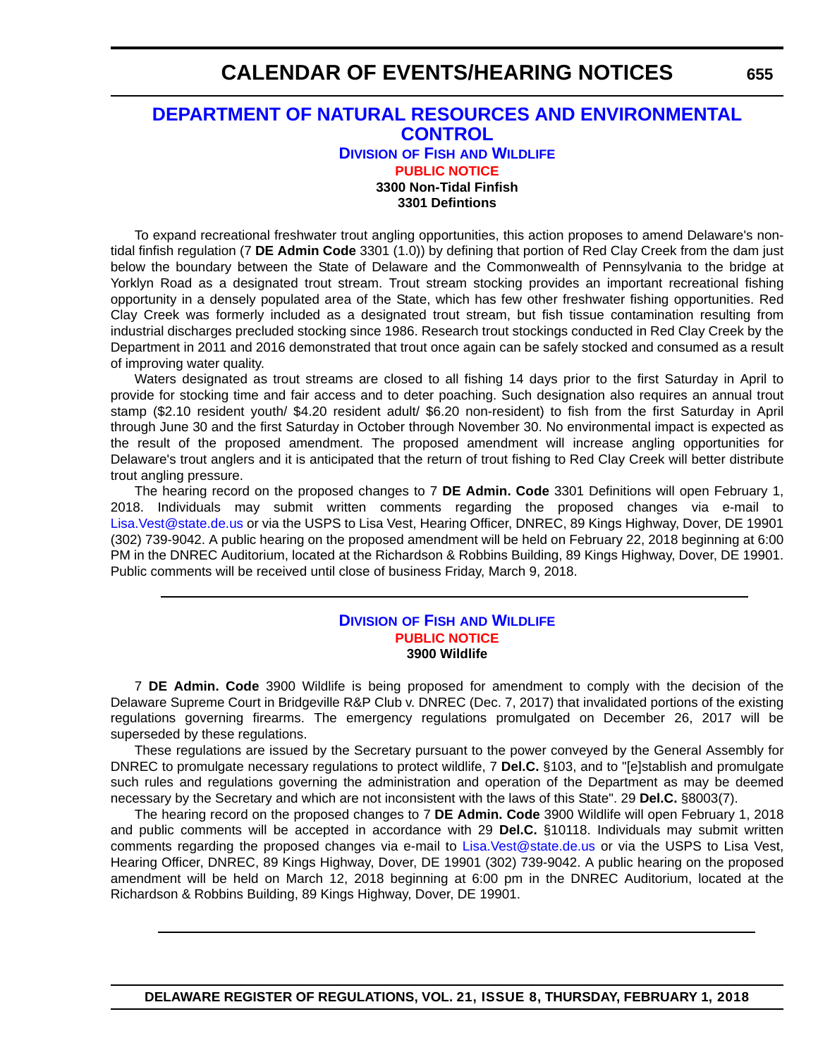## DEPARTMENT OF NATURAL RESOURCES AND ENVIRONMENTAL CONTROL

### DIVISION OF FISH AND WILDLIFE

**PUBLIC NOTICE**

**3300 Non-Tidal Finfish**
**3301 Defintions**

To expand recreational freshwater trout angling opportunities, this action proposes to amend Delaware's non-tidal finfish regulation (7 **DE Admin Code** 3301 (1.0)) by defining that portion of Red Clay Creek from the dam just below the boundary between the State of Delaware and the Commonwealth of Pennsylvania to the bridge at Yorklyn Road as a designated trout stream. Trout stream stocking provides an important recreational fishing opportunity in a densely populated area of the State, which has few other freshwater fishing opportunities. Red Clay Creek was formerly included as a designated trout stream, but fish tissue contamination resulting from industrial discharges precluded stocking since 1986. Research trout stockings conducted in Red Clay Creek by the Department in 2011 and 2016 demonstrated that trout once again can be safely stocked and consumed as a result of improving water quality.

Waters designated as trout streams are closed to all fishing 14 days prior to the first Saturday in April to provide for stocking time and fair access and to deter poaching. Such designation also requires an annual trout stamp ($2.10 resident youth/ $4.20 resident adult/ $6.20 non-resident) to fish from the first Saturday in April through June 30 and the first Saturday in October through November 30. No environmental impact is expected as the result of the proposed amendment. The proposed amendment will increase angling opportunities for Delaware's trout anglers and it is anticipated that the return of trout fishing to Red Clay Creek will better distribute trout angling pressure.

The hearing record on the proposed changes to 7 **DE Admin. Code** 3301 Definitions will open February 1, 2018. Individuals may submit written comments regarding the proposed changes via e-mail to Lisa.Vest@state.de.us or via the USPS to Lisa Vest, Hearing Officer, DNREC, 89 Kings Highway, Dover, DE 19901 (302) 739-9042. A public hearing on the proposed amendment will be held on February 22, 2018 beginning at 6:00 PM in the DNREC Auditorium, located at the Richardson & Robbins Building, 89 Kings Highway, Dover, DE 19901. Public comments will be received until close of business Friday, March 9, 2018.

---

### DIVISION OF FISH AND WILDLIFE

**PUBLIC NOTICE**

**3900 Wildlife**

7 **DE Admin. Code** 3900 Wildlife is being proposed for amendment to comply with the decision of the Delaware Supreme Court in Bridgeville R&P Club v. DNREC (Dec. 7, 2017) that invalidated portions of the existing regulations governing firearms. The emergency regulations promulgated on December 26, 2017 will be superseded by these regulations.

These regulations are issued by the Secretary pursuant to the power conveyed by the General Assembly for DNREC to promulgate necessary regulations to protect wildlife, 7 **Del.C.** §103, and to "[e]stablish and promulgate such rules and regulations governing the administration and operation of the Department as may be deemed necessary by the Secretary and which are not inconsistent with the laws of this State". 29 **Del.C.** §8003(7).

The hearing record on the proposed changes to 7 **DE Admin. Code** 3900 Wildlife will open February 1, 2018 and public comments will be accepted in accordance with 29 **Del.C.** §10118. Individuals may submit written comments regarding the proposed changes via e-mail to Lisa.Vest@state.de.us or via the USPS to Lisa Vest, Hearing Officer, DNREC, 89 Kings Highway, Dover, DE 19901 (302) 739-9042. A public hearing on the proposed amendment will be held on March 12, 2018 beginning at 6:00 pm in the DNREC Auditorium, located at the Richardson & Robbins Building, 89 Kings Highway, Dover, DE 19901.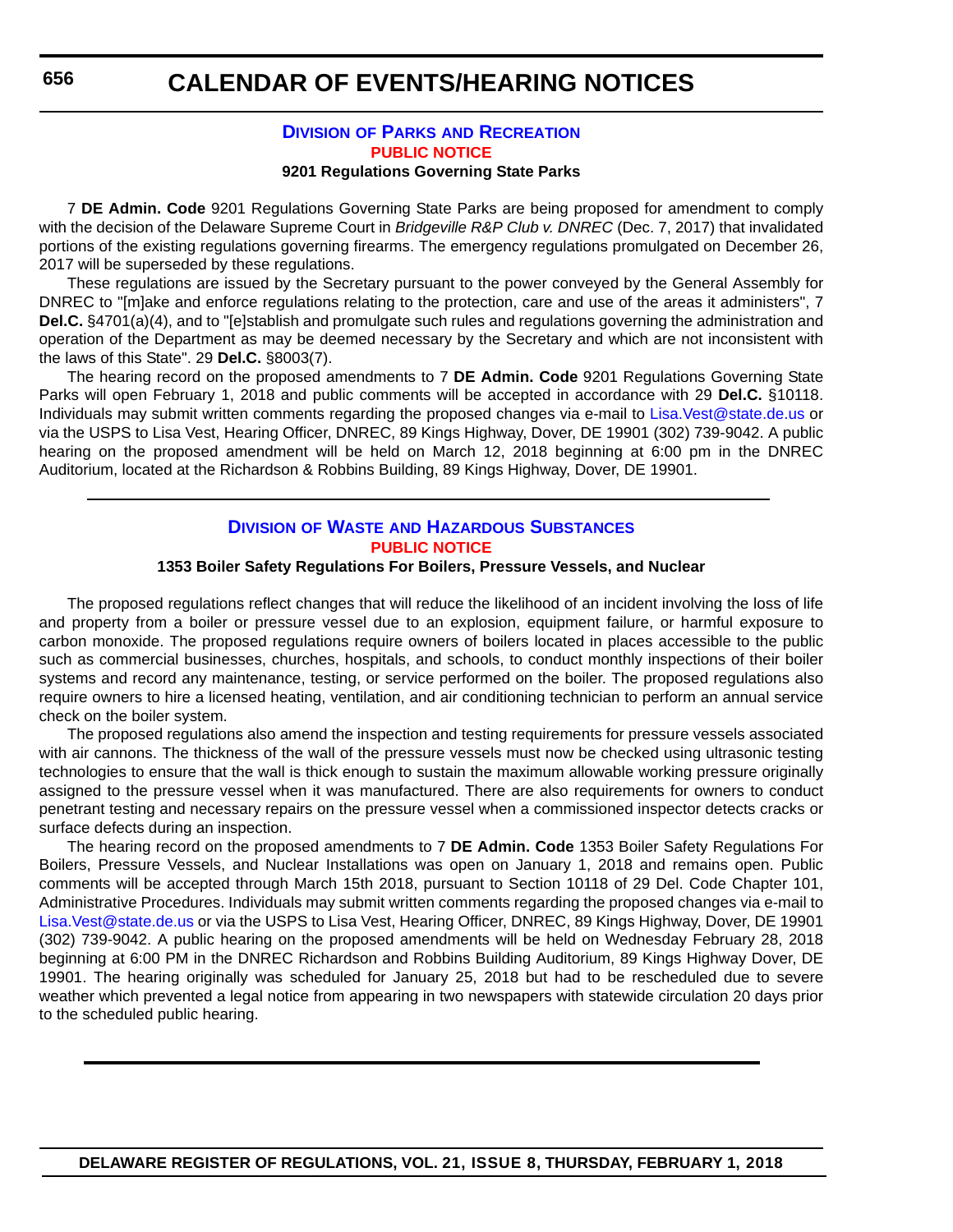# CALENDAR OF EVENTS/HEARING NOTICES

## Division of Parks and Recreation

**PUBLIC NOTICE**

**9201 Regulations Governing State Parks**

7 **DE Admin. Code** 9201 Regulations Governing State Parks are being proposed for amendment to comply with the decision of the Delaware Supreme Court in *Bridgeville R&P Club v. DNREC* (Dec. 7, 2017) that invalidated portions of the existing regulations governing firearms. The emergency regulations promulgated on December 26, 2017 will be superseded by these regulations.

These regulations are issued by the Secretary pursuant to the power conveyed by the General Assembly for DNREC to "[m]ake and enforce regulations relating to the protection, care and use of the areas it administers", 7 **Del.C.** §4701(a)(4), and to "[e]stablish and promulgate such rules and regulations governing the administration and operation of the Department as may be deemed necessary by the Secretary and which are not inconsistent with the laws of this State". 29 **Del.C.** §8003(7).

The hearing record on the proposed amendments to 7 **DE Admin. Code** 9201 Regulations Governing State Parks will open February 1, 2018 and public comments will be accepted in accordance with 29 **Del.C.** §10118. Individuals may submit written comments regarding the proposed changes via e-mail to Lisa.Vest@state.de.us or via the USPS to Lisa Vest, Hearing Officer, DNREC, 89 Kings Highway, Dover, DE 19901 (302) 739-9042. A public hearing on the proposed amendment will be held on March 12, 2018 beginning at 6:00 pm in the DNREC Auditorium, located at the Richardson & Robbins Building, 89 Kings Highway, Dover, DE 19901.

---

## Division of Waste and Hazardous Substances

**PUBLIC NOTICE**

**1353 Boiler Safety Regulations For Boilers, Pressure Vessels, and Nuclear**

The proposed regulations reflect changes that will reduce the likelihood of an incident involving the loss of life and property from a boiler or pressure vessel due to an explosion, equipment failure, or harmful exposure to carbon monoxide. The proposed regulations require owners of boilers located in places accessible to the public such as commercial businesses, churches, hospitals, and schools, to conduct monthly inspections of their boiler systems and record any maintenance, testing, or service performed on the boiler. The proposed regulations also require owners to hire a licensed heating, ventilation, and air conditioning technician to perform an annual service check on the boiler system.

The proposed regulations also amend the inspection and testing requirements for pressure vessels associated with air cannons. The thickness of the wall of the pressure vessels must now be checked using ultrasonic testing technologies to ensure that the wall is thick enough to sustain the maximum allowable working pressure originally assigned to the pressure vessel when it was manufactured. There are also requirements for owners to conduct penetrant testing and necessary repairs on the pressure vessel when a commissioned inspector detects cracks or surface defects during an inspection.

The hearing record on the proposed amendments to 7 **DE Admin. Code** 1353 Boiler Safety Regulations For Boilers, Pressure Vessels, and Nuclear Installations was open on January 1, 2018 and remains open. Public comments will be accepted through March 15th 2018, pursuant to Section 10118 of 29 Del. Code Chapter 101, Administrative Procedures. Individuals may submit written comments regarding the proposed changes via e-mail to Lisa.Vest@state.de.us or via the USPS to Lisa Vest, Hearing Officer, DNREC, 89 Kings Highway, Dover, DE 19901 (302) 739-9042. A public hearing on the proposed amendments will be held on Wednesday February 28, 2018 beginning at 6:00 PM in the DNREC Richardson and Robbins Building Auditorium, 89 Kings Highway Dover, DE 19901. The hearing originally was scheduled for January 25, 2018 but had to be rescheduled due to severe weather which prevented a legal notice from appearing in two newspapers with statewide circulation 20 days prior to the scheduled public hearing.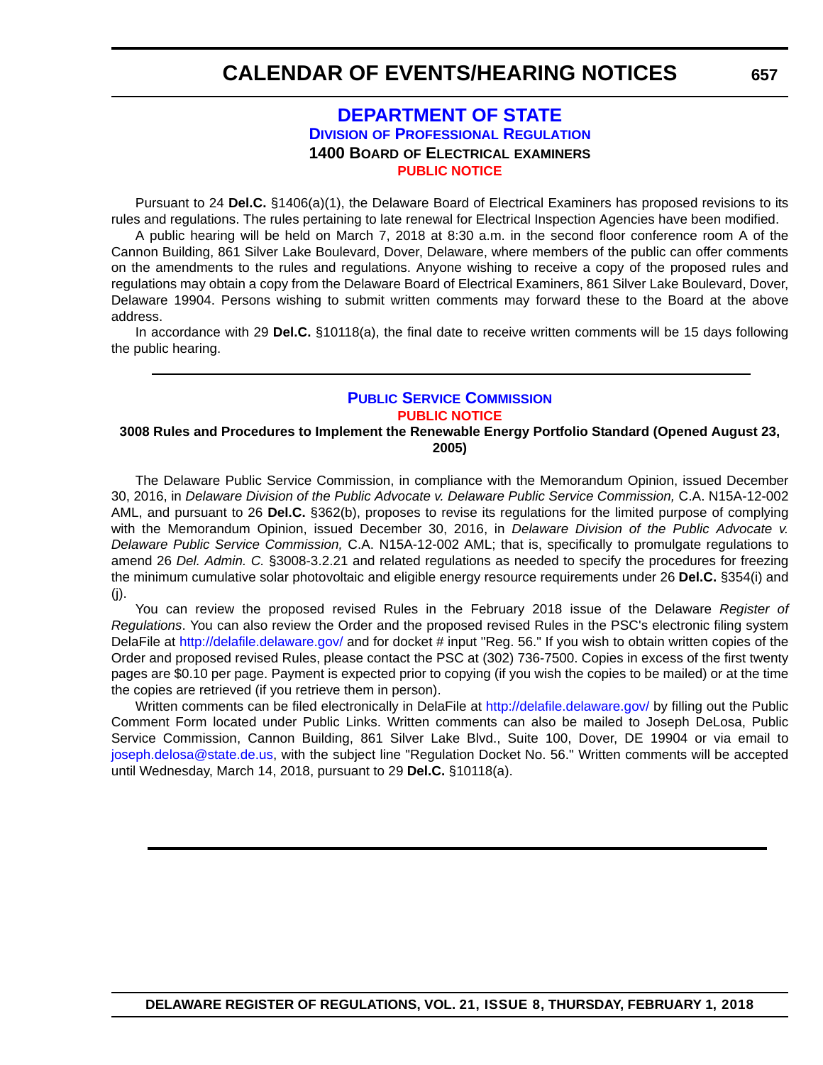# DEPARTMENT OF STATE

## DIVISION OF PROFESSIONAL REGULATION

### 1400 BOARD OF ELECTRICAL EXAMINERS

**PUBLIC NOTICE**

Pursuant to 24 **Del.C.** §1406(a)(1), the Delaware Board of Electrical Examiners has proposed revisions to its rules and regulations. The rules pertaining to late renewal for Electrical Inspection Agencies have been modified.

A public hearing will be held on March 7, 2018 at 8:30 a.m. in the second floor conference room A of the Cannon Building, 861 Silver Lake Boulevard, Dover, Delaware, where members of the public can offer comments on the amendments to the rules and regulations. Anyone wishing to receive a copy of the proposed rules and regulations may obtain a copy from the Delaware Board of Electrical Examiners, 861 Silver Lake Boulevard, Dover, Delaware 19904. Persons wishing to submit written comments may forward these to the Board at the above address.

In accordance with 29 **Del.C.** §10118(a), the final date to receive written comments will be 15 days following the public hearing.

---

## PUBLIC SERVICE COMMISSION

**PUBLIC NOTICE**

### 3008 Rules and Procedures to Implement the Renewable Energy Portfolio Standard (Opened August 23, 2005)

The Delaware Public Service Commission, in compliance with the Memorandum Opinion, issued December 30, 2016, in *Delaware Division of the Public Advocate v. Delaware Public Service Commission,* C.A. N15A-12-002 AML, and pursuant to 26 **Del.C.** §362(b), proposes to revise its regulations for the limited purpose of complying with the Memorandum Opinion, issued December 30, 2016, in *Delaware Division of the Public Advocate v. Delaware Public Service Commission,* C.A. N15A-12-002 AML; that is, specifically to promulgate regulations to amend 26 *Del. Admin. C.* §3008-3.2.21 and related regulations as needed to specify the procedures for freezing the minimum cumulative solar photovoltaic and eligible energy resource requirements under 26 **Del.C.** §354(i) and (j).

You can review the proposed revised Rules in the February 2018 issue of the Delaware *Register of Regulations*. You can also review the Order and the proposed revised Rules in the PSC's electronic filing system DelaFile at http://delafile.delaware.gov/ and for docket # input "Reg. 56." If you wish to obtain written copies of the Order and proposed revised Rules, please contact the PSC at (302) 736-7500. Copies in excess of the first twenty pages are $0.10 per page. Payment is expected prior to copying (if you wish the copies to be mailed) or at the time the copies are retrieved (if you retrieve them in person).

Written comments can be filed electronically in DelaFile at http://delafile.delaware.gov/ by filling out the Public Comment Form located under Public Links. Written comments can also be mailed to Joseph DeLosa, Public Service Commission, Cannon Building, 861 Silver Lake Blvd., Suite 100, Dover, DE 19904 or via email to joseph.delosa@state.de.us, with the subject line "Regulation Docket No. 56." Written comments will be accepted until Wednesday, March 14, 2018, pursuant to 29 **Del.C.** §10118(a).